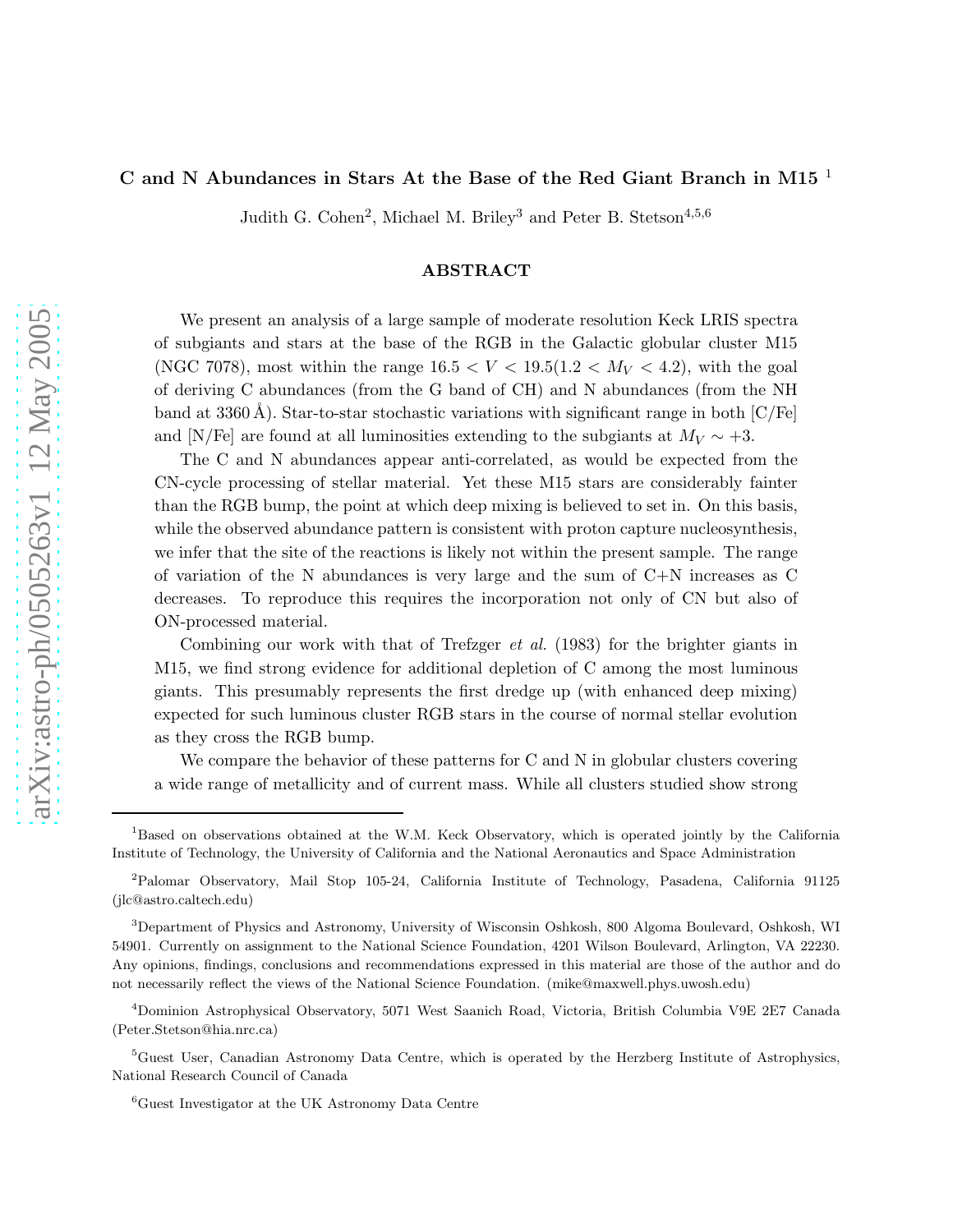# C and N Abundances in Stars At the Base of the Red Giant Branch in M15 [1]

Judith G. Cohen[2], Michael M. Briley[3] and Peter B. Stetson[4,5,6]

## ABSTRACT

We present an analysis of a large sample of moderate resolution Keck LRIS spectra of subgiants and stars at the base of the RGB in the Galactic globular cluster M15 (NGC 7078), most within the range $16.5 < V < 19.5 (1.2 < M_V < 4.2)$, with the goal of deriving C abundances (from the G band of CH) and N abundances (from the NH band at 3360 Å). Star-to-star stochastic variations with significant range in both [C/Fe] and [N/Fe] are found at all luminosities extending to the subgiants at $M_V \sim +3$.

The C and N abundances appear anti-correlated, as would be expected from the CN-cycle processing of stellar material. Yet these M15 stars are considerably fainter than the RGB bump, the point at which deep mixing is believed to set in. On this basis, while the observed abundance pattern is consistent with proton capture nucleosynthesis, we infer that the site of the reactions is likely not within the present sample. The range of variation of the N abundances is very large and the sum of C+N increases as C decreases. To reproduce this requires the incorporation not only of CN but also of ON-processed material.

Combining our work with that of Trefzger *et al.* (1983) for the brighter giants in M15, we find strong evidence for additional depletion of C among the most luminous giants. This presumably represents the first dredge up (with enhanced deep mixing) expected for such luminous cluster RGB stars in the course of normal stellar evolution as they cross the RGB bump.

We compare the behavior of these patterns for C and N in globular clusters covering a wide range of metallicity and of current mass. While all clusters studied show strong

---

[1] Based on observations obtained at the W.M. Keck Observatory, which is operated jointly by the California Institute of Technology, the University of California and the National Aeronautics and Space Administration

[2] Palomar Observatory, Mail Stop 105-24, California Institute of Technology, Pasadena, California 91125 (jlc@astro.caltech.edu)

[3] Department of Physics and Astronomy, University of Wisconsin Oshkosh, 800 Algoma Boulevard, Oshkosh, WI 54901. Currently on assignment to the National Science Foundation, 4201 Wilson Boulevard, Arlington, VA 22230. Any opinions, findings, conclusions and recommendations expressed in this material are those of the author and do not necessarily reflect the views of the National Science Foundation. (mike@maxwell.phys.uwosh.edu)

[4] Dominion Astrophysical Observatory, 5071 West Saanich Road, Victoria, British Columbia V9E 2E7 Canada (Peter.Stetson@hia.nrc.ca)

[5] Guest User, Canadian Astronomy Data Centre, which is operated by the Herzberg Institute of Astrophysics, National Research Council of Canada

[6] Guest Investigator at the UK Astronomy Data Centre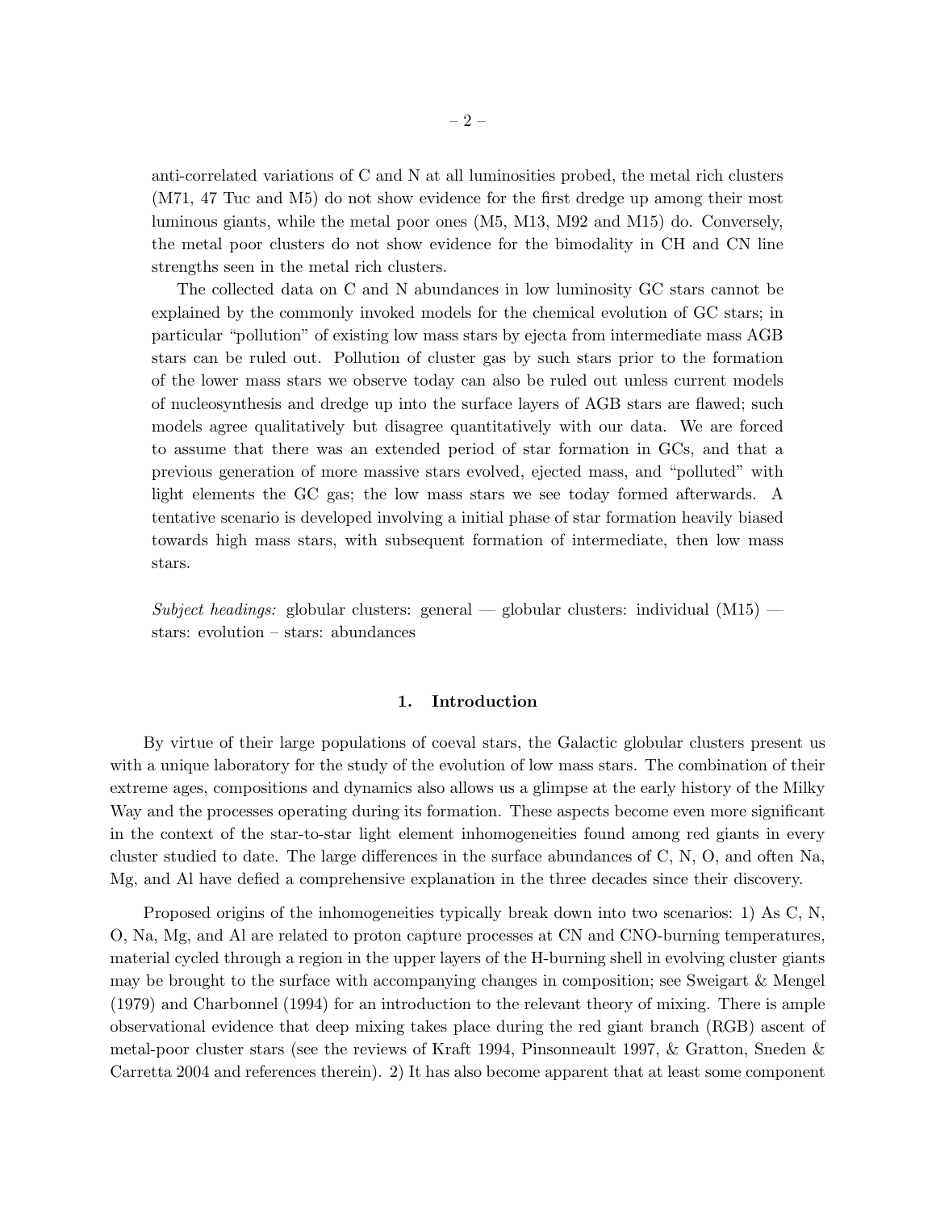anti-correlated variations of C and N at all luminosities probed, the metal rich clusters (M71, 47 Tuc and M5) do not show evidence for the first dredge up among their most luminous giants, while the metal poor ones (M5, M13, M92 and M15) do. Conversely, the metal poor clusters do not show evidence for the bimodality in CH and CN line strengths seen in the metal rich clusters.

The collected data on C and N abundances in low luminosity GC stars cannot be explained by the commonly invoked models for the chemical evolution of GC stars; in particular "pollution" of existing low mass stars by ejecta from intermediate mass AGB stars can be ruled out. Pollution of cluster gas by such stars prior to the formation of the lower mass stars we observe today can also be ruled out unless current models of nucleosynthesis and dredge up into the surface layers of AGB stars are flawed; such models agree qualitatively but disagree quantitatively with our data. We are forced to assume that there was an extended period of star formation in GCs, and that a previous generation of more massive stars evolved, ejected mass, and "polluted" with light elements the GC gas; the low mass stars we see today formed afterwards. A tentative scenario is developed involving a initial phase of star formation heavily biased towards high mass stars, with subsequent formation of intermediate, then low mass stars.

*Subject headings:* globular clusters: general — globular clusters: individual (M15) — stars: evolution – stars: abundances

## 1. Introduction

By virtue of their large populations of coeval stars, the Galactic globular clusters present us with a unique laboratory for the study of the evolution of low mass stars. The combination of their extreme ages, compositions and dynamics also allows us a glimpse at the early history of the Milky Way and the processes operating during its formation. These aspects become even more significant in the context of the star-to-star light element inhomogeneities found among red giants in every cluster studied to date. The large differences in the surface abundances of C, N, O, and often Na, Mg, and Al have defied a comprehensive explanation in the three decades since their discovery.

Proposed origins of the inhomogeneities typically break down into two scenarios: 1) As C, N, O, Na, Mg, and Al are related to proton capture processes at CN and CNO-burning temperatures, material cycled through a region in the upper layers of the H-burning shell in evolving cluster giants may be brought to the surface with accompanying changes in composition; see Sweigart & Mengel (1979) and Charbonnel (1994) for an introduction to the relevant theory of mixing. There is ample observational evidence that deep mixing takes place during the red giant branch (RGB) ascent of metal-poor cluster stars (see the reviews of Kraft 1994, Pinsonneault 1997, & Gratton, Sneden & Carretta 2004 and references therein). 2) It has also become apparent that at least some component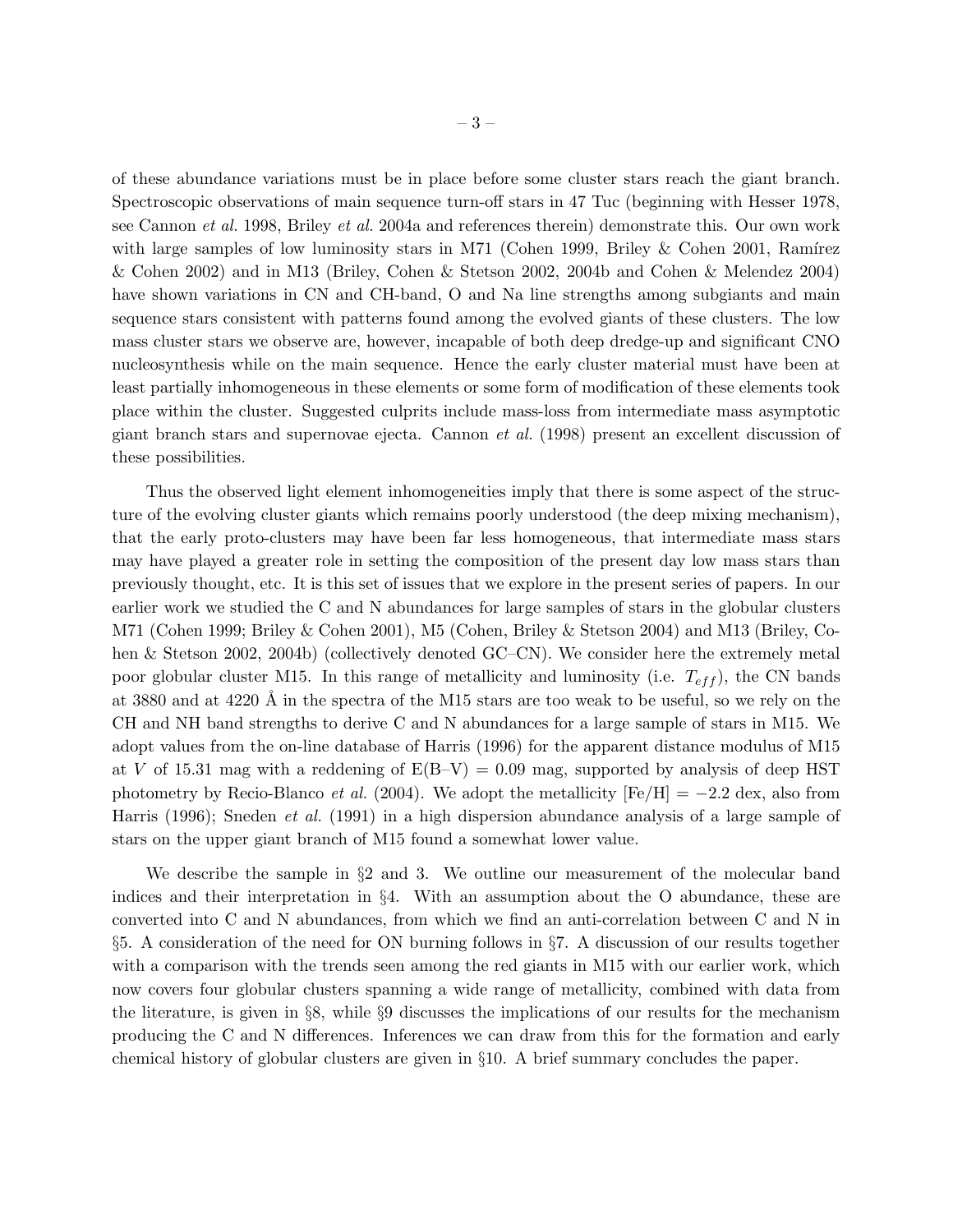of these abundance variations must be in place before some cluster stars reach the giant branch. Spectroscopic observations of main sequence turn-off stars in 47 Tuc (beginning with Hesser 1978, see Cannon *et al.* 1998, Briley *et al.* 2004a and references therein) demonstrate this. Our own work with large samples of low luminosity stars in M71 (Cohen 1999, Briley & Cohen 2001, Ramírez & Cohen 2002) and in M13 (Briley, Cohen & Stetson 2002, 2004b and Cohen & Melendez 2004) have shown variations in CN and CH-band, O and Na line strengths among subgiants and main sequence stars consistent with patterns found among the evolved giants of these clusters. The low mass cluster stars we observe are, however, incapable of both deep dredge-up and significant CNO nucleosynthesis while on the main sequence. Hence the early cluster material must have been at least partially inhomogeneous in these elements or some form of modification of these elements took place within the cluster. Suggested culprits include mass-loss from intermediate mass asymptotic giant branch stars and supernovae ejecta. Cannon *et al.* (1998) present an excellent discussion of these possibilities.

Thus the observed light element inhomogeneities imply that there is some aspect of the structure of the evolving cluster giants which remains poorly understood (the deep mixing mechanism), that the early proto-clusters may have been far less homogeneous, that intermediate mass stars may have played a greater role in setting the composition of the present day low mass stars than previously thought, etc. It is this set of issues that we explore in the present series of papers. In our earlier work we studied the C and N abundances for large samples of stars in the globular clusters M71 (Cohen 1999; Briley & Cohen 2001), M5 (Cohen, Briley & Stetson 2004) and M13 (Briley, Cohen & Stetson 2002, 2004b) (collectively denoted GC–CN). We consider here the extremely metal poor globular cluster M15. In this range of metallicity and luminosity (i.e. $T_{eff}$), the CN bands at 3880 and at 4220 Å in the spectra of the M15 stars are too weak to be useful, so we rely on the CH and NH band strengths to derive C and N abundances for a large sample of stars in M15. We adopt values from the on-line database of Harris (1996) for the apparent distance modulus of M15 at $V$ of 15.31 mag with a reddening of E(B–V) = 0.09 mag, supported by analysis of deep HST photometry by Recio-Blanco *et al.* (2004). We adopt the metallicity [Fe/H] = −2.2 dex, also from Harris (1996); Sneden *et al.* (1991) in a high dispersion abundance analysis of a large sample of stars on the upper giant branch of M15 found a somewhat lower value.

We describe the sample in §2 and 3. We outline our measurement of the molecular band indices and their interpretation in §4. With an assumption about the O abundance, these are converted into C and N abundances, from which we find an anti-correlation between C and N in §5. A consideration of the need for ON burning follows in §7. A discussion of our results together with a comparison with the trends seen among the red giants in M15 with our earlier work, which now covers four globular clusters spanning a wide range of metallicity, combined with data from the literature, is given in §8, while §9 discusses the implications of our results for the mechanism producing the C and N differences. Inferences we can draw from this for the formation and early chemical history of globular clusters are given in §10. A brief summary concludes the paper.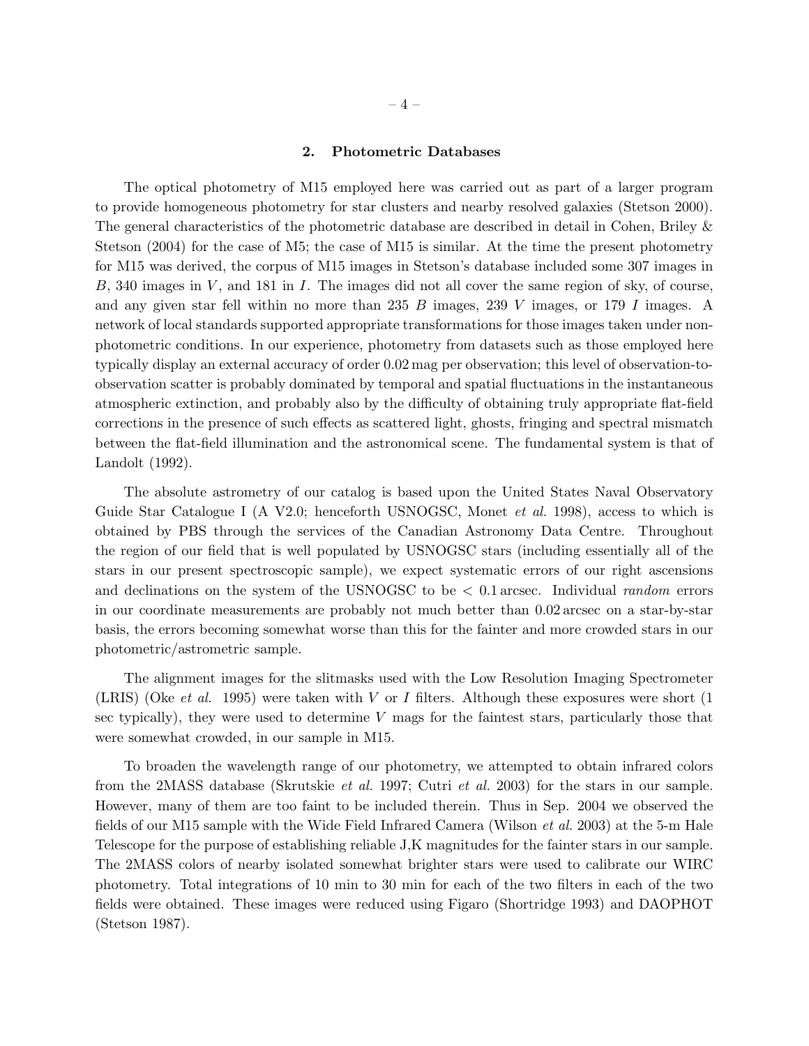## 2. Photometric Databases

The optical photometry of M15 employed here was carried out as part of a larger program to provide homogeneous photometry for star clusters and nearby resolved galaxies (Stetson 2000). The general characteristics of the photometric database are described in detail in Cohen, Briley & Stetson (2004) for the case of M5; the case of M15 is similar. At the time the present photometry for M15 was derived, the corpus of M15 images in Stetson's database included some 307 images in $B$, 340 images in $V$, and 181 in $I$. The images did not all cover the same region of sky, of course, and any given star fell within no more than 235 $B$ images, 239 $V$ images, or 179 $I$ images. A network of local standards supported appropriate transformations for those images taken under non-photometric conditions. In our experience, photometry from datasets such as those employed here typically display an external accuracy of order 0.02 mag per observation; this level of observation-to-observation scatter is probably dominated by temporal and spatial fluctuations in the instantaneous atmospheric extinction, and probably also by the difficulty of obtaining truly appropriate flat-field corrections in the presence of such effects as scattered light, ghosts, fringing and spectral mismatch between the flat-field illumination and the astronomical scene. The fundamental system is that of Landolt (1992).

The absolute astrometry of our catalog is based upon the United States Naval Observatory Guide Star Catalogue I (A V2.0; henceforth USNOGSC, Monet *et al.* 1998), access to which is obtained by PBS through the services of the Canadian Astronomy Data Centre. Throughout the region of our field that is well populated by USNOGSC stars (including essentially all of the stars in our present spectroscopic sample), we expect systematic errors of our right ascensions and declinations on the system of the USNOGSC to be $< 0.1$ arcsec. Individual *random* errors in our coordinate measurements are probably not much better than 0.02 arcsec on a star-by-star basis, the errors becoming somewhat worse than this for the fainter and more crowded stars in our photometric/astrometric sample.

The alignment images for the slitmasks used with the Low Resolution Imaging Spectrometer (LRIS) (Oke *et al.* 1995) were taken with $V$ or $I$ filters. Although these exposures were short (1 sec typically), they were used to determine $V$ mags for the faintest stars, particularly those that were somewhat crowded, in our sample in M15.

To broaden the wavelength range of our photometry, we attempted to obtain infrared colors from the 2MASS database (Skrutskie *et al.* 1997; Cutri *et al.* 2003) for the stars in our sample. However, many of them are too faint to be included therein. Thus in Sep. 2004 we observed the fields of our M15 sample with the Wide Field Infrared Camera (Wilson *et al.* 2003) at the 5-m Hale Telescope for the purpose of establishing reliable J,K magnitudes for the fainter stars in our sample. The 2MASS colors of nearby isolated somewhat brighter stars were used to calibrate our WIRC photometry. Total integrations of 10 min to 30 min for each of the two filters in each of the two fields were obtained. These images were reduced using Figaro (Shortridge 1993) and DAOPHOT (Stetson 1987).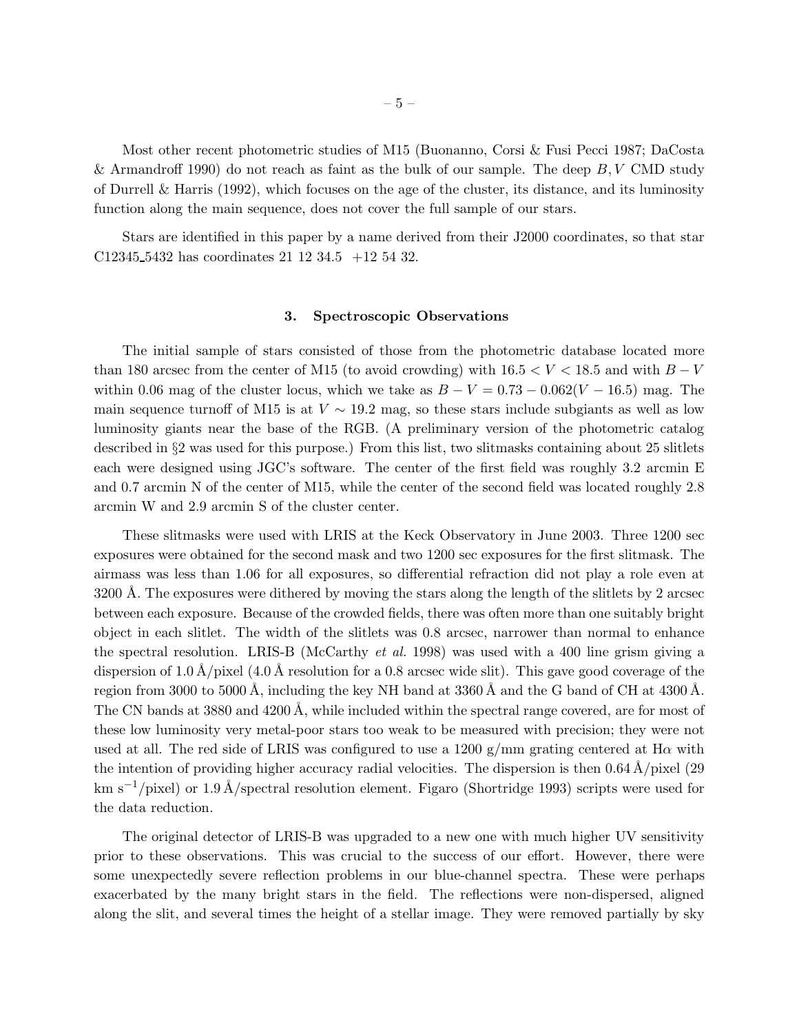Most other recent photometric studies of M15 (Buonanno, Corsi & Fusi Pecci 1987; DaCosta & Armandroff 1990) do not reach as faint as the bulk of our sample. The deep $B, V$ CMD study of Durrell & Harris (1992), which focuses on the age of the cluster, its distance, and its luminosity function along the main sequence, does not cover the full sample of our stars.

Stars are identified in this paper by a name derived from their J2000 coordinates, so that star C12345_5432 has coordinates 21 12 34.5 +12 54 32.

## 3. Spectroscopic Observations

The initial sample of stars consisted of those from the photometric database located more than 180 arcsec from the center of M15 (to avoid crowding) with $16.5 < V < 18.5$ and with $B - V$ within 0.06 mag of the cluster locus, which we take as $B - V = 0.73 - 0.062(V - 16.5)$ mag. The main sequence turnoff of M15 is at $V \sim 19.2$ mag, so these stars include subgiants as well as low luminosity giants near the base of the RGB. (A preliminary version of the photometric catalog described in §2 was used for this purpose.) From this list, two slitmasks containing about 25 slitlets each were designed using JGC's software. The center of the first field was roughly 3.2 arcmin E and 0.7 arcmin N of the center of M15, while the center of the second field was located roughly 2.8 arcmin W and 2.9 arcmin S of the cluster center.

These slitmasks were used with LRIS at the Keck Observatory in June 2003. Three 1200 sec exposures were obtained for the second mask and two 1200 sec exposures for the first slitmask. The airmass was less than 1.06 for all exposures, so differential refraction did not play a role even at 3200 Å. The exposures were dithered by moving the stars along the length of the slitlets by 2 arcsec between each exposure. Because of the crowded fields, there was often more than one suitably bright object in each slitlet. The width of the slitlets was 0.8 arcsec, narrower than normal to enhance the spectral resolution. LRIS-B (McCarthy *et al.* 1998) was used with a 400 line grism giving a dispersion of 1.0 Å/pixel (4.0 Å resolution for a 0.8 arcsec wide slit). This gave good coverage of the region from 3000 to 5000 Å, including the key NH band at 3360 Å and the G band of CH at 4300 Å. The CN bands at 3880 and 4200 Å, while included within the spectral range covered, are for most of these low luminosity very metal-poor stars too weak to be measured with precision; they were not used at all. The red side of LRIS was configured to use a 1200 g/mm grating centered at H$\alpha$ with the intention of providing higher accuracy radial velocities. The dispersion is then 0.64 Å/pixel (29 km s$^{-1}$/pixel) or 1.9 Å/spectral resolution element. Figaro (Shortridge 1993) scripts were used for the data reduction.

The original detector of LRIS-B was upgraded to a new one with much higher UV sensitivity prior to these observations. This was crucial to the success of our effort. However, there were some unexpectedly severe reflection problems in our blue-channel spectra. These were perhaps exacerbated by the many bright stars in the field. The reflections were non-dispersed, aligned along the slit, and several times the height of a stellar image. They were removed partially by sky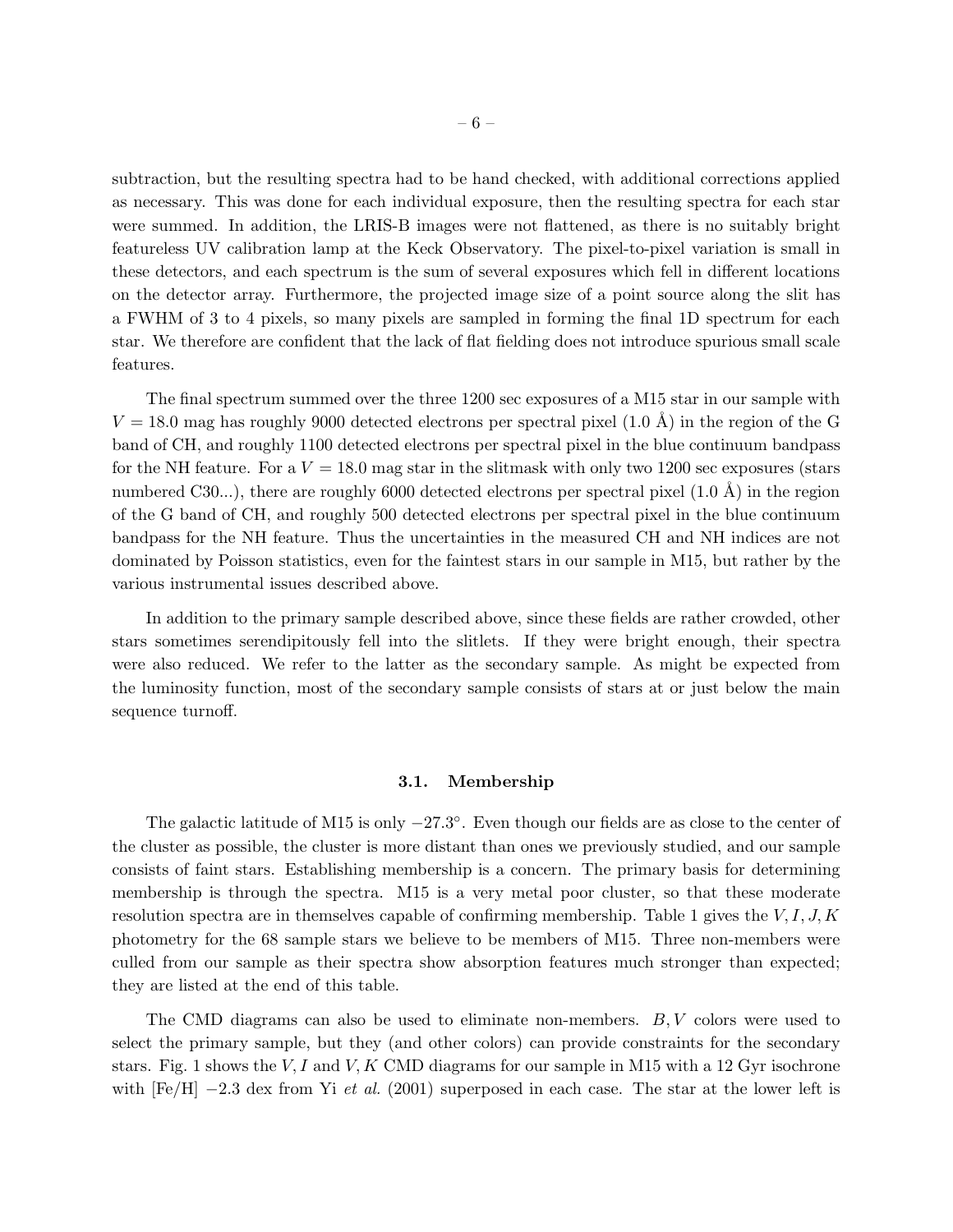subtraction, but the resulting spectra had to be hand checked, with additional corrections applied as necessary. This was done for each individual exposure, then the resulting spectra for each star were summed. In addition, the LRIS-B images were not flattened, as there is no suitably bright featureless UV calibration lamp at the Keck Observatory. The pixel-to-pixel variation is small in these detectors, and each spectrum is the sum of several exposures which fell in different locations on the detector array. Furthermore, the projected image size of a point source along the slit has a FWHM of 3 to 4 pixels, so many pixels are sampled in forming the final 1D spectrum for each star. We therefore are confident that the lack of flat fielding does not introduce spurious small scale features.

The final spectrum summed over the three 1200 sec exposures of a M15 star in our sample with $V = 18.0$ mag has roughly 9000 detected electrons per spectral pixel (1.0 Å) in the region of the G band of CH, and roughly 1100 detected electrons per spectral pixel in the blue continuum bandpass for the NH feature. For a $V = 18.0$ mag star in the slitmask with only two 1200 sec exposures (stars numbered C30...), there are roughly 6000 detected electrons per spectral pixel (1.0 Å) in the region of the G band of CH, and roughly 500 detected electrons per spectral pixel in the blue continuum bandpass for the NH feature. Thus the uncertainties in the measured CH and NH indices are not dominated by Poisson statistics, even for the faintest stars in our sample in M15, but rather by the various instrumental issues described above.

In addition to the primary sample described above, since these fields are rather crowded, other stars sometimes serendipitously fell into the slitlets. If they were bright enough, their spectra were also reduced. We refer to the latter as the secondary sample. As might be expected from the luminosity function, most of the secondary sample consists of stars at or just below the main sequence turnoff.

### 3.1. Membership

The galactic latitude of M15 is only $-27.3°$. Even though our fields are as close to the center of the cluster as possible, the cluster is more distant than ones we previously studied, and our sample consists of faint stars. Establishing membership is a concern. The primary basis for determining membership is through the spectra. M15 is a very metal poor cluster, so that these moderate resolution spectra are in themselves capable of confirming membership. Table 1 gives the $V, I, J, K$ photometry for the 68 sample stars we believe to be members of M15. Three non-members were culled from our sample as their spectra show absorption features much stronger than expected; they are listed at the end of this table.

The CMD diagrams can also be used to eliminate non-members. $B, V$ colors were used to select the primary sample, but they (and other colors) can provide constraints for the secondary stars. Fig. 1 shows the $V, I$ and $V, K$ CMD diagrams for our sample in M15 with a 12 Gyr isochrone with [Fe/H] $-2.3$ dex from Yi *et al.* (2001) superposed in each case. The star at the lower left is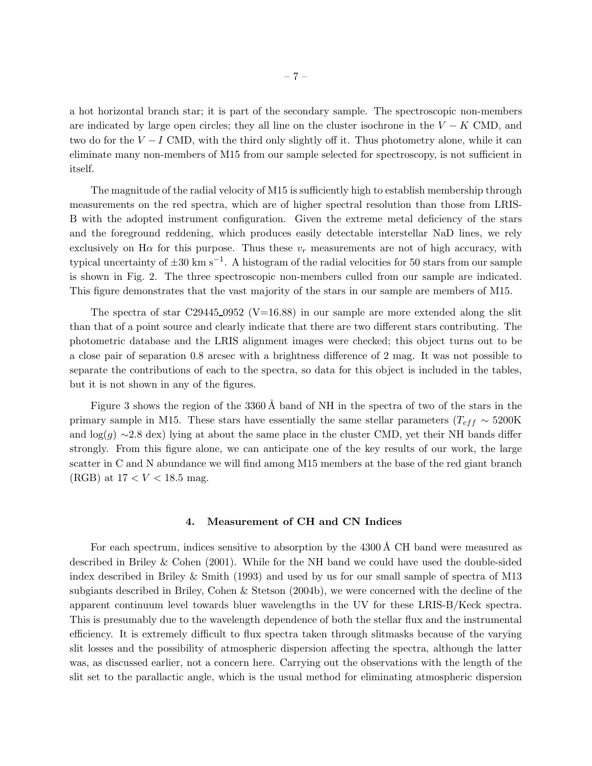a hot horizontal branch star; it is part of the secondary sample. The spectroscopic non-members are indicated by large open circles; they all line on the cluster isochrone in the $V-K$ CMD, and two do for the $V-I$ CMD, with the third only slightly off it. Thus photometry alone, while it can eliminate many non-members of M15 from our sample selected for spectroscopy, is not sufficient in itself.

The magnitude of the radial velocity of M15 is sufficiently high to establish membership through measurements on the red spectra, which are of higher spectral resolution than those from LRIS-B with the adopted instrument configuration. Given the extreme metal deficiency of the stars and the foreground reddening, which produces easily detectable interstellar NaD lines, we rely exclusively on H$\alpha$ for this purpose. Thus these $v_r$ measurements are not of high accuracy, with typical uncertainty of $\pm 30$ km s$^{-1}$. A histogram of the radial velocities for 50 stars from our sample is shown in Fig. 2. The three spectroscopic non-members culled from our sample are indicated. This figure demonstrates that the vast majority of the stars in our sample are members of M15.

The spectra of star C29445_0952 (V=16.88) in our sample are more extended along the slit than that of a point source and clearly indicate that there are two different stars contributing. The photometric database and the LRIS alignment images were checked; this object turns out to be a close pair of separation 0.8 arcsec with a brightness difference of 2 mag. It was not possible to separate the contributions of each to the spectra, so data for this object is included in the tables, but it is not shown in any of the figures.

Figure 3 shows the region of the 3360 Å band of NH in the spectra of two of the stars in the primary sample in M15. These stars have essentially the same stellar parameters ($T_{eff} \sim 5200$K and log($g$) $\sim$2.8 dex) lying at about the same place in the cluster CMD, yet their NH bands differ strongly. From this figure alone, we can anticipate one of the key results of our work, the large scatter in C and N abundance we will find among M15 members at the base of the red giant branch (RGB) at $17 < V < 18.5$ mag.

## 4. Measurement of CH and CN Indices

For each spectrum, indices sensitive to absorption by the 4300 Å CH band were measured as described in Briley & Cohen (2001). While for the NH band we could have used the double-sided index described in Briley & Smith (1993) and used by us for our small sample of spectra of M13 subgiants described in Briley, Cohen & Stetson (2004b), we were concerned with the decline of the apparent continuum level towards bluer wavelengths in the UV for these LRIS-B/Keck spectra. This is presumably due to the wavelength dependence of both the stellar flux and the instrumental efficiency. It is extremely difficult to flux spectra taken through slitmasks because of the varying slit losses and the possibility of atmospheric dispersion affecting the spectra, although the latter was, as discussed earlier, not a concern here. Carrying out the observations with the length of the slit set to the parallactic angle, which is the usual method for eliminating atmospheric dispersion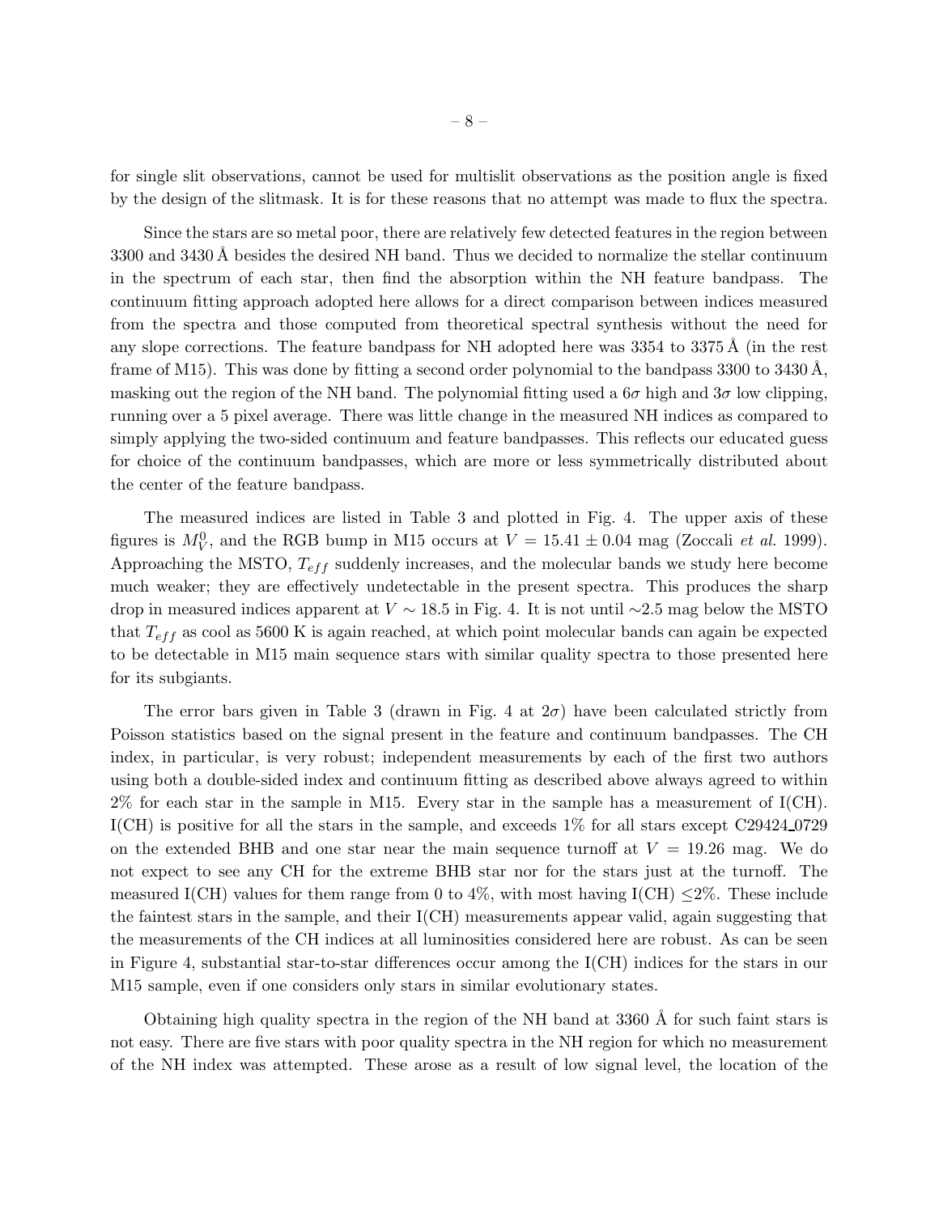for single slit observations, cannot be used for multislit observations as the position angle is fixed by the design of the slitmask. It is for these reasons that no attempt was made to flux the spectra.

Since the stars are so metal poor, there are relatively few detected features in the region between 3300 and 3430 Å besides the desired NH band. Thus we decided to normalize the stellar continuum in the spectrum of each star, then find the absorption within the NH feature bandpass. The continuum fitting approach adopted here allows for a direct comparison between indices measured from the spectra and those computed from theoretical spectral synthesis without the need for any slope corrections. The feature bandpass for NH adopted here was 3354 to 3375 Å (in the rest frame of M15). This was done by fitting a second order polynomial to the bandpass 3300 to 3430 Å, masking out the region of the NH band. The polynomial fitting used a $6\sigma$ high and $3\sigma$ low clipping, running over a 5 pixel average. There was little change in the measured NH indices as compared to simply applying the two-sided continuum and feature bandpasses. This reflects our educated guess for choice of the continuum bandpasses, which are more or less symmetrically distributed about the center of the feature bandpass.

The measured indices are listed in Table 3 and plotted in Fig. 4. The upper axis of these figures is $M_V^0$, and the RGB bump in M15 occurs at $V = 15.41 \pm 0.04$ mag (Zoccali *et al.* 1999). Approaching the MSTO, $T_{eff}$ suddenly increases, and the molecular bands we study here become much weaker; they are effectively undetectable in the present spectra. This produces the sharp drop in measured indices apparent at $V \sim 18.5$ in Fig. 4. It is not until ~2.5 mag below the MSTO that $T_{eff}$ as cool as 5600 K is again reached, at which point molecular bands can again be expected to be detectable in M15 main sequence stars with similar quality spectra to those presented here for its subgiants.

The error bars given in Table 3 (drawn in Fig. 4 at $2\sigma$) have been calculated strictly from Poisson statistics based on the signal present in the feature and continuum bandpasses. The CH index, in particular, is very robust; independent measurements by each of the first two authors using both a double-sided index and continuum fitting as described above always agreed to within 2% for each star in the sample in M15. Every star in the sample has a measurement of I(CH). I(CH) is positive for all the stars in the sample, and exceeds 1% for all stars except C29424_0729 on the extended BHB and one star near the main sequence turnoff at $V = 19.26$ mag. We do not expect to see any CH for the extreme BHB star nor for the stars just at the turnoff. The measured I(CH) values for them range from 0 to 4%, with most having I(CH) $\leq$2%. These include the faintest stars in the sample, and their I(CH) measurements appear valid, again suggesting that the measurements of the CH indices at all luminosities considered here are robust. As can be seen in Figure 4, substantial star-to-star differences occur among the I(CH) indices for the stars in our M15 sample, even if one considers only stars in similar evolutionary states.

Obtaining high quality spectra in the region of the NH band at 3360 Å for such faint stars is not easy. There are five stars with poor quality spectra in the NH region for which no measurement of the NH index was attempted. These arose as a result of low signal level, the location of the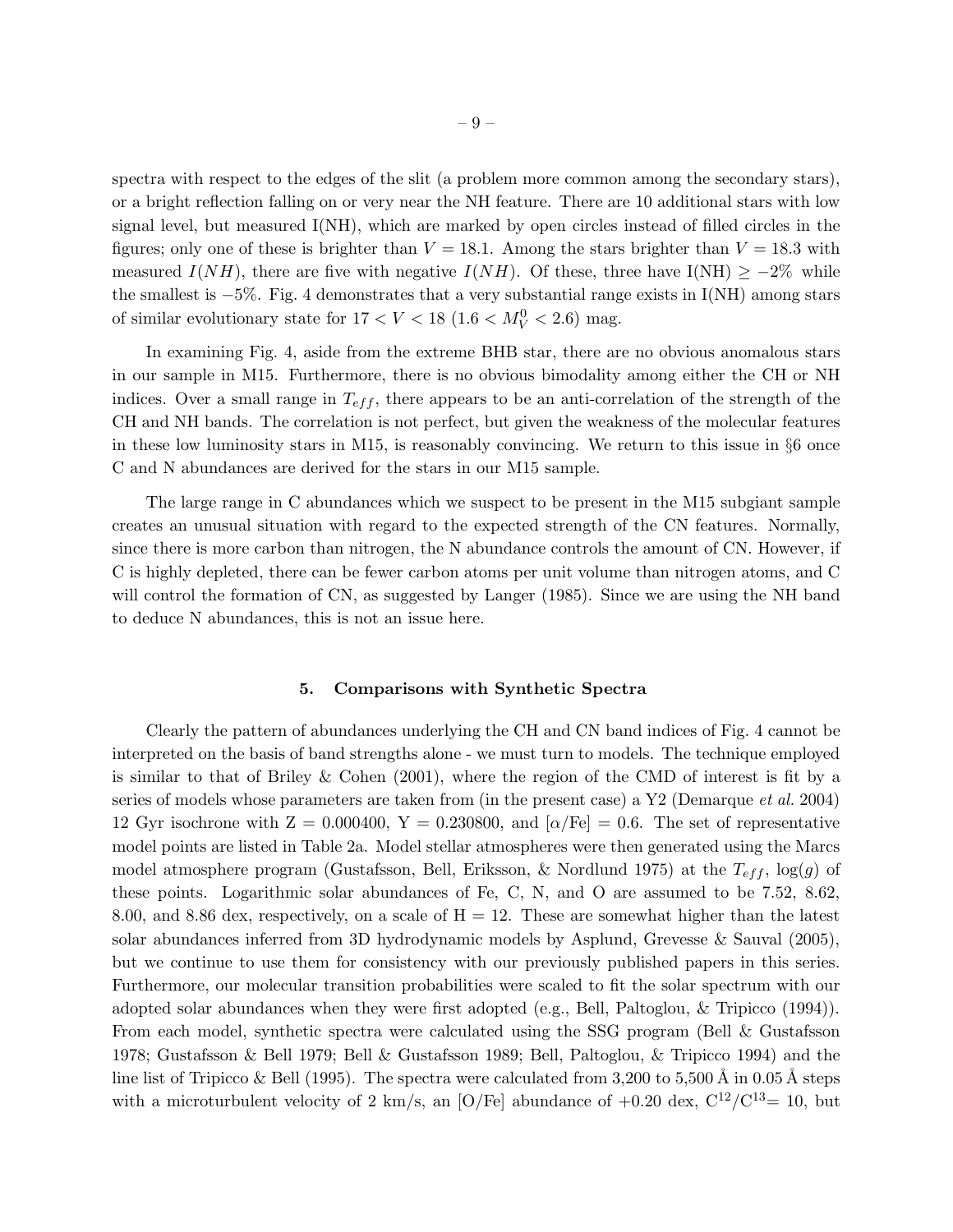spectra with respect to the edges of the slit (a problem more common among the secondary stars), or a bright reflection falling on or very near the NH feature. There are 10 additional stars with low signal level, but measured I(NH), which are marked by open circles instead of filled circles in the figures; only one of these is brighter than $V = 18.1$. Among the stars brighter than $V = 18.3$ with measured $I(NH)$, there are five with negative $I(NH)$. Of these, three have I(NH) $\geq -2\%$ while the smallest is $-5\%$. Fig. 4 demonstrates that a very substantial range exists in I(NH) among stars of similar evolutionary state for $17 < V < 18$ ($1.6 < M_V^0 < 2.6$) mag.

In examining Fig. 4, aside from the extreme BHB star, there are no obvious anomalous stars in our sample in M15. Furthermore, there is no obvious bimodality among either the CH or NH indices. Over a small range in $T_{eff}$, there appears to be an anti-correlation of the strength of the CH and NH bands. The correlation is not perfect, but given the weakness of the molecular features in these low luminosity stars in M15, is reasonably convincing. We return to this issue in §6 once C and N abundances are derived for the stars in our M15 sample.

The large range in C abundances which we suspect to be present in the M15 subgiant sample creates an unusual situation with regard to the expected strength of the CN features. Normally, since there is more carbon than nitrogen, the N abundance controls the amount of CN. However, if C is highly depleted, there can be fewer carbon atoms per unit volume than nitrogen atoms, and C will control the formation of CN, as suggested by Langer (1985). Since we are using the NH band to deduce N abundances, this is not an issue here.

## 5. Comparisons with Synthetic Spectra

Clearly the pattern of abundances underlying the CH and CN band indices of Fig. 4 cannot be interpreted on the basis of band strengths alone - we must turn to models. The technique employed is similar to that of Briley & Cohen (2001), where the region of the CMD of interest is fit by a series of models whose parameters are taken from (in the present case) a Y2 (Demarque *et al.* 2004) 12 Gyr isochrone with Z = 0.000400, Y = 0.230800, and [$\alpha$/Fe] = 0.6. The set of representative model points are listed in Table 2a. Model stellar atmospheres were then generated using the Marcs model atmosphere program (Gustafsson, Bell, Eriksson, & Nordlund 1975) at the $T_{eff}$, log($g$) of these points. Logarithmic solar abundances of Fe, C, N, and O are assumed to be 7.52, 8.62, 8.00, and 8.86 dex, respectively, on a scale of H = 12. These are somewhat higher than the latest solar abundances inferred from 3D hydrodynamic models by Asplund, Grevesse & Sauval (2005), but we continue to use them for consistency with our previously published papers in this series. Furthermore, our molecular transition probabilities were scaled to fit the solar spectrum with our adopted solar abundances when they were first adopted (e.g., Bell, Paltoglou, & Tripicco (1994)). From each model, synthetic spectra were calculated using the SSG program (Bell & Gustafsson 1978; Gustafsson & Bell 1979; Bell & Gustafsson 1989; Bell, Paltoglou, & Tripicco 1994) and the line list of Tripicco & Bell (1995). The spectra were calculated from 3,200 to 5,500 Å in 0.05 Å steps with a microturbulent velocity of 2 km/s, an [O/Fe] abundance of +0.20 dex, $C^{12}/C^{13} = 10$, but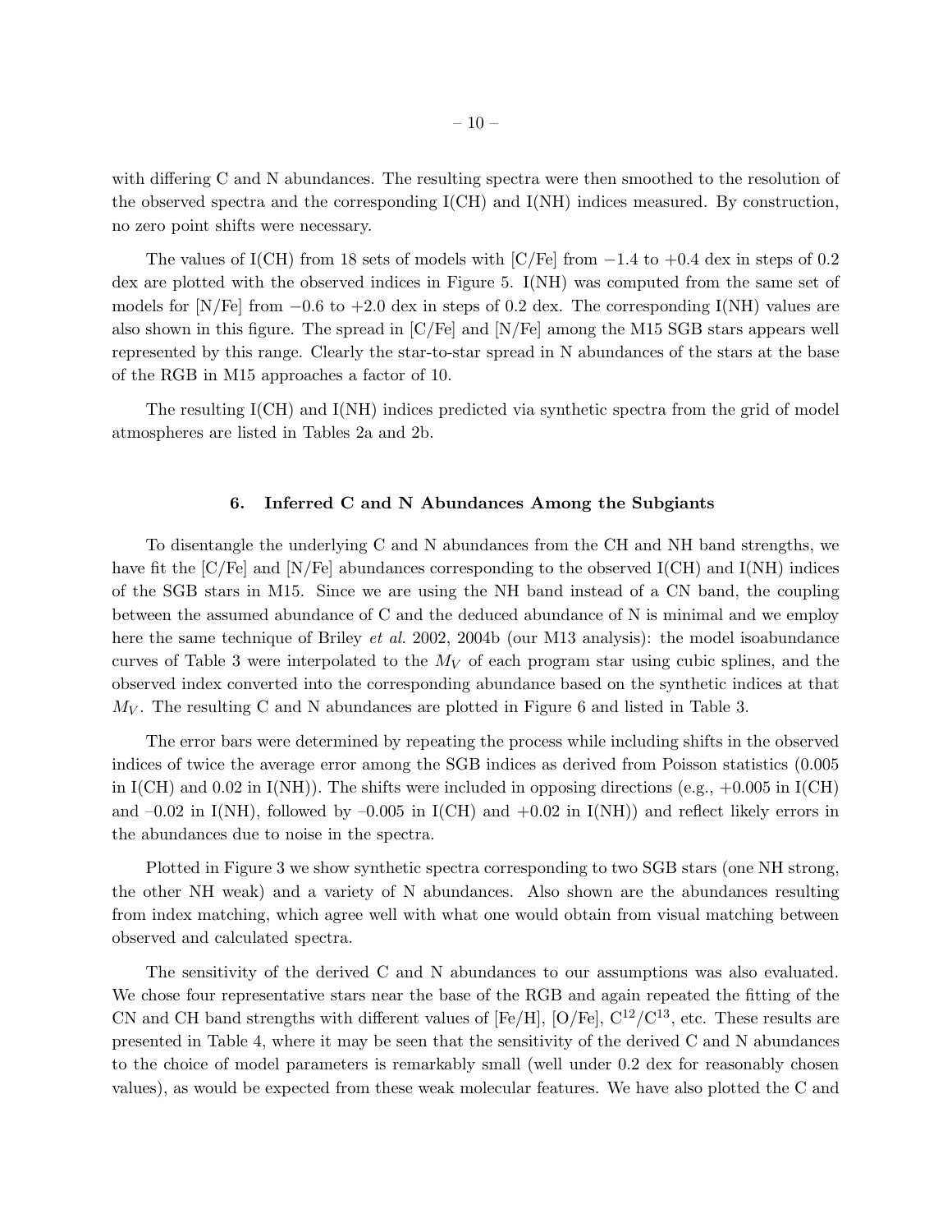with differing C and N abundances. The resulting spectra were then smoothed to the resolution of the observed spectra and the corresponding I(CH) and I(NH) indices measured. By construction, no zero point shifts were necessary.

The values of I(CH) from 18 sets of models with [C/Fe] from −1.4 to +0.4 dex in steps of 0.2 dex are plotted with the observed indices in Figure 5. I(NH) was computed from the same set of models for [N/Fe] from −0.6 to +2.0 dex in steps of 0.2 dex. The corresponding I(NH) values are also shown in this figure. The spread in [C/Fe] and [N/Fe] among the M15 SGB stars appears well represented by this range. Clearly the star-to-star spread in N abundances of the stars at the base of the RGB in M15 approaches a factor of 10.

The resulting I(CH) and I(NH) indices predicted via synthetic spectra from the grid of model atmospheres are listed in Tables 2a and 2b.

## 6. Inferred C and N Abundances Among the Subgiants

To disentangle the underlying C and N abundances from the CH and NH band strengths, we have fit the [C/Fe] and [N/Fe] abundances corresponding to the observed I(CH) and I(NH) indices of the SGB stars in M15. Since we are using the NH band instead of a CN band, the coupling between the assumed abundance of C and the deduced abundance of N is minimal and we employ here the same technique of Briley *et al.* 2002, 2004b (our M13 analysis): the model isoabundance curves of Table 3 were interpolated to the $M_V$ of each program star using cubic splines, and the observed index converted into the corresponding abundance based on the synthetic indices at that $M_V$. The resulting C and N abundances are plotted in Figure 6 and listed in Table 3.

The error bars were determined by repeating the process while including shifts in the observed indices of twice the average error among the SGB indices as derived from Poisson statistics (0.005 in I(CH) and 0.02 in I(NH)). The shifts were included in opposing directions (e.g., +0.005 in I(CH) and –0.02 in I(NH), followed by –0.005 in I(CH) and +0.02 in I(NH)) and reflect likely errors in the abundances due to noise in the spectra.

Plotted in Figure 3 we show synthetic spectra corresponding to two SGB stars (one NH strong, the other NH weak) and a variety of N abundances. Also shown are the abundances resulting from index matching, which agree well with what one would obtain from visual matching between observed and calculated spectra.

The sensitivity of the derived C and N abundances to our assumptions was also evaluated. We chose four representative stars near the base of the RGB and again repeated the fitting of the CN and CH band strengths with different values of [Fe/H], [O/Fe], $C^{12}/C^{13}$, etc. These results are presented in Table 4, where it may be seen that the sensitivity of the derived C and N abundances to the choice of model parameters is remarkably small (well under 0.2 dex for reasonably chosen values), as would be expected from these weak molecular features. We have also plotted the C and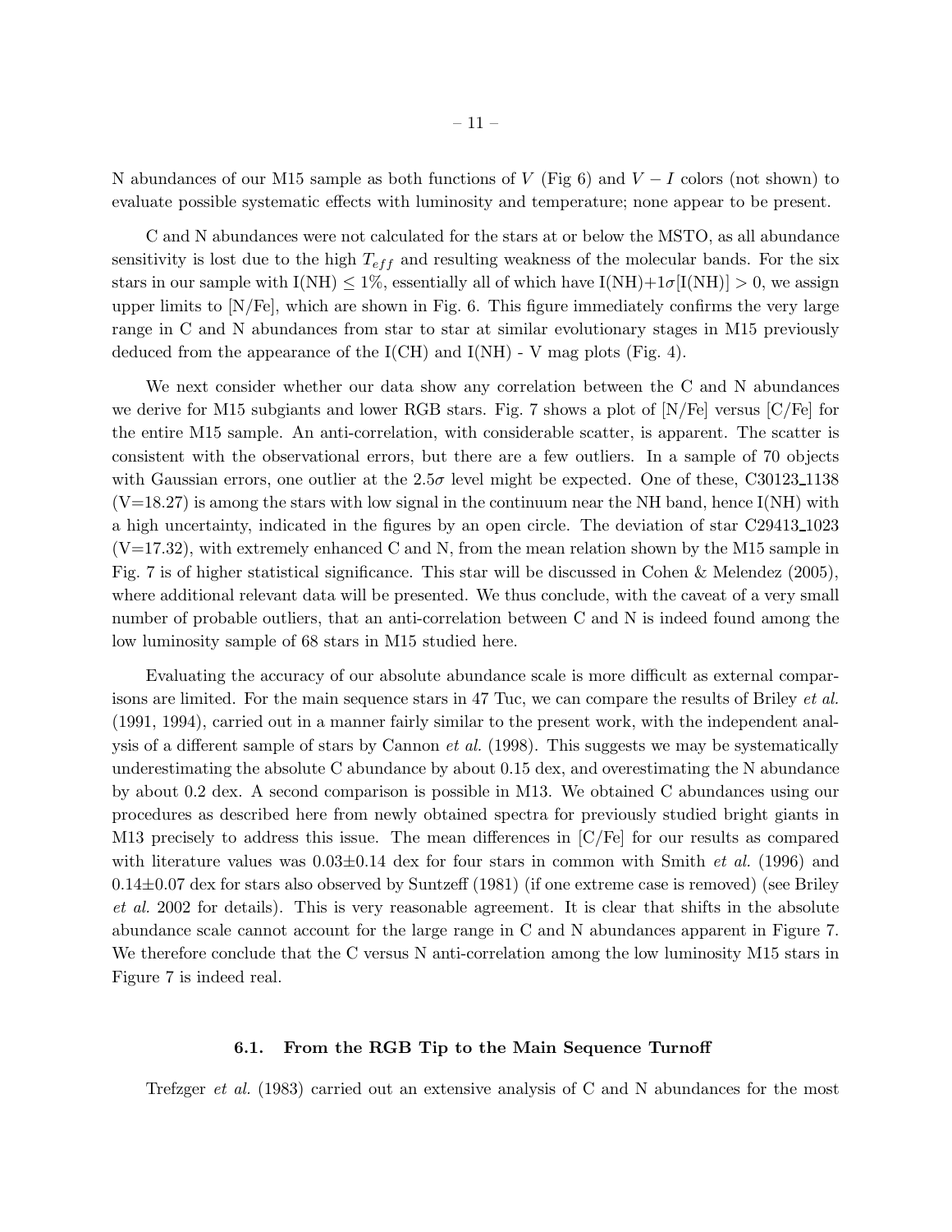N abundances of our M15 sample as both functions of $V$ (Fig 6) and $V-I$ colors (not shown) to evaluate possible systematic effects with luminosity and temperature; none appear to be present.

C and N abundances were not calculated for the stars at or below the MSTO, as all abundance sensitivity is lost due to the high $T_{eff}$ and resulting weakness of the molecular bands. For the six stars in our sample with I(NH) $\leq 1\%$, essentially all of which have I(NH)+$1\sigma$[I(NH)] $> 0$, we assign upper limits to [N/Fe], which are shown in Fig. 6. This figure immediately confirms the very large range in C and N abundances from star to star at similar evolutionary stages in M15 previously deduced from the appearance of the I(CH) and I(NH) - V mag plots (Fig. 4).

We next consider whether our data show any correlation between the C and N abundances we derive for M15 subgiants and lower RGB stars. Fig. 7 shows a plot of [N/Fe] versus [C/Fe] for the entire M15 sample. An anti-correlation, with considerable scatter, is apparent. The scatter is consistent with the observational errors, but there are a few outliers. In a sample of 70 objects with Gaussian errors, one outlier at the $2.5\sigma$ level might be expected. One of these, C30123_1138 (V=18.27) is among the stars with low signal in the continuum near the NH band, hence I(NH) with a high uncertainty, indicated in the figures by an open circle. The deviation of star C29413_1023 (V=17.32), with extremely enhanced C and N, from the mean relation shown by the M15 sample in Fig. 7 is of higher statistical significance. This star will be discussed in Cohen & Melendez (2005), where additional relevant data will be presented. We thus conclude, with the caveat of a very small number of probable outliers, that an anti-correlation between C and N is indeed found among the low luminosity sample of 68 stars in M15 studied here.

Evaluating the accuracy of our absolute abundance scale is more difficult as external comparisons are limited. For the main sequence stars in 47 Tuc, we can compare the results of Briley *et al.* (1991, 1994), carried out in a manner fairly similar to the present work, with the independent analysis of a different sample of stars by Cannon *et al.* (1998). This suggests we may be systematically underestimating the absolute C abundance by about 0.15 dex, and overestimating the N abundance by about 0.2 dex. A second comparison is possible in M13. We obtained C abundances using our procedures as described here from newly obtained spectra for previously studied bright giants in M13 precisely to address this issue. The mean differences in [C/Fe] for our results as compared with literature values was $0.03\pm0.14$ dex for four stars in common with Smith *et al.* (1996) and $0.14\pm0.07$ dex for stars also observed by Suntzeff (1981) (if one extreme case is removed) (see Briley *et al.* 2002 for details). This is very reasonable agreement. It is clear that shifts in the absolute abundance scale cannot account for the large range in C and N abundances apparent in Figure 7. We therefore conclude that the C versus N anti-correlation among the low luminosity M15 stars in Figure 7 is indeed real.

### 6.1. From the RGB Tip to the Main Sequence Turnoff

Trefzger *et al.* (1983) carried out an extensive analysis of C and N abundances for the most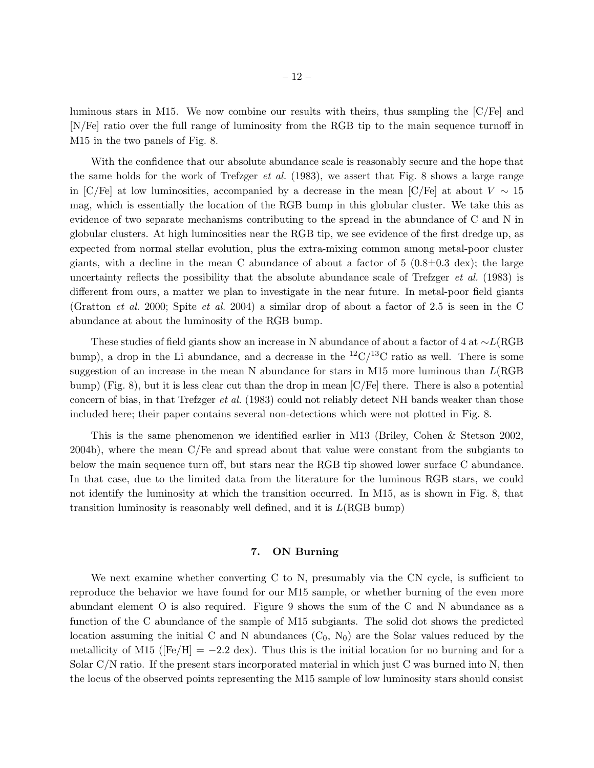luminous stars in M15. We now combine our results with theirs, thus sampling the [C/Fe] and [N/Fe] ratio over the full range of luminosity from the RGB tip to the main sequence turnoff in M15 in the two panels of Fig. 8.

With the confidence that our absolute abundance scale is reasonably secure and the hope that the same holds for the work of Trefzger *et al.* (1983), we assert that Fig. 8 shows a large range in [C/Fe] at low luminosities, accompanied by a decrease in the mean [C/Fe] at about $V \sim 15$ mag, which is essentially the location of the RGB bump in this globular cluster. We take this as evidence of two separate mechanisms contributing to the spread in the abundance of C and N in globular clusters. At high luminosities near the RGB tip, we see evidence of the first dredge up, as expected from normal stellar evolution, plus the extra-mixing common among metal-poor cluster giants, with a decline in the mean C abundance of about a factor of 5 ($0.8 \pm 0.3$ dex); the large uncertainty reflects the possibility that the absolute abundance scale of Trefzger *et al.* (1983) is different from ours, a matter we plan to investigate in the near future. In metal-poor field giants (Gratton *et al.* 2000; Spite *et al.* 2004) a similar drop of about a factor of 2.5 is seen in the C abundance at about the luminosity of the RGB bump.

These studies of field giants show an increase in N abundance of about a factor of 4 at $\sim L$(RGB bump), a drop in the Li abundance, and a decrease in the $^{12}C/^{13}C$ ratio as well. There is some suggestion of an increase in the mean N abundance for stars in M15 more luminous than $L$(RGB bump) (Fig. 8), but it is less clear cut than the drop in mean [C/Fe] there. There is also a potential concern of bias, in that Trefzger *et al.* (1983) could not reliably detect NH bands weaker than those included here; their paper contains several non-detections which were not plotted in Fig. 8.

This is the same phenomenon we identified earlier in M13 (Briley, Cohen & Stetson 2002, 2004b), where the mean C/Fe and spread about that value were constant from the subgiants to below the main sequence turn off, but stars near the RGB tip showed lower surface C abundance. In that case, due to the limited data from the literature for the luminous RGB stars, we could not identify the luminosity at which the transition occurred. In M15, as is shown in Fig. 8, that transition luminosity is reasonably well defined, and it is $L$(RGB bump)

## 7. ON Burning

We next examine whether converting C to N, presumably via the CN cycle, is sufficient to reproduce the behavior we have found for our M15 sample, or whether burning of the even more abundant element O is also required. Figure 9 shows the sum of the C and N abundance as a function of the C abundance of the sample of M15 subgiants. The solid dot shows the predicted location assuming the initial C and N abundances ($C_0$, $N_0$) are the Solar values reduced by the metallicity of M15 ([Fe/H] $= -2.2$ dex). Thus this is the initial location for no burning and for a Solar C/N ratio. If the present stars incorporated material in which just C was burned into N, then the locus of the observed points representing the M15 sample of low luminosity stars should consist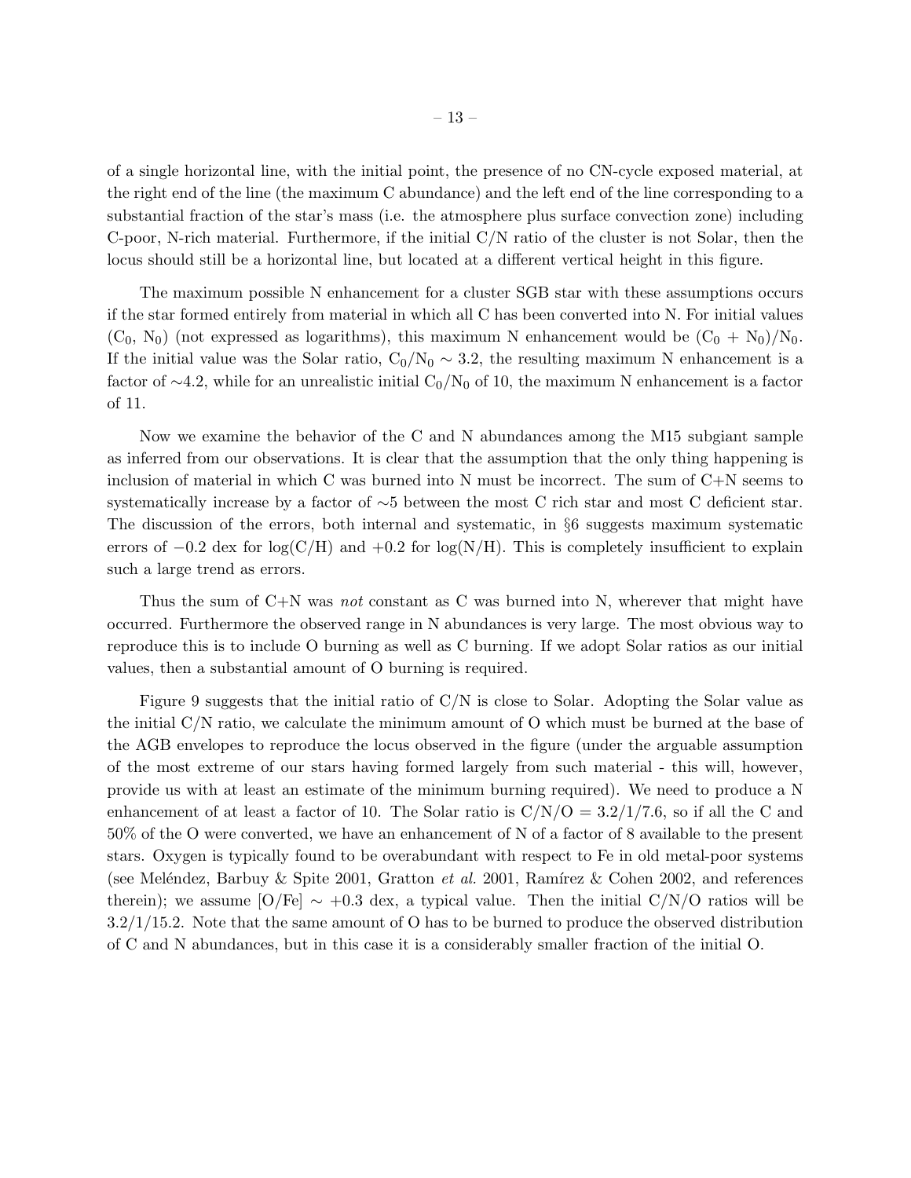of a single horizontal line, with the initial point, the presence of no CN-cycle exposed material, at the right end of the line (the maximum C abundance) and the left end of the line corresponding to a substantial fraction of the star's mass (i.e. the atmosphere plus surface convection zone) including C-poor, N-rich material. Furthermore, if the initial C/N ratio of the cluster is not Solar, then the locus should still be a horizontal line, but located at a different vertical height in this figure.

The maximum possible N enhancement for a cluster SGB star with these assumptions occurs if the star formed entirely from material in which all C has been converted into N. For initial values ($C_0$, $N_0$) (not expressed as logarithms), this maximum N enhancement would be $(C_0 + N_0)/N_0$. If the initial value was the Solar ratio, $C_0/N_0 \sim 3.2$, the resulting maximum N enhancement is a factor of $\sim$4.2, while for an unrealistic initial $C_0/N_0$ of 10, the maximum N enhancement is a factor of 11.

Now we examine the behavior of the C and N abundances among the M15 subgiant sample as inferred from our observations. It is clear that the assumption that the only thing happening is inclusion of material in which C was burned into N must be incorrect. The sum of C+N seems to systematically increase by a factor of $\sim$5 between the most C rich star and most C deficient star. The discussion of the errors, both internal and systematic, in §6 suggests maximum systematic errors of $-0.2$ dex for log(C/H) and $+0.2$ for log(N/H). This is completely insufficient to explain such a large trend as errors.

Thus the sum of C+N was *not* constant as C was burned into N, wherever that might have occurred. Furthermore the observed range in N abundances is very large. The most obvious way to reproduce this is to include O burning as well as C burning. If we adopt Solar ratios as our initial values, then a substantial amount of O burning is required.

Figure 9 suggests that the initial ratio of C/N is close to Solar. Adopting the Solar value as the initial C/N ratio, we calculate the minimum amount of O which must be burned at the base of the AGB envelopes to reproduce the locus observed in the figure (under the arguable assumption of the most extreme of our stars having formed largely from such material - this will, however, provide us with at least an estimate of the minimum burning required). We need to produce a N enhancement of at least a factor of 10. The Solar ratio is C/N/O = 3.2/1/7.6, so if all the C and 50% of the O were converted, we have an enhancement of N of a factor of 8 available to the present stars. Oxygen is typically found to be overabundant with respect to Fe in old metal-poor systems (see Meléndez, Barbuy & Spite 2001, Gratton *et al.* 2001, Ramírez & Cohen 2002, and references therein); we assume [O/Fe] $\sim +0.3$ dex, a typical value. Then the initial C/N/O ratios will be 3.2/1/15.2. Note that the same amount of O has to be burned to produce the observed distribution of C and N abundances, but in this case it is a considerably smaller fraction of the initial O.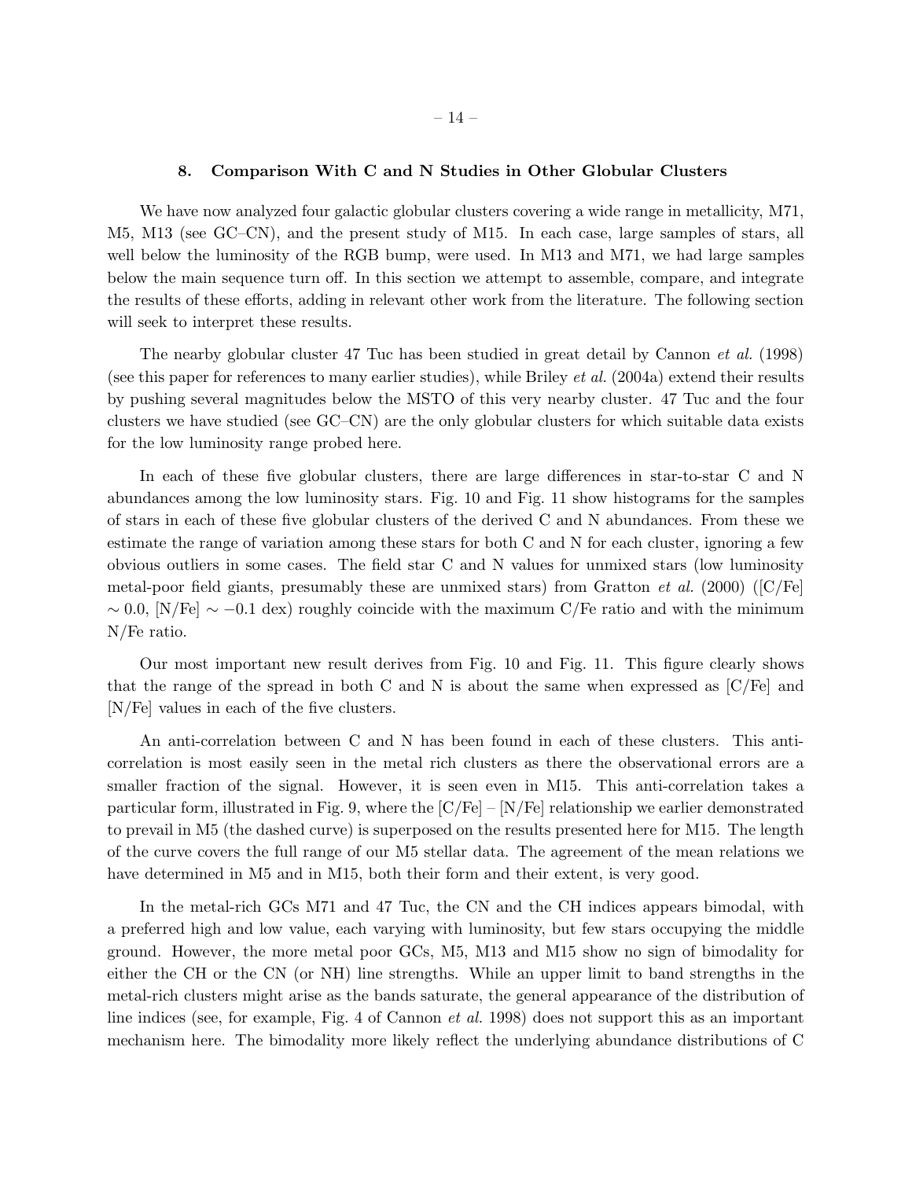## 8. Comparison With C and N Studies in Other Globular Clusters

We have now analyzed four galactic globular clusters covering a wide range in metallicity, M71, M5, M13 (see GC–CN), and the present study of M15. In each case, large samples of stars, all well below the luminosity of the RGB bump, were used. In M13 and M71, we had large samples below the main sequence turn off. In this section we attempt to assemble, compare, and integrate the results of these efforts, adding in relevant other work from the literature. The following section will seek to interpret these results.

The nearby globular cluster 47 Tuc has been studied in great detail by Cannon *et al.* (1998) (see this paper for references to many earlier studies), while Briley *et al.* (2004a) extend their results by pushing several magnitudes below the MSTO of this very nearby cluster. 47 Tuc and the four clusters we have studied (see GC–CN) are the only globular clusters for which suitable data exists for the low luminosity range probed here.

In each of these five globular clusters, there are large differences in star-to-star C and N abundances among the low luminosity stars. Fig. 10 and Fig. 11 show histograms for the samples of stars in each of these five globular clusters of the derived C and N abundances. From these we estimate the range of variation among these stars for both C and N for each cluster, ignoring a few obvious outliers in some cases. The field star C and N values for unmixed stars (low luminosity metal-poor field giants, presumably these are unmixed stars) from Gratton *et al.* (2000) ([C/Fe] $\sim 0.0$, [N/Fe] $\sim -0.1$ dex) roughly coincide with the maximum C/Fe ratio and with the minimum N/Fe ratio.

Our most important new result derives from Fig. 10 and Fig. 11. This figure clearly shows that the range of the spread in both C and N is about the same when expressed as [C/Fe] and [N/Fe] values in each of the five clusters.

An anti-correlation between C and N has been found in each of these clusters. This anti-correlation is most easily seen in the metal rich clusters as there the observational errors are a smaller fraction of the signal. However, it is seen even in M15. This anti-correlation takes a particular form, illustrated in Fig. 9, where the [C/Fe] – [N/Fe] relationship we earlier demonstrated to prevail in M5 (the dashed curve) is superposed on the results presented here for M15. The length of the curve covers the full range of our M5 stellar data. The agreement of the mean relations we have determined in M5 and in M15, both their form and their extent, is very good.

In the metal-rich GCs M71 and 47 Tuc, the CN and the CH indices appears bimodal, with a preferred high and low value, each varying with luminosity, but few stars occupying the middle ground. However, the more metal poor GCs, M5, M13 and M15 show no sign of bimodality for either the CH or the CN (or NH) line strengths. While an upper limit to band strengths in the metal-rich clusters might arise as the bands saturate, the general appearance of the distribution of line indices (see, for example, Fig. 4 of Cannon *et al.* 1998) does not support this as an important mechanism here. The bimodality more likely reflect the underlying abundance distributions of C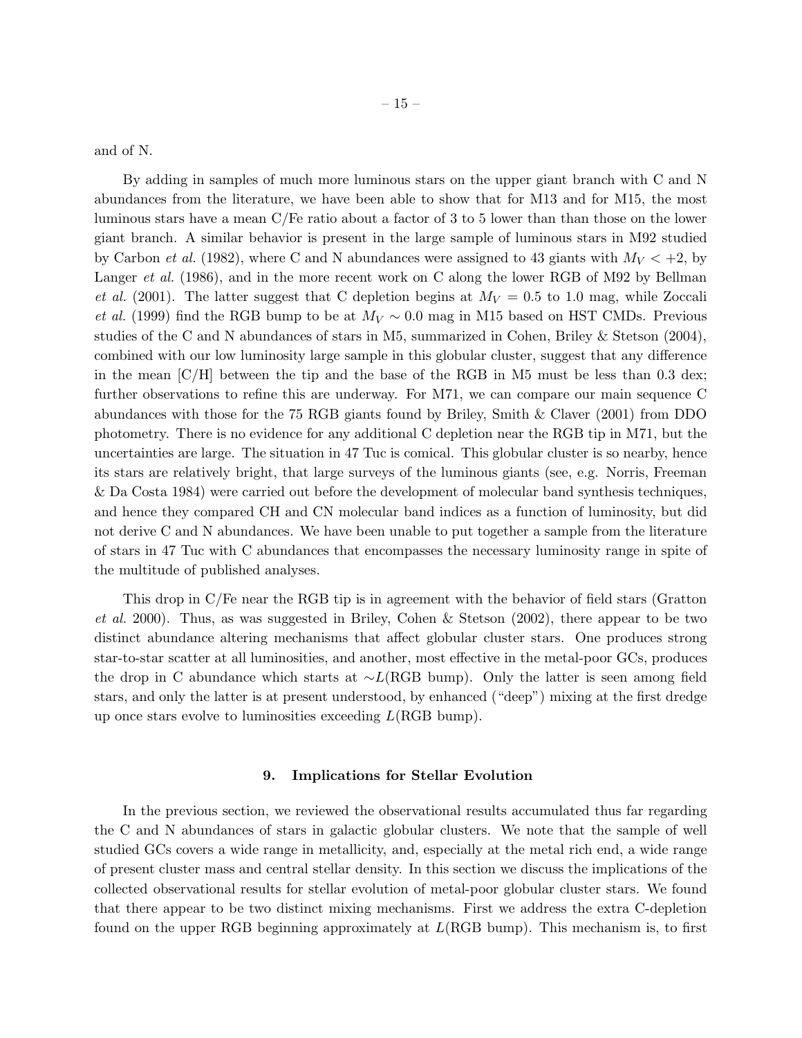and of N.

By adding in samples of much more luminous stars on the upper giant branch with C and N abundances from the literature, we have been able to show that for M13 and for M15, the most luminous stars have a mean C/Fe ratio about a factor of 3 to 5 lower than than those on the lower giant branch. A similar behavior is present in the large sample of luminous stars in M92 studied by Carbon *et al.* (1982), where C and N abundances were assigned to 43 giants with $M_V < +2$, by Langer *et al.* (1986), and in the more recent work on C along the lower RGB of M92 by Bellman *et al.* (2001). The latter suggest that C depletion begins at $M_V = 0.5$ to 1.0 mag, while Zoccali *et al.* (1999) find the RGB bump to be at $M_V \sim 0.0$ mag in M15 based on HST CMDs. Previous studies of the C and N abundances of stars in M5, summarized in Cohen, Briley & Stetson (2004), combined with our low luminosity large sample in this globular cluster, suggest that any difference in the mean [C/H] between the tip and the base of the RGB in M5 must be less than 0.3 dex; further observations to refine this are underway. For M71, we can compare our main sequence C abundances with those for the 75 RGB giants found by Briley, Smith & Claver (2001) from DDO photometry. There is no evidence for any additional C depletion near the RGB tip in M71, but the uncertainties are large. The situation in 47 Tuc is comical. This globular cluster is so nearby, hence its stars are relatively bright, that large surveys of the luminous giants (see, e.g. Norris, Freeman & Da Costa 1984) were carried out before the development of molecular band synthesis techniques, and hence they compared CH and CN molecular band indices as a function of luminosity, but did not derive C and N abundances. We have been unable to put together a sample from the literature of stars in 47 Tuc with C abundances that encompasses the necessary luminosity range in spite of the multitude of published analyses.

This drop in C/Fe near the RGB tip is in agreement with the behavior of field stars (Gratton *et al.* 2000). Thus, as was suggested in Briley, Cohen & Stetson (2002), there appear to be two distinct abundance altering mechanisms that affect globular cluster stars. One produces strong star-to-star scatter at all luminosities, and another, most effective in the metal-poor GCs, produces the drop in C abundance which starts at $\sim L$(RGB bump). Only the latter is seen among field stars, and only the latter is at present understood, by enhanced ("deep") mixing at the first dredge up once stars evolve to luminosities exceeding $L$(RGB bump).

## 9. Implications for Stellar Evolution

In the previous section, we reviewed the observational results accumulated thus far regarding the C and N abundances of stars in galactic globular clusters. We note that the sample of well studied GCs covers a wide range in metallicity, and, especially at the metal rich end, a wide range of present cluster mass and central stellar density. In this section we discuss the implications of the collected observational results for stellar evolution of metal-poor globular cluster stars. We found that there appear to be two distinct mixing mechanisms. First we address the extra C-depletion found on the upper RGB beginning approximately at $L$(RGB bump). This mechanism is, to first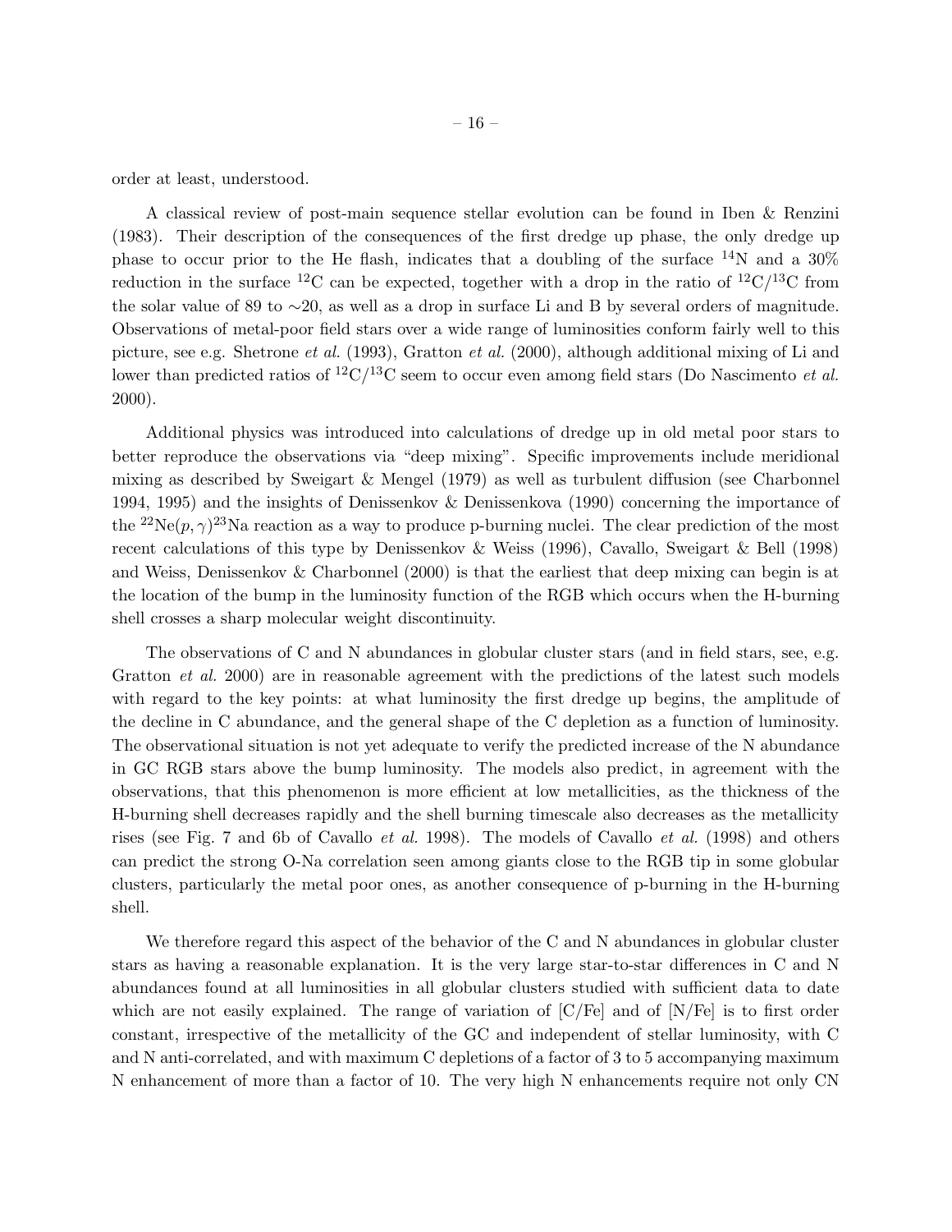order at least, understood.

A classical review of post-main sequence stellar evolution can be found in Iben & Renzini (1983). Their description of the consequences of the first dredge up phase, the only dredge up phase to occur prior to the He flash, indicates that a doubling of the surface $^{14}$N and a 30% reduction in the surface $^{12}$C can be expected, together with a drop in the ratio of $^{12}$C/$^{13}$C from the solar value of 89 to $\sim$20, as well as a drop in surface Li and B by several orders of magnitude. Observations of metal-poor field stars over a wide range of luminosities conform fairly well to this picture, see e.g. Shetrone *et al.* (1993), Gratton *et al.* (2000), although additional mixing of Li and lower than predicted ratios of $^{12}$C/$^{13}$C seem to occur even among field stars (Do Nascimento *et al.* 2000).

Additional physics was introduced into calculations of dredge up in old metal poor stars to better reproduce the observations via "deep mixing". Specific improvements include meridional mixing as described by Sweigart & Mengel (1979) as well as turbulent diffusion (see Charbonnel 1994, 1995) and the insights of Denissenkov & Denissenkova (1990) concerning the importance of the $^{22}\mathrm{Ne}(p,\gamma)^{23}\mathrm{Na}$ reaction as a way to produce p-burning nuclei. The clear prediction of the most recent calculations of this type by Denissenkov & Weiss (1996), Cavallo, Sweigart & Bell (1998) and Weiss, Denissenkov & Charbonnel (2000) is that the earliest that deep mixing can begin is at the location of the bump in the luminosity function of the RGB which occurs when the H-burning shell crosses a sharp molecular weight discontinuity.

The observations of C and N abundances in globular cluster stars (and in field stars, see, e.g. Gratton *et al.* 2000) are in reasonable agreement with the predictions of the latest such models with regard to the key points: at what luminosity the first dredge up begins, the amplitude of the decline in C abundance, and the general shape of the C depletion as a function of luminosity. The observational situation is not yet adequate to verify the predicted increase of the N abundance in GC RGB stars above the bump luminosity. The models also predict, in agreement with the observations, that this phenomenon is more efficient at low metallicities, as the thickness of the H-burning shell decreases rapidly and the shell burning timescale also decreases as the metallicity rises (see Fig. 7 and 6b of Cavallo *et al.* 1998). The models of Cavallo *et al.* (1998) and others can predict the strong O-Na correlation seen among giants close to the RGB tip in some globular clusters, particularly the metal poor ones, as another consequence of p-burning in the H-burning shell.

We therefore regard this aspect of the behavior of the C and N abundances in globular cluster stars as having a reasonable explanation. It is the very large star-to-star differences in C and N abundances found at all luminosities in all globular clusters studied with sufficient data to date which are not easily explained. The range of variation of [C/Fe] and of [N/Fe] is to first order constant, irrespective of the metallicity of the GC and independent of stellar luminosity, with C and N anti-correlated, and with maximum C depletions of a factor of 3 to 5 accompanying maximum N enhancement of more than a factor of 10. The very high N enhancements require not only CN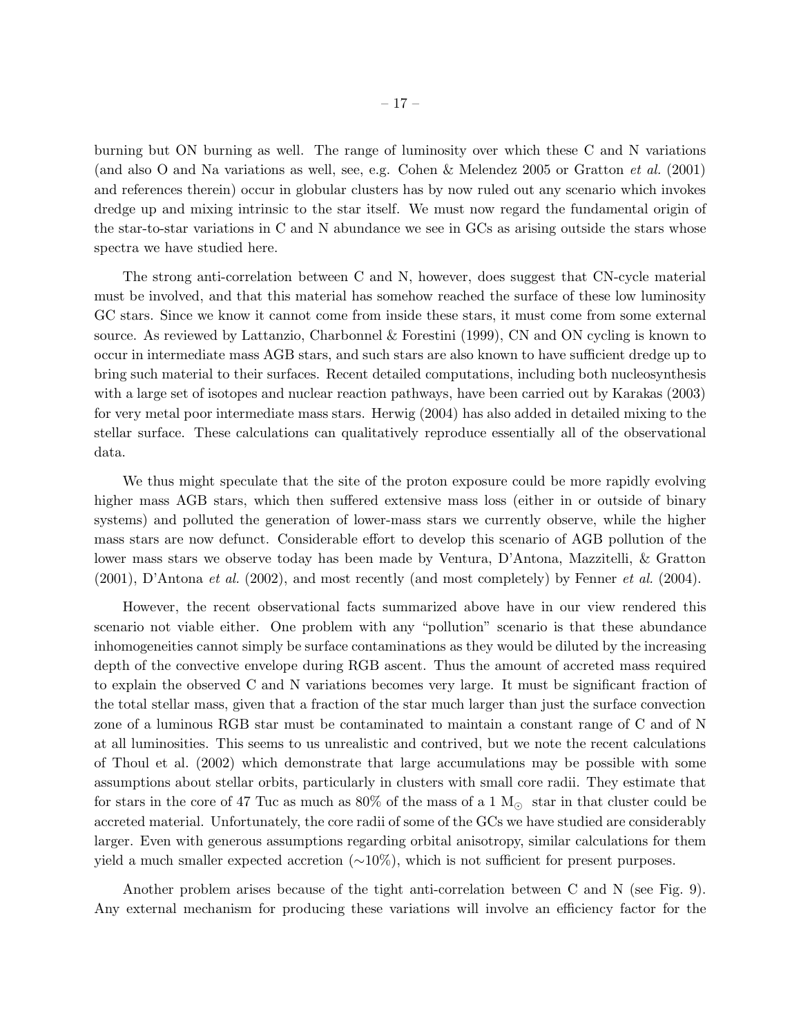burning but ON burning as well. The range of luminosity over which these C and N variations (and also O and Na variations as well, see, e.g. Cohen & Melendez 2005 or Gratton *et al.* (2001) and references therein) occur in globular clusters has by now ruled out any scenario which invokes dredge up and mixing intrinsic to the star itself. We must now regard the fundamental origin of the star-to-star variations in C and N abundance we see in GCs as arising outside the stars whose spectra we have studied here.

The strong anti-correlation between C and N, however, does suggest that CN-cycle material must be involved, and that this material has somehow reached the surface of these low luminosity GC stars. Since we know it cannot come from inside these stars, it must come from some external source. As reviewed by Lattanzio, Charbonnel & Forestini (1999), CN and ON cycling is known to occur in intermediate mass AGB stars, and such stars are also known to have sufficient dredge up to bring such material to their surfaces. Recent detailed computations, including both nucleosynthesis with a large set of isotopes and nuclear reaction pathways, have been carried out by Karakas (2003) for very metal poor intermediate mass stars. Herwig (2004) has also added in detailed mixing to the stellar surface. These calculations can qualitatively reproduce essentially all of the observational data.

We thus might speculate that the site of the proton exposure could be more rapidly evolving higher mass AGB stars, which then suffered extensive mass loss (either in or outside of binary systems) and polluted the generation of lower-mass stars we currently observe, while the higher mass stars are now defunct. Considerable effort to develop this scenario of AGB pollution of the lower mass stars we observe today has been made by Ventura, D'Antona, Mazzitelli, & Gratton (2001), D'Antona *et al.* (2002), and most recently (and most completely) by Fenner *et al.* (2004).

However, the recent observational facts summarized above have in our view rendered this scenario not viable either. One problem with any "pollution" scenario is that these abundance inhomogeneities cannot simply be surface contaminations as they would be diluted by the increasing depth of the convective envelope during RGB ascent. Thus the amount of accreted mass required to explain the observed C and N variations becomes very large. It must be significant fraction of the total stellar mass, given that a fraction of the star much larger than just the surface convection zone of a luminous RGB star must be contaminated to maintain a constant range of C and of N at all luminosities. This seems to us unrealistic and contrived, but we note the recent calculations of Thoul et al. (2002) which demonstrate that large accumulations may be possible with some assumptions about stellar orbits, particularly in clusters with small core radii. They estimate that for stars in the core of 47 Tuc as much as 80% of the mass of a 1 $M_{\odot}$ star in that cluster could be accreted material. Unfortunately, the core radii of some of the GCs we have studied are considerably larger. Even with generous assumptions regarding orbital anisotropy, similar calculations for them yield a much smaller expected accretion ($\sim$10%), which is not sufficient for present purposes.

Another problem arises because of the tight anti-correlation between C and N (see Fig. 9). Any external mechanism for producing these variations will involve an efficiency factor for the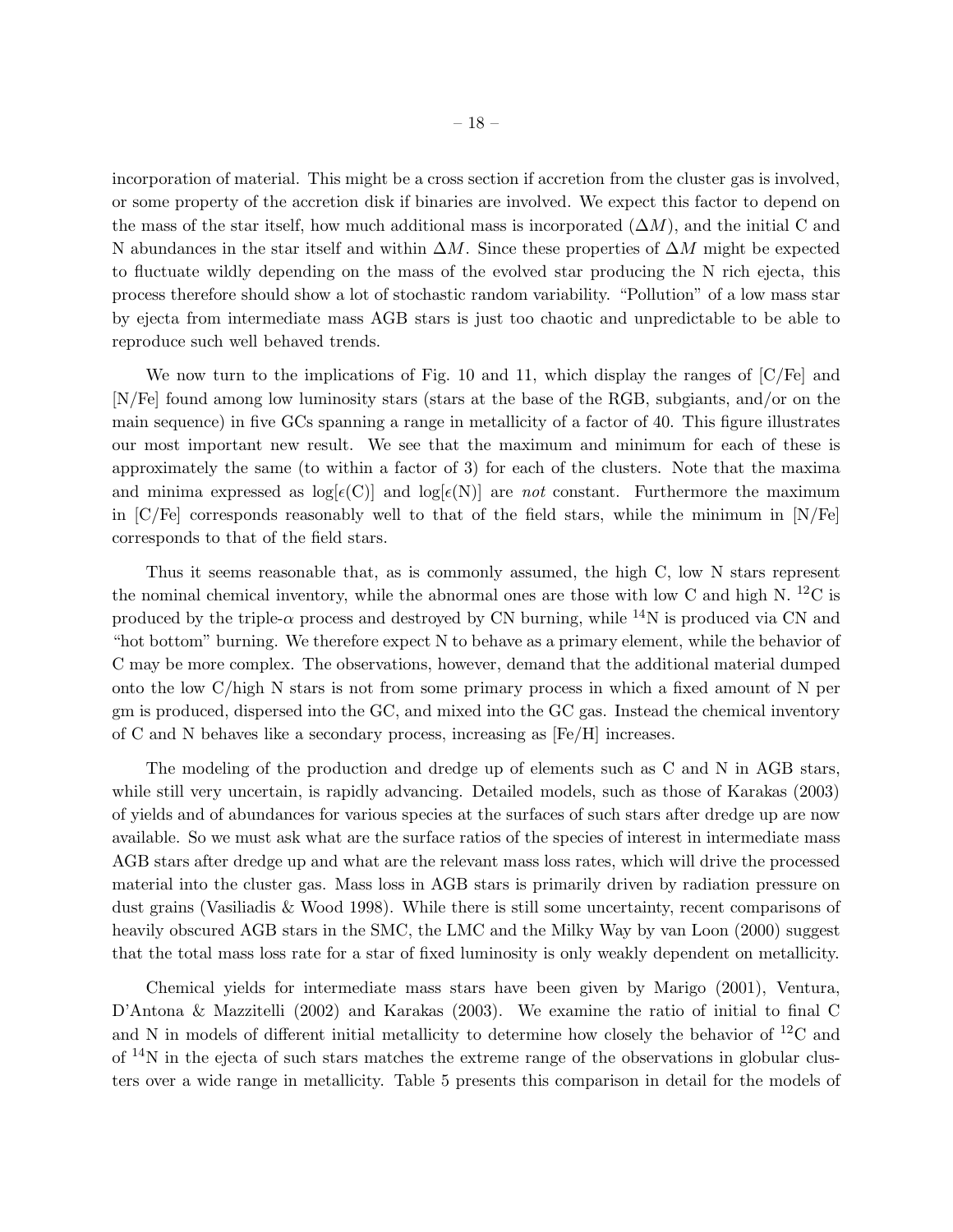incorporation of material. This might be a cross section if accretion from the cluster gas is involved, or some property of the accretion disk if binaries are involved. We expect this factor to depend on the mass of the star itself, how much additional mass is incorporated ($\Delta M$), and the initial C and N abundances in the star itself and within $\Delta M$. Since these properties of $\Delta M$ might be expected to fluctuate wildly depending on the mass of the evolved star producing the N rich ejecta, this process therefore should show a lot of stochastic random variability. "Pollution" of a low mass star by ejecta from intermediate mass AGB stars is just too chaotic and unpredictable to be able to reproduce such well behaved trends.

We now turn to the implications of Fig. 10 and 11, which display the ranges of [C/Fe] and [N/Fe] found among low luminosity stars (stars at the base of the RGB, subgiants, and/or on the main sequence) in five GCs spanning a range in metallicity of a factor of 40. This figure illustrates our most important new result. We see that the maximum and minimum for each of these is approximately the same (to within a factor of 3) for each of the clusters. Note that the maxima and minima expressed as $\log[\epsilon(\mathrm{C})]$ and $\log[\epsilon(\mathrm{N})]$ are *not* constant. Furthermore the maximum in [C/Fe] corresponds reasonably well to that of the field stars, while the minimum in [N/Fe] corresponds to that of the field stars.

Thus it seems reasonable that, as is commonly assumed, the high C, low N stars represent the nominal chemical inventory, while the abnormal ones are those with low C and high N. $^{12}$C is produced by the triple-$\alpha$ process and destroyed by CN burning, while $^{14}$N is produced via CN and "hot bottom" burning. We therefore expect N to behave as a primary element, while the behavior of C may be more complex. The observations, however, demand that the additional material dumped onto the low C/high N stars is not from some primary process in which a fixed amount of N per gm is produced, dispersed into the GC, and mixed into the GC gas. Instead the chemical inventory of C and N behaves like a secondary process, increasing as [Fe/H] increases.

The modeling of the production and dredge up of elements such as C and N in AGB stars, while still very uncertain, is rapidly advancing. Detailed models, such as those of Karakas (2003) of yields and of abundances for various species at the surfaces of such stars after dredge up are now available. So we must ask what are the surface ratios of the species of interest in intermediate mass AGB stars after dredge up and what are the relevant mass loss rates, which will drive the processed material into the cluster gas. Mass loss in AGB stars is primarily driven by radiation pressure on dust grains (Vasiliadis & Wood 1998). While there is still some uncertainty, recent comparisons of heavily obscured AGB stars in the SMC, the LMC and the Milky Way by van Loon (2000) suggest that the total mass loss rate for a star of fixed luminosity is only weakly dependent on metallicity.

Chemical yields for intermediate mass stars have been given by Marigo (2001), Ventura, D'Antona & Mazzitelli (2002) and Karakas (2003). We examine the ratio of initial to final C and N in models of different initial metallicity to determine how closely the behavior of $^{12}$C and of $^{14}$N in the ejecta of such stars matches the extreme range of the observations in globular clusters over a wide range in metallicity. Table 5 presents this comparison in detail for the models of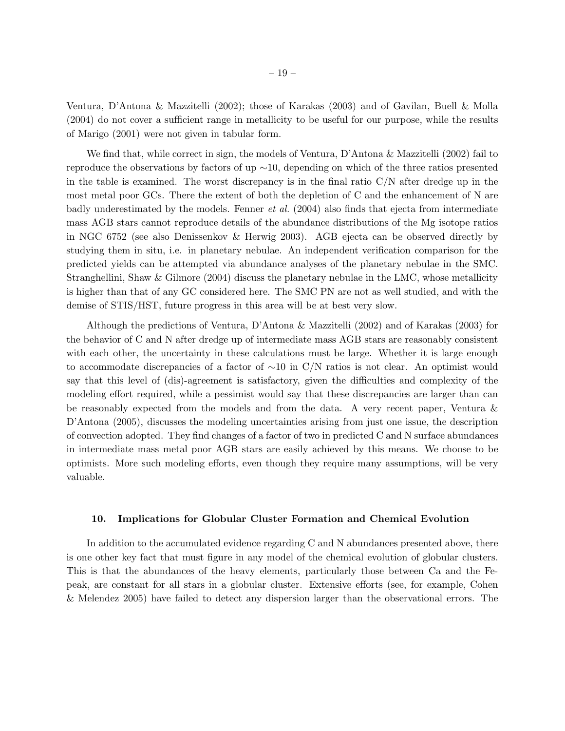Ventura, D'Antona & Mazzitelli (2002); those of Karakas (2003) and of Gavilan, Buell & Molla (2004) do not cover a sufficient range in metallicity to be useful for our purpose, while the results of Marigo (2001) were not given in tabular form.

We find that, while correct in sign, the models of Ventura, D'Antona & Mazzitelli (2002) fail to reproduce the observations by factors of up $\sim$10, depending on which of the three ratios presented in the table is examined. The worst discrepancy is in the final ratio C/N after dredge up in the most metal poor GCs. There the extent of both the depletion of C and the enhancement of N are badly underestimated by the models. Fenner *et al.* (2004) also finds that ejecta from intermediate mass AGB stars cannot reproduce details of the abundance distributions of the Mg isotope ratios in NGC 6752 (see also Denissenkov & Herwig 2003). AGB ejecta can be observed directly by studying them in situ, i.e. in planetary nebulae. An independent verification comparison for the predicted yields can be attempted via abundance analyses of the planetary nebulae in the SMC. Stranghellini, Shaw & Gilmore (2004) discuss the planetary nebulae in the LMC, whose metallicity is higher than that of any GC considered here. The SMC PN are not as well studied, and with the demise of STIS/HST, future progress in this area will be at best very slow.

Although the predictions of Ventura, D'Antona & Mazzitelli (2002) and of Karakas (2003) for the behavior of C and N after dredge up of intermediate mass AGB stars are reasonably consistent with each other, the uncertainty in these calculations must be large. Whether it is large enough to accommodate discrepancies of a factor of $\sim$10 in C/N ratios is not clear. An optimist would say that this level of (dis)-agreement is satisfactory, given the difficulties and complexity of the modeling effort required, while a pessimist would say that these discrepancies are larger than can be reasonably expected from the models and from the data. A very recent paper, Ventura & D'Antona (2005), discusses the modeling uncertainties arising from just one issue, the description of convection adopted. They find changes of a factor of two in predicted C and N surface abundances in intermediate mass metal poor AGB stars are easily achieved by this means. We choose to be optimists. More such modeling efforts, even though they require many assumptions, will be very valuable.

## 10. Implications for Globular Cluster Formation and Chemical Evolution

In addition to the accumulated evidence regarding C and N abundances presented above, there is one other key fact that must figure in any model of the chemical evolution of globular clusters. This is that the abundances of the heavy elements, particularly those between Ca and the Fe-peak, are constant for all stars in a globular cluster. Extensive efforts (see, for example, Cohen & Melendez 2005) have failed to detect any dispersion larger than the observational errors. The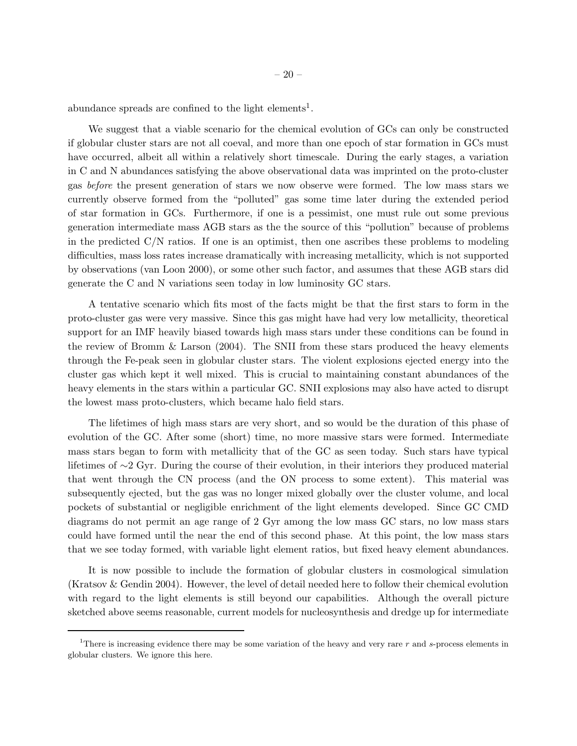abundance spreads are confined to the light elements[1].

We suggest that a viable scenario for the chemical evolution of GCs can only be constructed if globular cluster stars are not all coeval, and more than one epoch of star formation in GCs must have occurred, albeit all within a relatively short timescale. During the early stages, a variation in C and N abundances satisfying the above observational data was imprinted on the proto-cluster gas *before* the present generation of stars we now observe were formed. The low mass stars we currently observe formed from the "polluted" gas some time later during the extended period of star formation in GCs. Furthermore, if one is a pessimist, one must rule out some previous generation intermediate mass AGB stars as the the source of this "pollution" because of problems in the predicted C/N ratios. If one is an optimist, then one ascribes these problems to modeling difficulties, mass loss rates increase dramatically with increasing metallicity, which is not supported by observations (van Loon 2000), or some other such factor, and assumes that these AGB stars did generate the C and N variations seen today in low luminosity GC stars.

A tentative scenario which fits most of the facts might be that the first stars to form in the proto-cluster gas were very massive. Since this gas might have had very low metallicity, theoretical support for an IMF heavily biased towards high mass stars under these conditions can be found in the review of Bromm & Larson (2004). The SNII from these stars produced the heavy elements through the Fe-peak seen in globular cluster stars. The violent explosions ejected energy into the cluster gas which kept it well mixed. This is crucial to maintaining constant abundances of the heavy elements in the stars within a particular GC. SNII explosions may also have acted to disrupt the lowest mass proto-clusters, which became halo field stars.

The lifetimes of high mass stars are very short, and so would be the duration of this phase of evolution of the GC. After some (short) time, no more massive stars were formed. Intermediate mass stars began to form with metallicity that of the GC as seen today. Such stars have typical lifetimes of $\sim$2 Gyr. During the course of their evolution, in their interiors they produced material that went through the CN process (and the ON process to some extent). This material was subsequently ejected, but the gas was no longer mixed globally over the cluster volume, and local pockets of substantial or negligible enrichment of the light elements developed. Since GC CMD diagrams do not permit an age range of 2 Gyr among the low mass GC stars, no low mass stars could have formed until the near the end of this second phase. At this point, the low mass stars that we see today formed, with variable light element ratios, but fixed heavy element abundances.

It is now possible to include the formation of globular clusters in cosmological simulation (Kratsov & Gendin 2004). However, the level of detail needed here to follow their chemical evolution with regard to the light elements is still beyond our capabilities. Although the overall picture sketched above seems reasonable, current models for nucleosynthesis and dredge up for intermediate

[1]There is increasing evidence there may be some variation of the heavy and very rare $r$ and $s$-process elements in globular clusters. We ignore this here.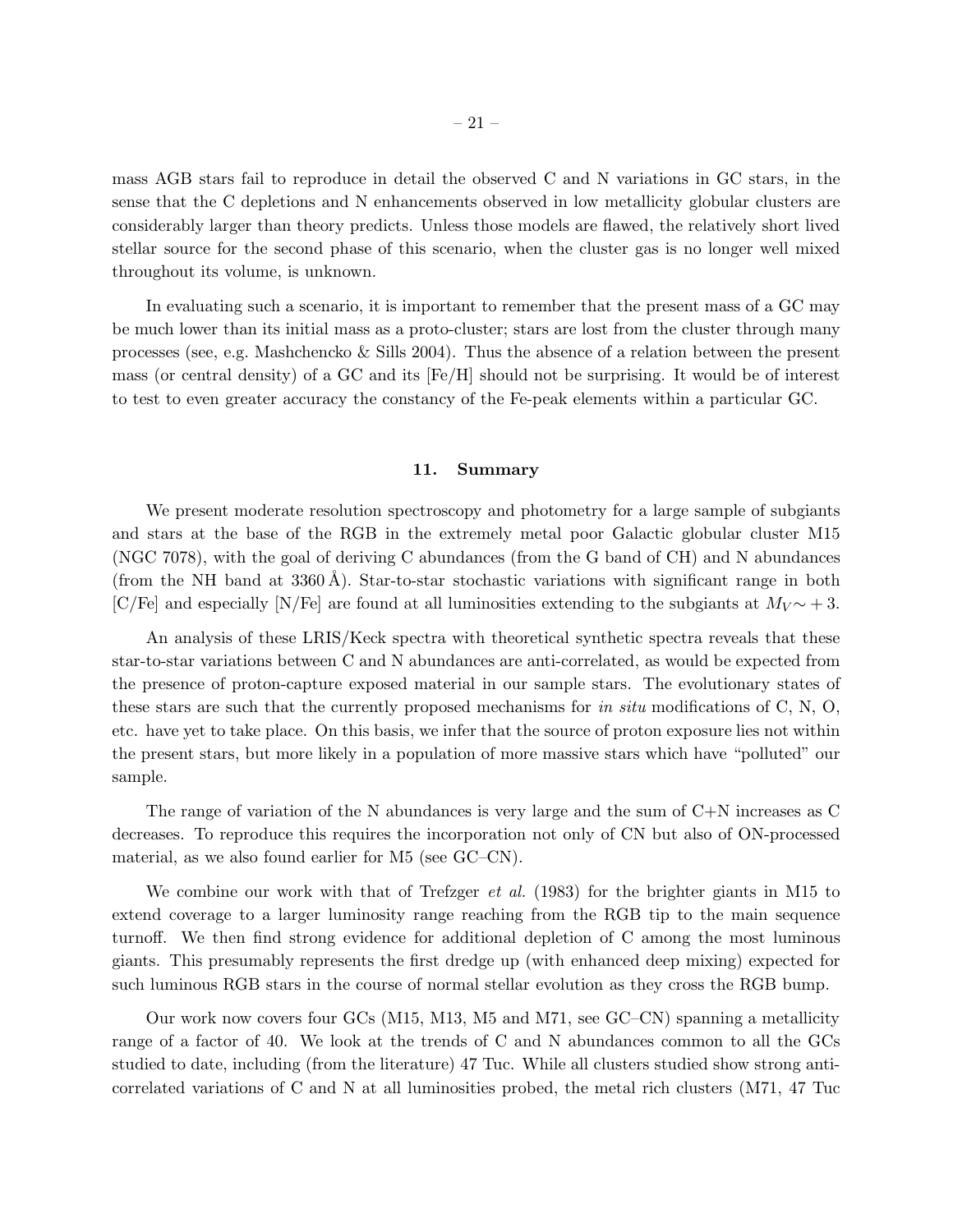mass AGB stars fail to reproduce in detail the observed C and N variations in GC stars, in the sense that the C depletions and N enhancements observed in low metallicity globular clusters are considerably larger than theory predicts. Unless those models are flawed, the relatively short lived stellar source for the second phase of this scenario, when the cluster gas is no longer well mixed throughout its volume, is unknown.

In evaluating such a scenario, it is important to remember that the present mass of a GC may be much lower than its initial mass as a proto-cluster; stars are lost from the cluster through many processes (see, e.g. Mashchencko & Sills 2004). Thus the absence of a relation between the present mass (or central density) of a GC and its [Fe/H] should not be surprising. It would be of interest to test to even greater accuracy the constancy of the Fe-peak elements within a particular GC.

## 11. Summary

We present moderate resolution spectroscopy and photometry for a large sample of subgiants and stars at the base of the RGB in the extremely metal poor Galactic globular cluster M15 (NGC 7078), with the goal of deriving C abundances (from the G band of CH) and N abundances (from the NH band at 3360 Å). Star-to-star stochastic variations with significant range in both [C/Fe] and especially [N/Fe] are found at all luminosities extending to the subgiants at $M_V \sim +3$.

An analysis of these LRIS/Keck spectra with theoretical synthetic spectra reveals that these star-to-star variations between C and N abundances are anti-correlated, as would be expected from the presence of proton-capture exposed material in our sample stars. The evolutionary states of these stars are such that the currently proposed mechanisms for *in situ* modifications of C, N, O, etc. have yet to take place. On this basis, we infer that the source of proton exposure lies not within the present stars, but more likely in a population of more massive stars which have "polluted" our sample.

The range of variation of the N abundances is very large and the sum of C+N increases as C decreases. To reproduce this requires the incorporation not only of CN but also of ON-processed material, as we also found earlier for M5 (see GC–CN).

We combine our work with that of Trefzger *et al.* (1983) for the brighter giants in M15 to extend coverage to a larger luminosity range reaching from the RGB tip to the main sequence turnoff. We then find strong evidence for additional depletion of C among the most luminous giants. This presumably represents the first dredge up (with enhanced deep mixing) expected for such luminous RGB stars in the course of normal stellar evolution as they cross the RGB bump.

Our work now covers four GCs (M15, M13, M5 and M71, see GC–CN) spanning a metallicity range of a factor of 40. We look at the trends of C and N abundances common to all the GCs studied to date, including (from the literature) 47 Tuc. While all clusters studied show strong anti-correlated variations of C and N at all luminosities probed, the metal rich clusters (M71, 47 Tuc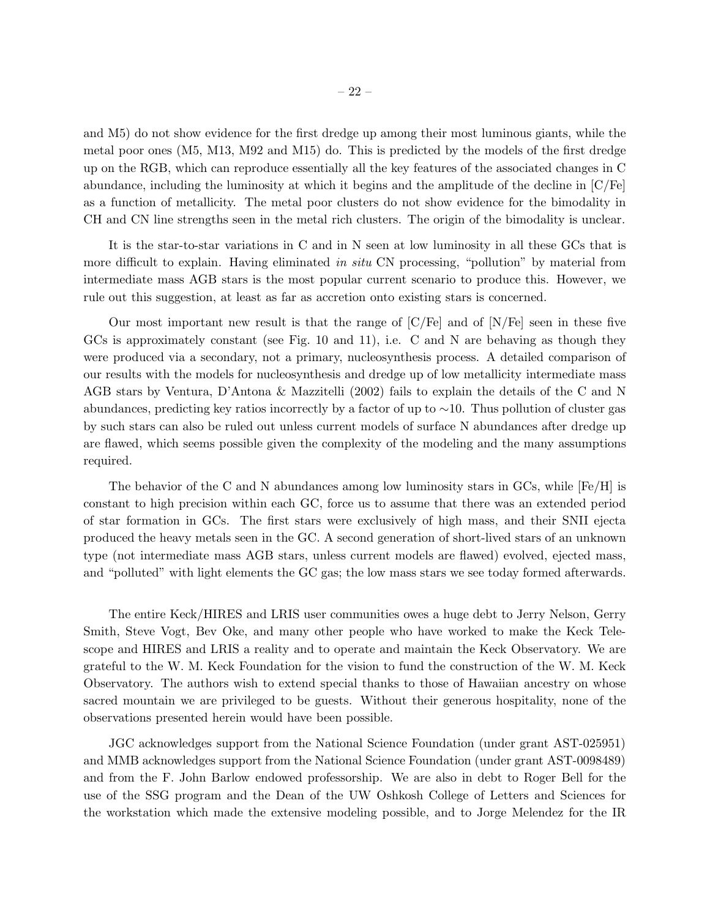and M5) do not show evidence for the first dredge up among their most luminous giants, while the metal poor ones (M5, M13, M92 and M15) do. This is predicted by the models of the first dredge up on the RGB, which can reproduce essentially all the key features of the associated changes in C abundance, including the luminosity at which it begins and the amplitude of the decline in [C/Fe] as a function of metallicity. The metal poor clusters do not show evidence for the bimodality in CH and CN line strengths seen in the metal rich clusters. The origin of the bimodality is unclear.

It is the star-to-star variations in C and in N seen at low luminosity in all these GCs that is more difficult to explain. Having eliminated *in situ* CN processing, "pollution" by material from intermediate mass AGB stars is the most popular current scenario to produce this. However, we rule out this suggestion, at least as far as accretion onto existing stars is concerned.

Our most important new result is that the range of [C/Fe] and of [N/Fe] seen in these five GCs is approximately constant (see Fig. 10 and 11), i.e. C and N are behaving as though they were produced via a secondary, not a primary, nucleosynthesis process. A detailed comparison of our results with the models for nucleosynthesis and dredge up of low metallicity intermediate mass AGB stars by Ventura, D'Antona & Mazzitelli (2002) fails to explain the details of the C and N abundances, predicting key ratios incorrectly by a factor of up to $\sim$10. Thus pollution of cluster gas by such stars can also be ruled out unless current models of surface N abundances after dredge up are flawed, which seems possible given the complexity of the modeling and the many assumptions required.

The behavior of the C and N abundances among low luminosity stars in GCs, while [Fe/H] is constant to high precision within each GC, force us to assume that there was an extended period of star formation in GCs. The first stars were exclusively of high mass, and their SNII ejecta produced the heavy metals seen in the GC. A second generation of short-lived stars of an unknown type (not intermediate mass AGB stars, unless current models are flawed) evolved, ejected mass, and "polluted" with light elements the GC gas; the low mass stars we see today formed afterwards.

The entire Keck/HIRES and LRIS user communities owes a huge debt to Jerry Nelson, Gerry Smith, Steve Vogt, Bev Oke, and many other people who have worked to make the Keck Telescope and HIRES and LRIS a reality and to operate and maintain the Keck Observatory. We are grateful to the W. M. Keck Foundation for the vision to fund the construction of the W. M. Keck Observatory. The authors wish to extend special thanks to those of Hawaiian ancestry on whose sacred mountain we are privileged to be guests. Without their generous hospitality, none of the observations presented herein would have been possible.

JGC acknowledges support from the National Science Foundation (under grant AST-025951) and MMB acknowledges support from the National Science Foundation (under grant AST-0098489) and from the F. John Barlow endowed professorship. We are also in debt to Roger Bell for the use of the SSG program and the Dean of the UW Oshkosh College of Letters and Sciences for the workstation which made the extensive modeling possible, and to Jorge Melendez for the IR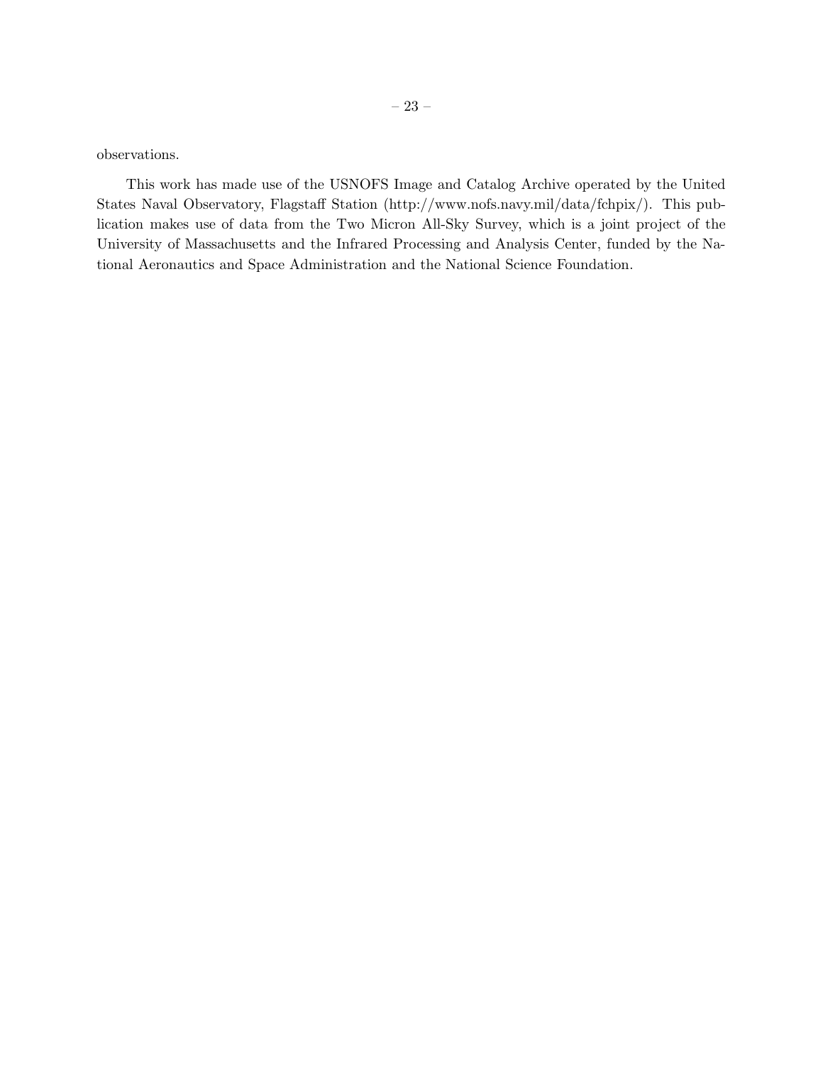observations.

This work has made use of the USNOFS Image and Catalog Archive operated by the United States Naval Observatory, Flagstaff Station (http://www.nofs.navy.mil/data/fchpix/). This publication makes use of data from the Two Micron All-Sky Survey, which is a joint project of the University of Massachusetts and the Infrared Processing and Analysis Center, funded by the National Aeronautics and Space Administration and the National Science Foundation.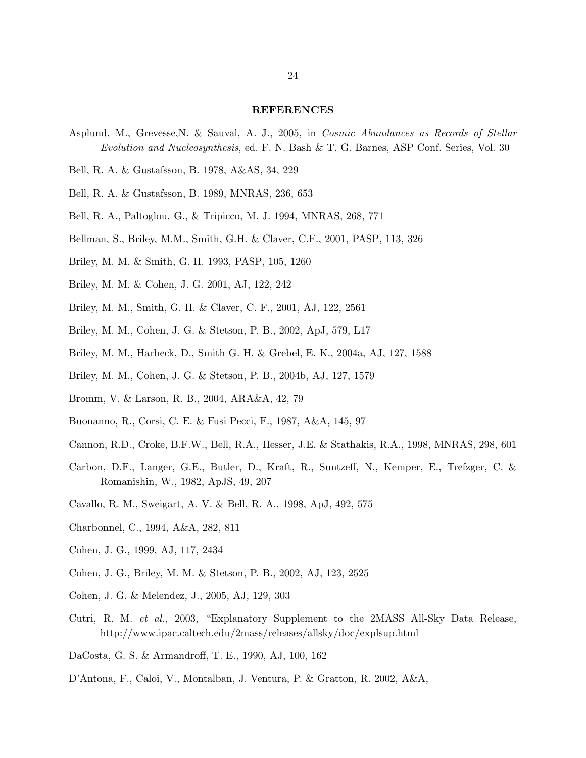## REFERENCES

Asplund, M., Grevesse,N. & Sauval, A. J., 2005, in *Cosmic Abundances as Records of Stellar Evolution and Nucleosynthesis*, ed. F. N. Bash & T. G. Barnes, ASP Conf. Series, Vol. 30

Bell, R. A. & Gustafsson, B. 1978, A&AS, 34, 229

Bell, R. A. & Gustafsson, B. 1989, MNRAS, 236, 653

Bell, R. A., Paltoglou, G., & Tripicco, M. J. 1994, MNRAS, 268, 771

Bellman, S., Briley, M.M., Smith, G.H. & Claver, C.F., 2001, PASP, 113, 326

Briley, M. M. & Smith, G. H. 1993, PASP, 105, 1260

Briley, M. M. & Cohen, J. G. 2001, AJ, 122, 242

Briley, M. M., Smith, G. H. & Claver, C. F., 2001, AJ, 122, 2561

Briley, M. M., Cohen, J. G. & Stetson, P. B., 2002, ApJ, 579, L17

Briley, M. M., Harbeck, D., Smith G. H. & Grebel, E. K., 2004a, AJ, 127, 1588

Briley, M. M., Cohen, J. G. & Stetson, P. B., 2004b, AJ, 127, 1579

Bromm, V. & Larson, R. B., 2004, ARA&A, 42, 79

Buonanno, R., Corsi, C. E. & Fusi Pecci, F., 1987, A&A, 145, 97

Cannon, R.D., Croke, B.F.W., Bell, R.A., Hesser, J.E. & Stathakis, R.A., 1998, MNRAS, 298, 601

Carbon, D.F., Langer, G.E., Butler, D., Kraft, R., Suntzeff, N., Kemper, E., Trefzger, C. & Romanishin, W., 1982, ApJS, 49, 207

Cavallo, R. M., Sweigart, A. V. & Bell, R. A., 1998, ApJ, 492, 575

Charbonnel, C., 1994, A&A, 282, 811

Cohen, J. G., 1999, AJ, 117, 2434

Cohen, J. G., Briley, M. M. & Stetson, P. B., 2002, AJ, 123, 2525

Cohen, J. G. & Melendez, J., 2005, AJ, 129, 303

Cutri, R. M. *et al.*, 2003, "Explanatory Supplement to the 2MASS All-Sky Data Release, http://www.ipac.caltech.edu/2mass/releases/allsky/doc/explsup.html

DaCosta, G. S. & Armandroff, T. E., 1990, AJ, 100, 162

D'Antona, F., Caloi, V., Montalban, J. Ventura, P. & Gratton, R. 2002, A&A,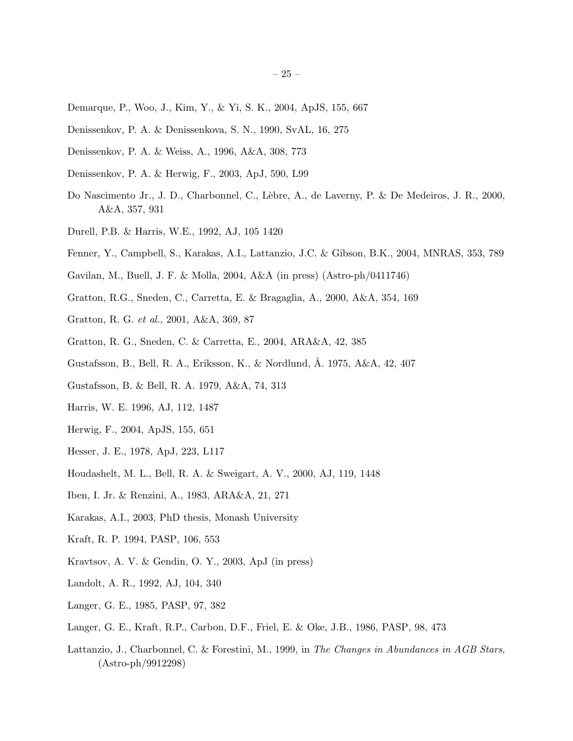Demarque, P., Woo, J., Kim, Y., & Yi, S. K., 2004, ApJS, 155, 667

Denissenkov, P. A. & Denissenkova, S. N., 1990, SvAL, 16, 275

Denissenkov, P. A. & Weiss, A., 1996, A&A, 308, 773

Denissenkov, P. A. & Herwig, F., 2003, ApJ, 590, L99

Do Nascimento Jr., J. D., Charbonnel, C., Lèbre, A., de Laverny, P. & De Medeiros, J. R., 2000, A&A, 357, 931

Durell, P.B. & Harris, W.E., 1992, AJ, 105 1420

Fenner, Y., Campbell, S., Karakas, A.I., Lattanzio, J.C. & Gibson, B.K., 2004, MNRAS, 353, 789

Gavilan, M., Buell, J. F. & Molla, 2004, A&A (in press) (Astro-ph/0411746)

Gratton, R.G., Sneden, C., Carretta, E. & Bragaglia, A., 2000, A&A, 354, 169

Gratton, R. G. *et al.*, 2001, A&A, 369, 87

Gratton, R. G., Sneden, C. & Carretta, E., 2004, ARA&A, 42, 385

Gustafsson, B., Bell, R. A., Eriksson, K., & Nordlund, Å. 1975, A&A, 42, 407

Gustafsson, B. & Bell, R. A. 1979, A&A, 74, 313

Harris, W. E. 1996, AJ, 112, 1487

Herwig, F., 2004, ApJS, 155, 651

Hesser, J. E., 1978, ApJ, 223, L117

Houdashelt, M. L., Bell, R. A. & Sweigart, A. V., 2000, AJ, 119, 1448

Iben, I. Jr. & Renzini, A., 1983, ARA&A, 21, 271

Karakas, A.I., 2003, PhD thesis, Monash University

Kraft, R. P. 1994, PASP, 106, 553

Kravtsov, A. V. & Gendin, O. Y., 2003, ApJ (in press)

Landolt, A. R., 1992, AJ, 104, 340

Langer, G. E., 1985, PASP, 97, 382

Langer, G. E., Kraft, R.P., Carbon, D.F., Friel, E. & Oke, J.B., 1986, PASP, 98, 473

Lattanzio, J., Charbonnel, C. & Forestini, M., 1999, in *The Changes in Abundances in AGB Stars*, (Astro-ph/9912298)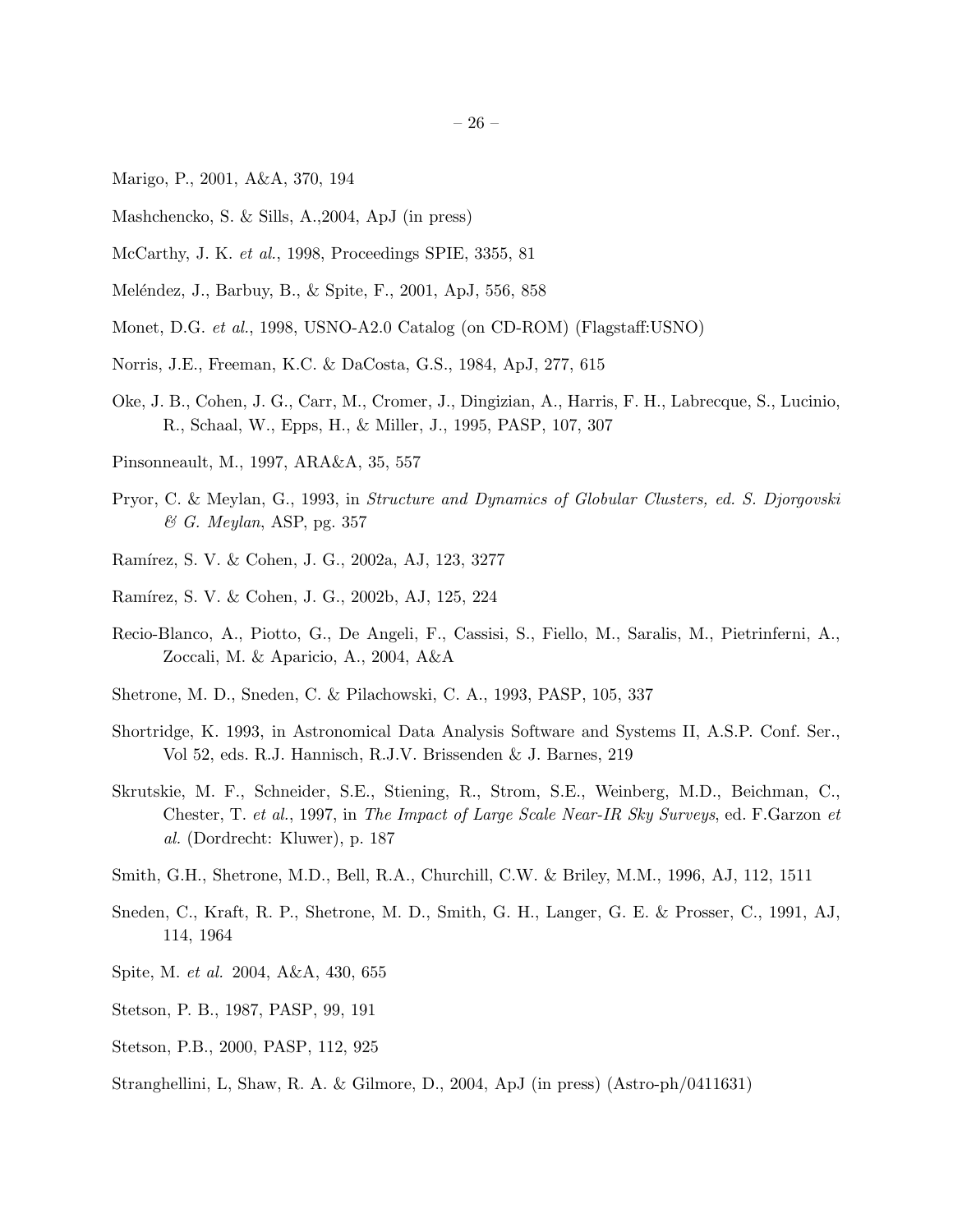Marigo, P., 2001, A&A, 370, 194

Mashchencko, S. & Sills, A.,2004, ApJ (in press)

McCarthy, J. K. *et al.*, 1998, Proceedings SPIE, 3355, 81

Meléndez, J., Barbuy, B., & Spite, F., 2001, ApJ, 556, 858

Monet, D.G. *et al.*, 1998, USNO-A2.0 Catalog (on CD-ROM) (Flagstaff:USNO)

Norris, J.E., Freeman, K.C. & DaCosta, G.S., 1984, ApJ, 277, 615

Oke, J. B., Cohen, J. G., Carr, M., Cromer, J., Dingizian, A., Harris, F. H., Labrecque, S., Lucinio, R., Schaal, W., Epps, H., & Miller, J., 1995, PASP, 107, 307

Pinsonneault, M., 1997, ARA&A, 35, 557

Pryor, C. & Meylan, G., 1993, in *Structure and Dynamics of Globular Clusters, ed. S. Djorgovski & G. Meylan*, ASP, pg. 357

Ramírez, S. V. & Cohen, J. G., 2002a, AJ, 123, 3277

Ramírez, S. V. & Cohen, J. G., 2002b, AJ, 125, 224

Recio-Blanco, A., Piotto, G., De Angeli, F., Cassisi, S., Fiello, M., Saralis, M., Pietrinferni, A., Zoccali, M. & Aparicio, A., 2004, A&A

Shetrone, M. D., Sneden, C. & Pilachowski, C. A., 1993, PASP, 105, 337

Shortridge, K. 1993, in Astronomical Data Analysis Software and Systems II, A.S.P. Conf. Ser., Vol 52, eds. R.J. Hannisch, R.J.V. Brissenden & J. Barnes, 219

Skrutskie, M. F., Schneider, S.E., Stiening, R., Strom, S.E., Weinberg, M.D., Beichman, C., Chester, T. *et al.*, 1997, in *The Impact of Large Scale Near-IR Sky Surveys*, ed. F.Garzon *et al.* (Dordrecht: Kluwer), p. 187

Smith, G.H., Shetrone, M.D., Bell, R.A., Churchill, C.W. & Briley, M.M., 1996, AJ, 112, 1511

Sneden, C., Kraft, R. P., Shetrone, M. D., Smith, G. H., Langer, G. E. & Prosser, C., 1991, AJ, 114, 1964

Spite, M. *et al.* 2004, A&A, 430, 655

Stetson, P. B., 1987, PASP, 99, 191

Stetson, P.B., 2000, PASP, 112, 925

Stranghellini, L, Shaw, R. A. & Gilmore, D., 2004, ApJ (in press) (Astro-ph/0411631)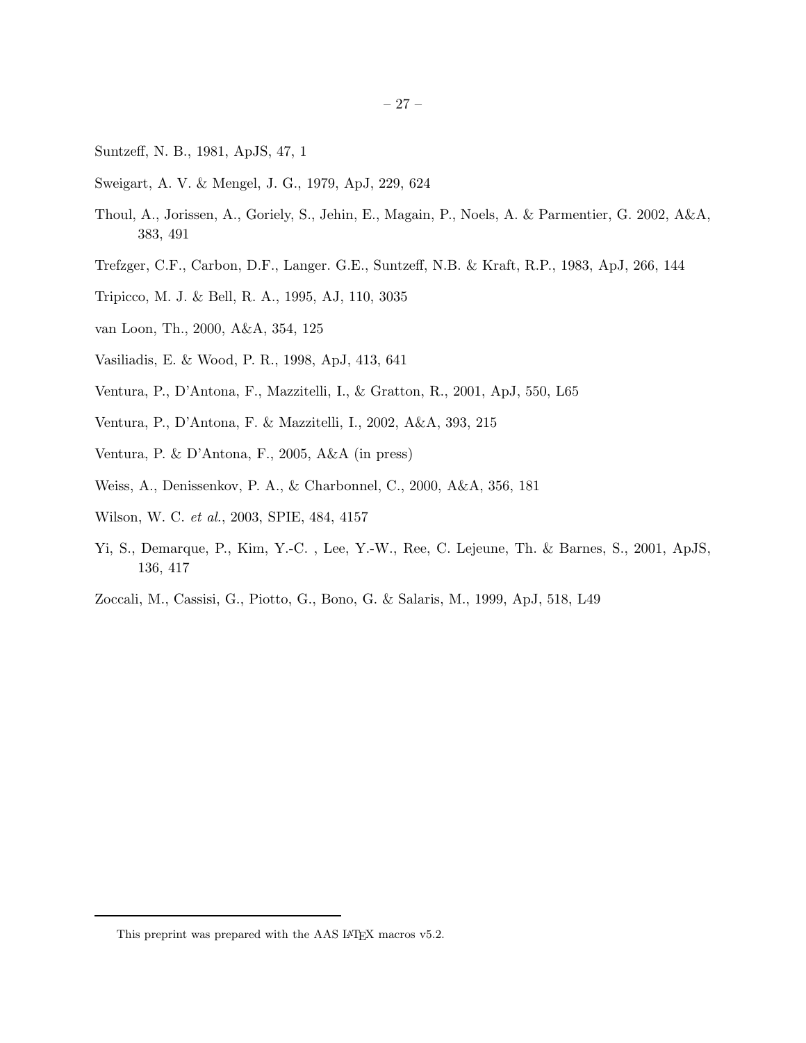Suntzeff, N. B., 1981, ApJS, 47, 1

Sweigart, A. V. & Mengel, J. G., 1979, ApJ, 229, 624

Thoul, A., Jorissen, A., Goriely, S., Jehin, E., Magain, P., Noels, A. & Parmentier, G. 2002, A&A, 383, 491

Trefzger, C.F., Carbon, D.F., Langer. G.E., Suntzeff, N.B. & Kraft, R.P., 1983, ApJ, 266, 144

Tripicco, M. J. & Bell, R. A., 1995, AJ, 110, 3035

van Loon, Th., 2000, A&A, 354, 125

Vasiliadis, E. & Wood, P. R., 1998, ApJ, 413, 641

Ventura, P., D'Antona, F., Mazzitelli, I., & Gratton, R., 2001, ApJ, 550, L65

Ventura, P., D'Antona, F. & Mazzitelli, I., 2002, A&A, 393, 215

Ventura, P. & D'Antona, F., 2005, A&A (in press)

Weiss, A., Denissenkov, P. A., & Charbonnel, C., 2000, A&A, 356, 181

Wilson, W. C. *et al.*, 2003, SPIE, 484, 4157

Yi, S., Demarque, P., Kim, Y.-C. , Lee, Y.-W., Ree, C. Lejeune, Th. & Barnes, S., 2001, ApJS, 136, 417

Zoccali, M., Cassisi, G., Piotto, G., Bono, G. & Salaris, M., 1999, ApJ, 518, L49

---

This preprint was prepared with the AAS LaTeX macros v5.2.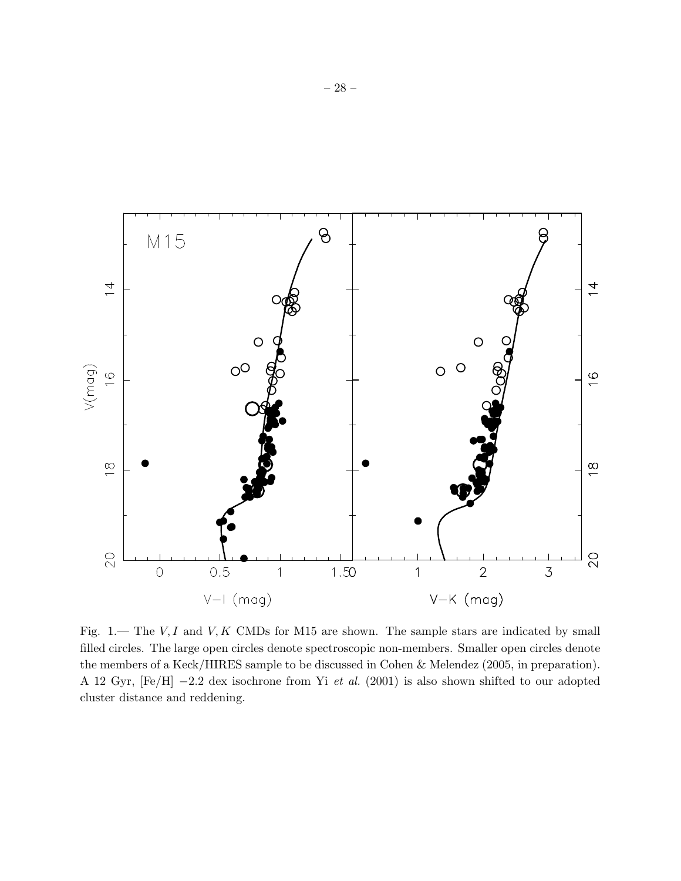Fig. 1.— The $V, I$ and $V, K$ CMDs for M15 are shown. The sample stars are indicated by small filled circles. The large open circles denote spectroscopic non-members. Smaller open circles denote the members of a Keck/HIRES sample to be discussed in Cohen & Melendez (2005, in preparation). A 12 Gyr, [Fe/H] −2.2 dex isochrone from Yi *et al.* (2001) is also shown shifted to our adopted cluster distance and reddening.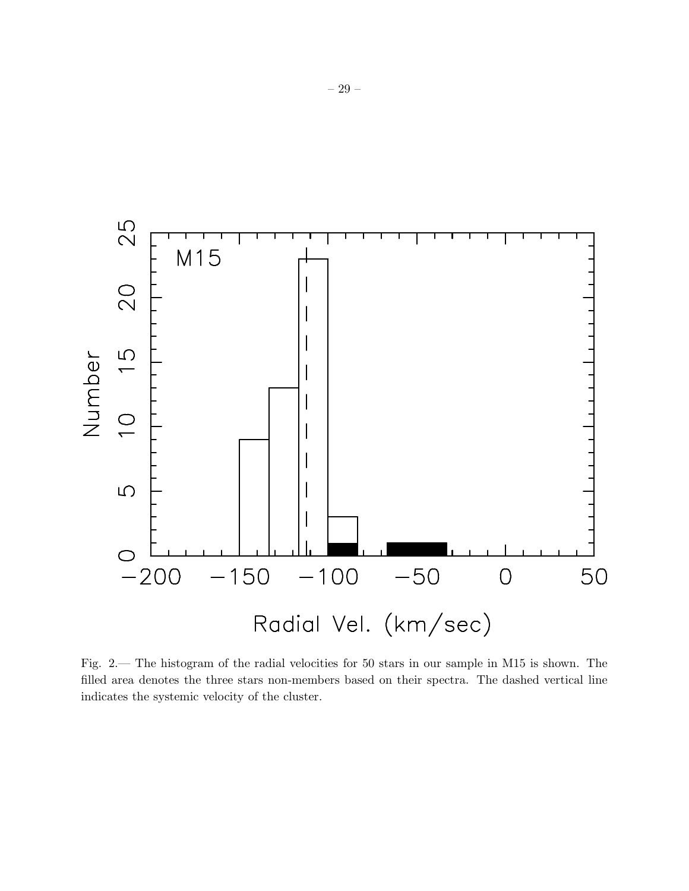Fig. 2.— The histogram of the radial velocities for 50 stars in our sample in M15 is shown. The filled area denotes the three stars non-members based on their spectra. The dashed vertical line indicates the systemic velocity of the cluster.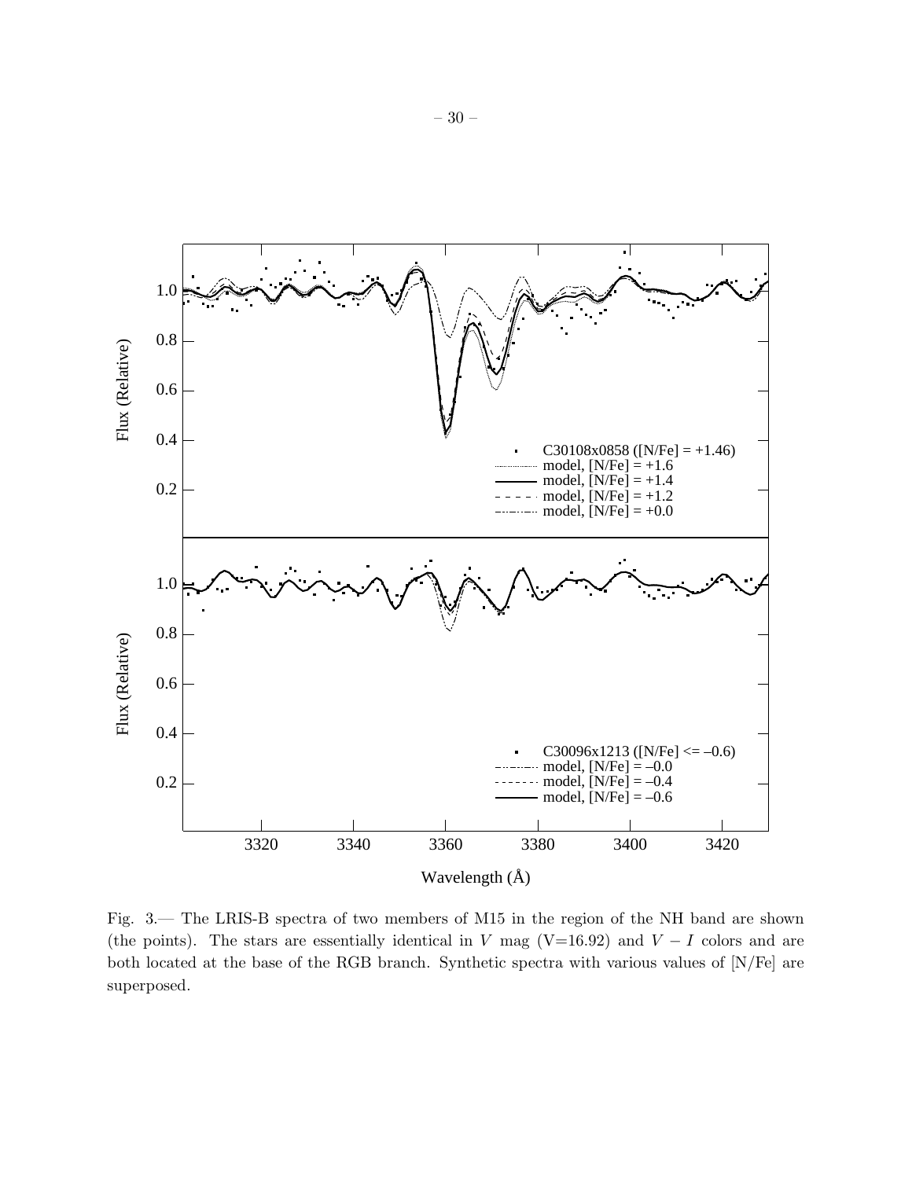Fig. 3.— The LRIS-B spectra of two members of M15 in the region of the NH band are shown (the points). The stars are essentially identical in $V$ mag (V=16.92) and $V - I$ colors and are both located at the base of the RGB branch. Synthetic spectra with various values of [N/Fe] are superposed.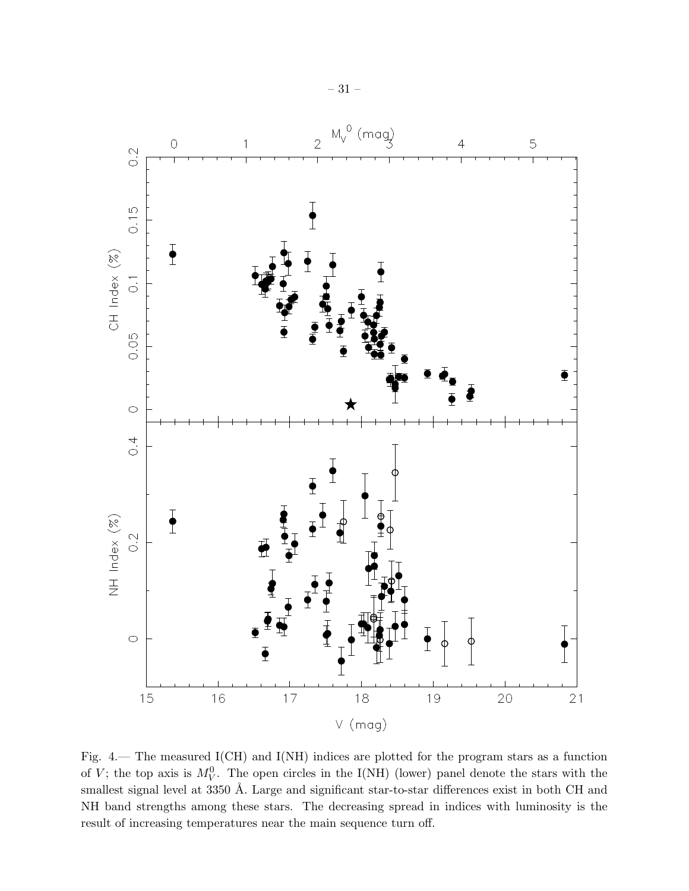Fig. 4.— The measured I(CH) and I(NH) indices are plotted for the program stars as a function of $V$; the top axis is $M_V^0$. The open circles in the I(NH) (lower) panel denote the stars with the smallest signal level at 3350 Å. Large and significant star-to-star differences exist in both CH and NH band strengths among these stars. The decreasing spread in indices with luminosity is the result of increasing temperatures near the main sequence turn off.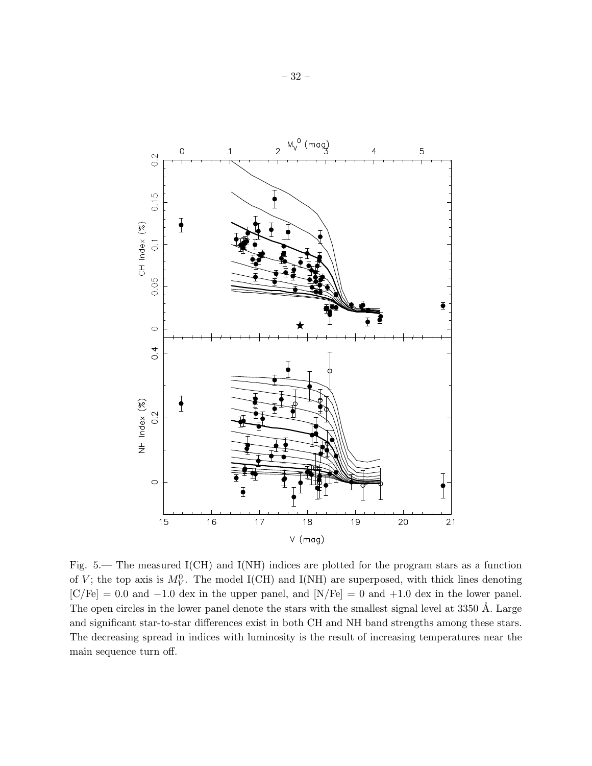Fig. 5.— The measured I(CH) and I(NH) indices are plotted for the program stars as a function of $V$; the top axis is $M_V^0$. The model I(CH) and I(NH) are superposed, with thick lines denoting [C/Fe] = 0.0 and −1.0 dex in the upper panel, and [N/Fe] = 0 and +1.0 dex in the lower panel. The open circles in the lower panel denote the stars with the smallest signal level at 3350 Å. Large and significant star-to-star differences exist in both CH and NH band strengths among these stars. The decreasing spread in indices with luminosity is the result of increasing temperatures near the main sequence turn off.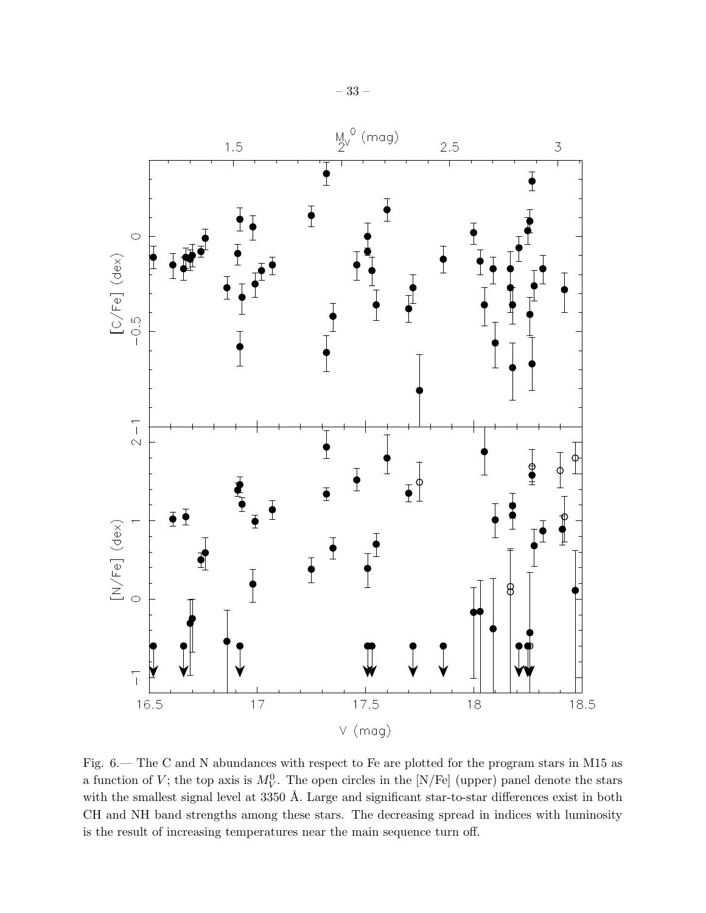Fig. 6.— The C and N abundances with respect to Fe are plotted for the program stars in M15 as a function of $V$; the top axis is $M_V^0$. The open circles in the [N/Fe] (upper) panel denote the stars with the smallest signal level at 3350 Å. Large and significant star-to-star differences exist in both CH and NH band strengths among these stars. The decreasing spread in indices with luminosity is the result of increasing temperatures near the main sequence turn off.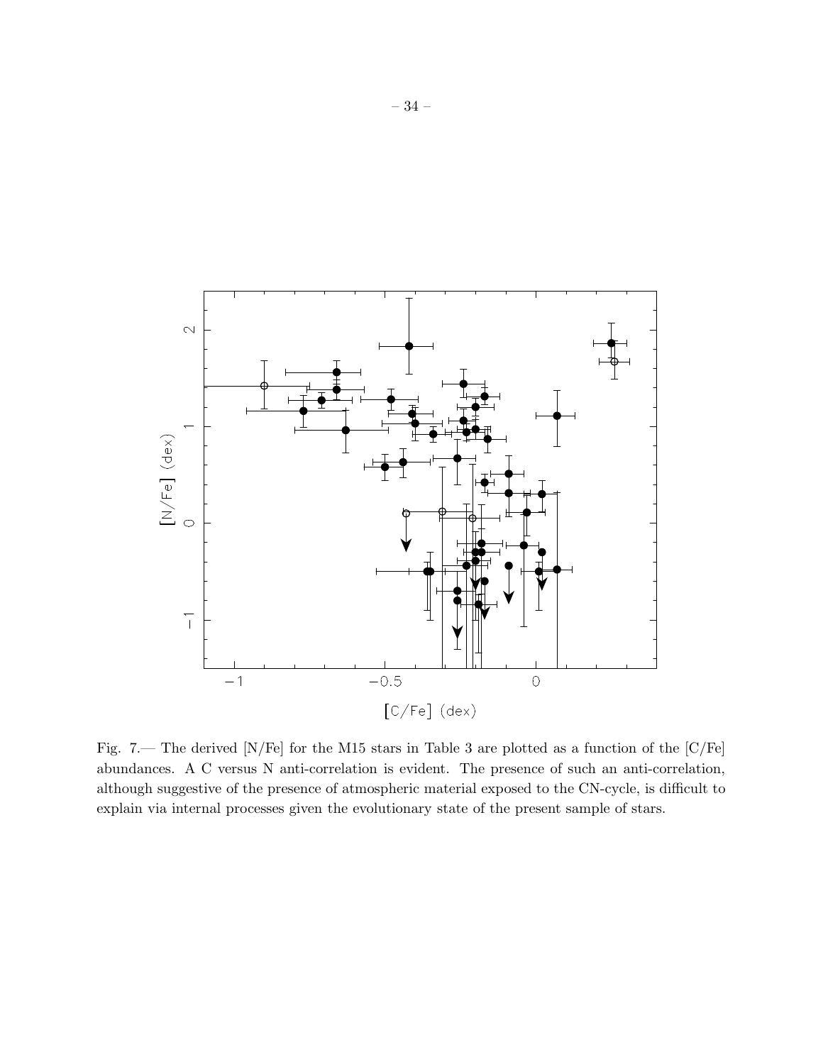Fig. 7.— The derived [N/Fe] for the M15 stars in Table 3 are plotted as a function of the [C/Fe] abundances. A C versus N anti-correlation is evident. The presence of such an anti-correlation, although suggestive of the presence of atmospheric material exposed to the CN-cycle, is difficult to explain via internal processes given the evolutionary state of the present sample of stars.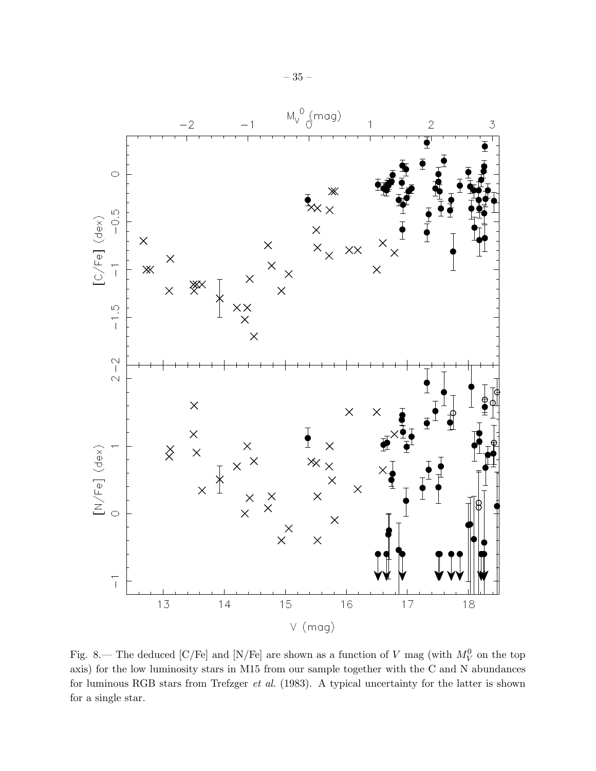Fig. 8.— The deduced [C/Fe] and [N/Fe] are shown as a function of $V$ mag (with $M_V^0$ on the top axis) for the low luminosity stars in M15 from our sample together with the C and N abundances for luminous RGB stars from Trefzger *et al.* (1983). A typical uncertainty for the latter is shown for a single star.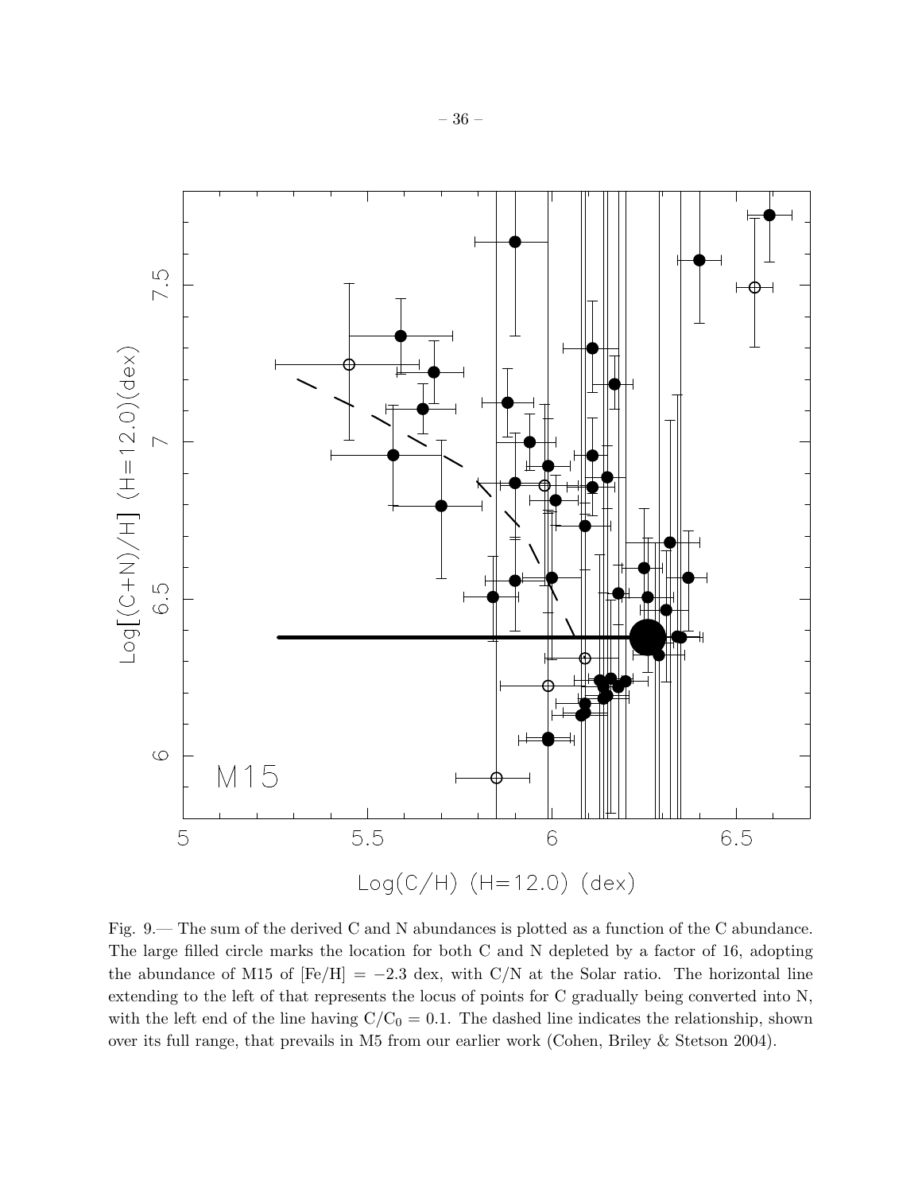Fig. 9.— The sum of the derived C and N abundances is plotted as a function of the C abundance. The large filled circle marks the location for both C and N depleted by a factor of 16, adopting the abundance of M15 of [Fe/H] = −2.3 dex, with C/N at the Solar ratio. The horizontal line extending to the left of that represents the locus of points for C gradually being converted into N, with the left end of the line having $C/C_0 = 0.1$. The dashed line indicates the relationship, shown over its full range, that prevails in M5 from our earlier work (Cohen, Briley & Stetson 2004).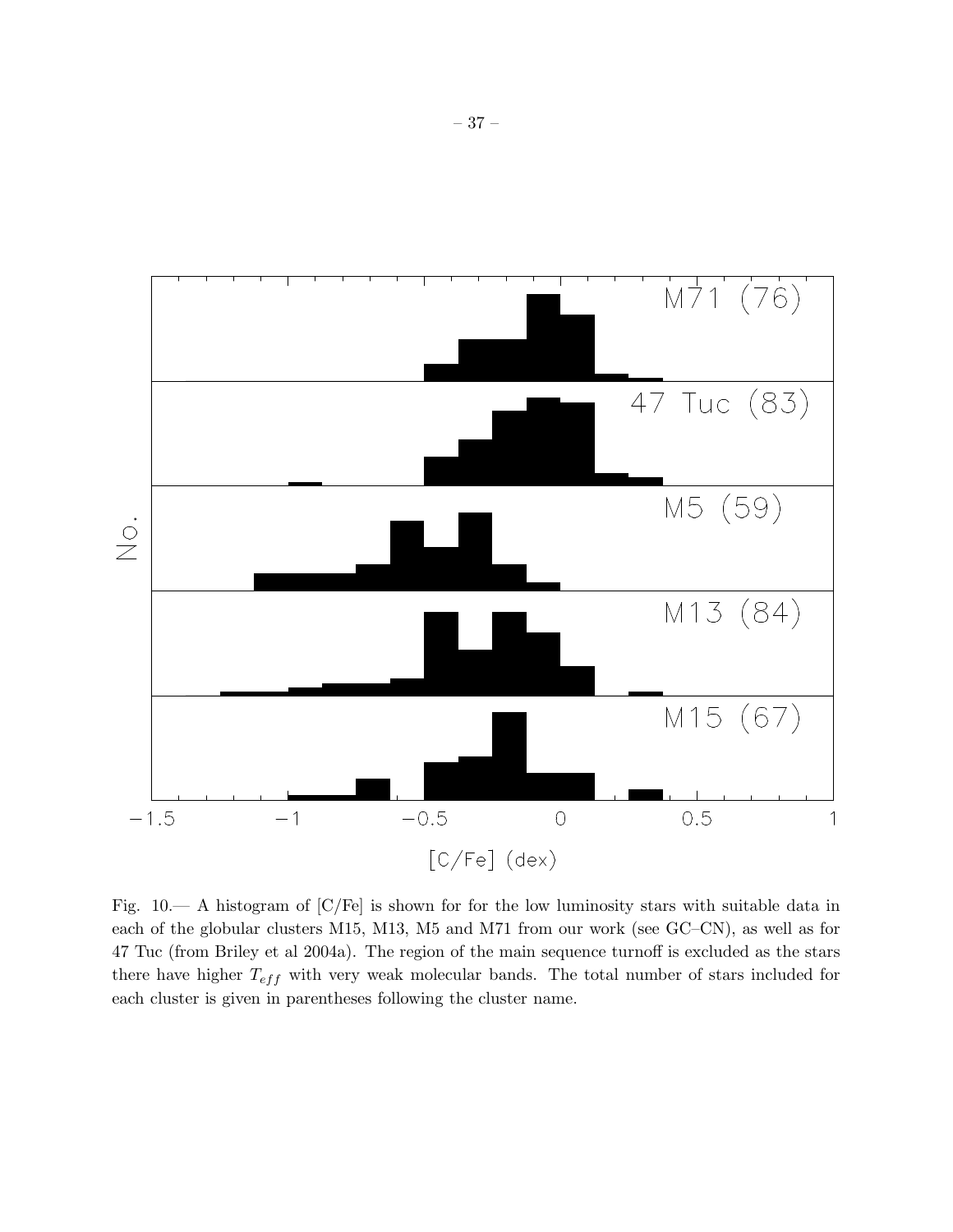Fig. 10.— A histogram of [C/Fe] is shown for for the low luminosity stars with suitable data in each of the globular clusters M15, M13, M5 and M71 from our work (see GC–CN), as well as for 47 Tuc (from Briley et al 2004a). The region of the main sequence turnoff is excluded as the stars there have higher $T_{eff}$ with very weak molecular bands. The total number of stars included for each cluster is given in parentheses following the cluster name.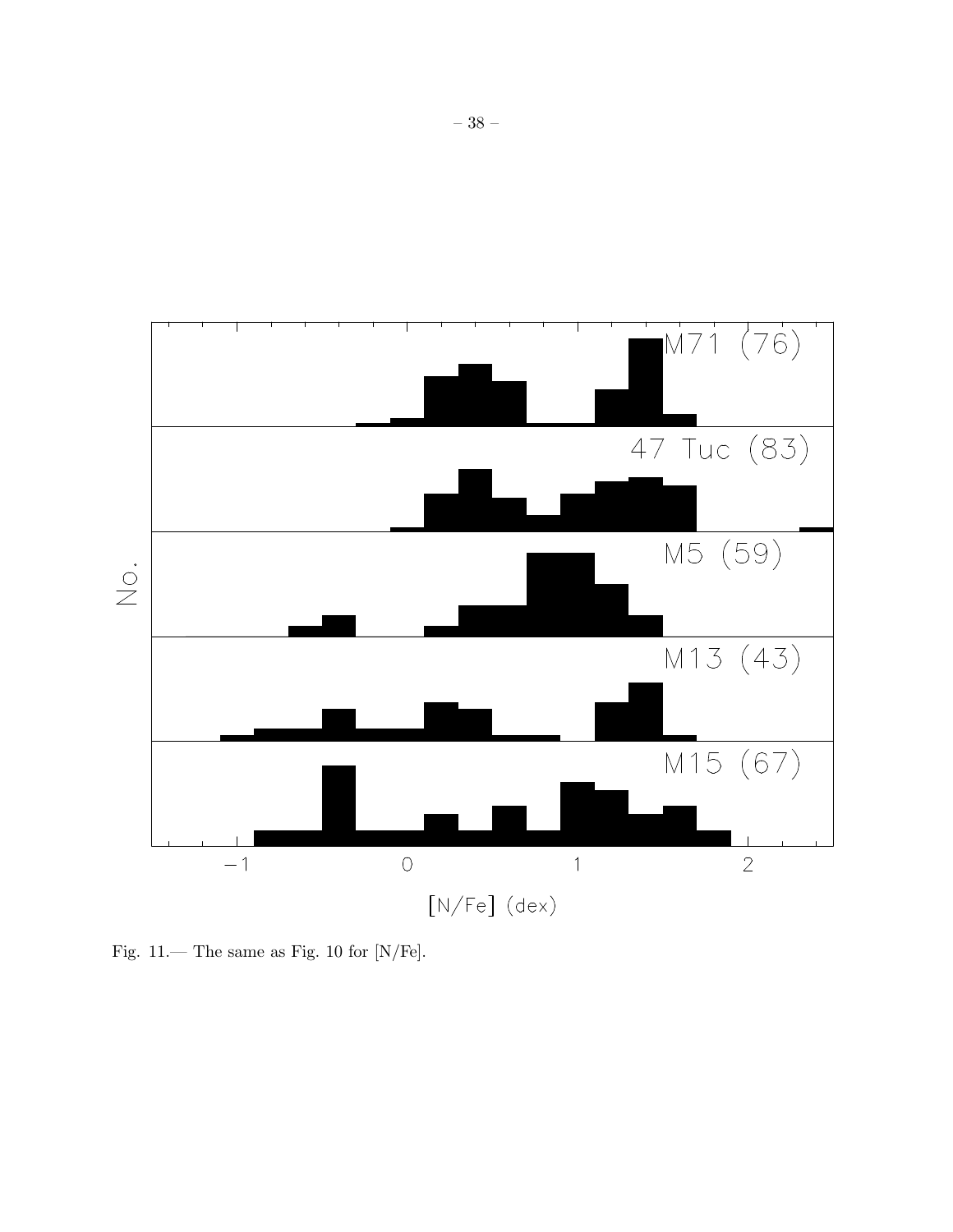Fig. 11.— The same as Fig. 10 for [N/Fe].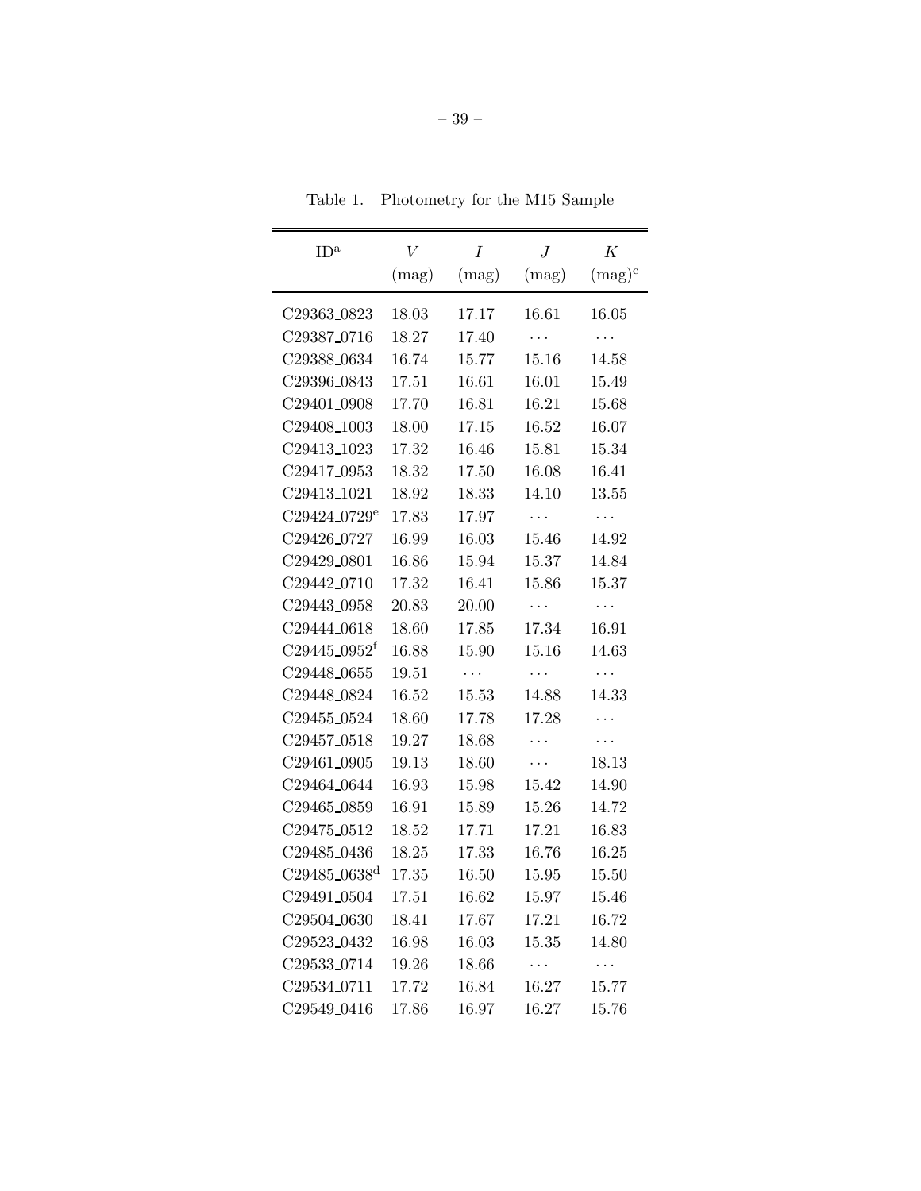Table 1. Photometry for the M15 Sample

| ID[a] | $V$ (mag) | $I$ (mag) | $J$ (mag) | $K$ (mag)[c] |
|---|---|---|---|---|
| C29363_0823 | 18.03 | 17.17 | 16.61 | 16.05 |
| C29387_0716 | 18.27 | 17.40 | ... | ... |
| C29388_0634 | 16.74 | 15.77 | 15.16 | 14.58 |
| C29396_0843 | 17.51 | 16.61 | 16.01 | 15.49 |
| C29401_0908 | 17.70 | 16.81 | 16.21 | 15.68 |
| C29408_1003 | 18.00 | 17.15 | 16.52 | 16.07 |
| C29413_1023 | 17.32 | 16.46 | 15.81 | 15.34 |
| C29417_0953 | 18.32 | 17.50 | 16.08 | 16.41 |
| C29413_1021 | 18.92 | 18.33 | 14.10 | 13.55 |
| C29424_0729[e] | 17.83 | 17.97 | ... | ... |
| C29426_0727 | 16.99 | 16.03 | 15.46 | 14.92 |
| C29429_0801 | 16.86 | 15.94 | 15.37 | 14.84 |
| C29442_0710 | 17.32 | 16.41 | 15.86 | 15.37 |
| C29443_0958 | 20.83 | 20.00 | ... | ... |
| C29444_0618 | 18.60 | 17.85 | 17.34 | 16.91 |
| C29445_0952[f] | 16.88 | 15.90 | 15.16 | 14.63 |
| C29448_0655 | 19.51 | ... | ... | ... |
| C29448_0824 | 16.52 | 15.53 | 14.88 | 14.33 |
| C29455_0524 | 18.60 | 17.78 | 17.28 | ... |
| C29457_0518 | 19.27 | 18.68 | ... | ... |
| C29461_0905 | 19.13 | 18.60 | ... | 18.13 |
| C29464_0644 | 16.93 | 15.98 | 15.42 | 14.90 |
| C29465_0859 | 16.91 | 15.89 | 15.26 | 14.72 |
| C29475_0512 | 18.52 | 17.71 | 17.21 | 16.83 |
| C29485_0436 | 18.25 | 17.33 | 16.76 | 16.25 |
| C29485_0638[d] | 17.35 | 16.50 | 15.95 | 15.50 |
| C29491_0504 | 17.51 | 16.62 | 15.97 | 15.46 |
| C29504_0630 | 18.41 | 17.67 | 17.21 | 16.72 |
| C29523_0432 | 16.98 | 16.03 | 15.35 | 14.80 |
| C29533_0714 | 19.26 | 18.66 | ... | ... |
| C29534_0711 | 17.72 | 16.84 | 16.27 | 15.77 |
| C29549_0416 | 17.86 | 16.97 | 16.27 | 15.76 |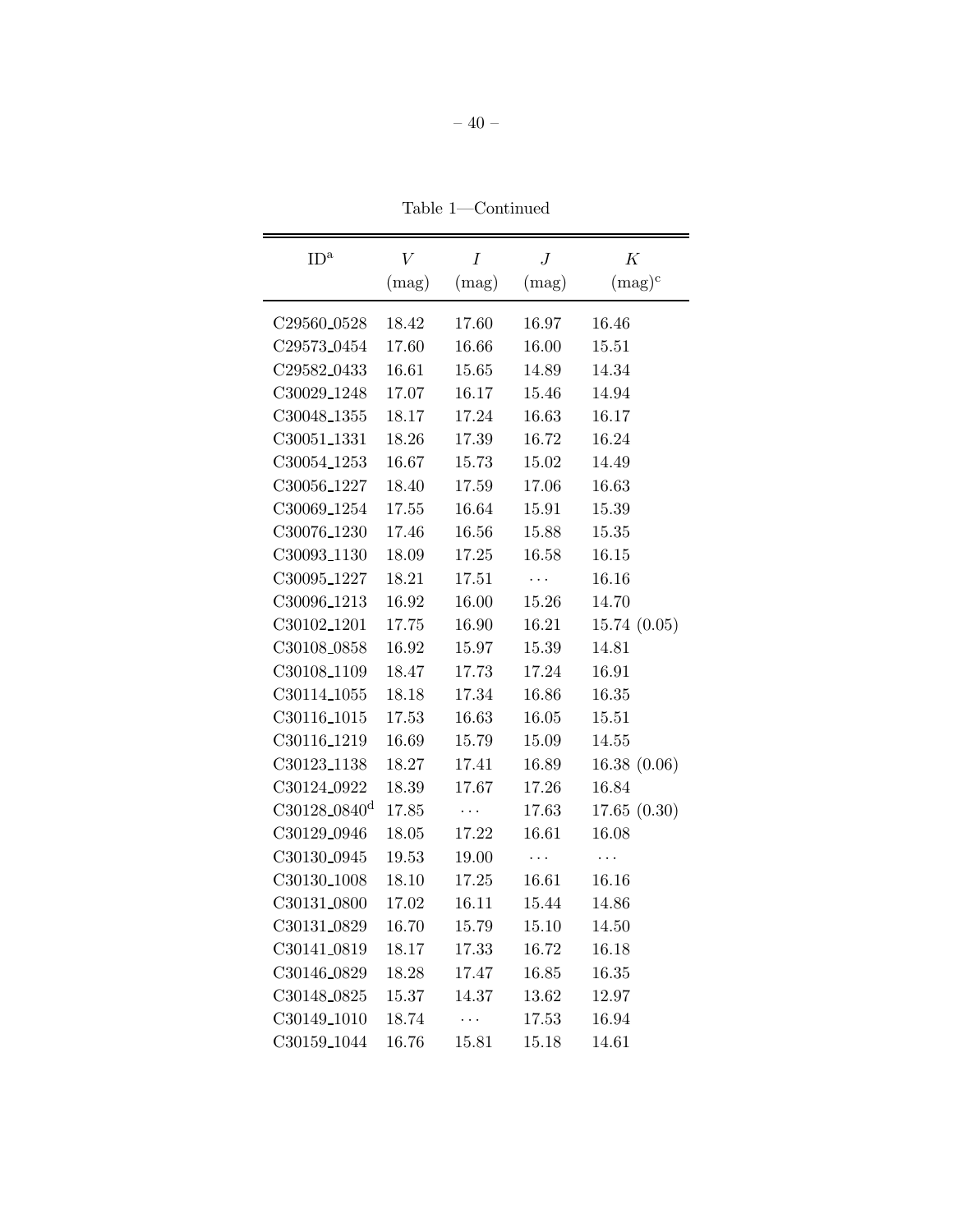Table 1—Continued

| ID[a] | $V$ (mag) | $I$ (mag) | $J$ (mag) | $K$ (mag)[c] |
|---|---|---|---|---|
| C29560_0528 | 18.42 | 17.60 | 16.97 | 16.46 |
| C29573_0454 | 17.60 | 16.66 | 16.00 | 15.51 |
| C29582_0433 | 16.61 | 15.65 | 14.89 | 14.34 |
| C30029_1248 | 17.07 | 16.17 | 15.46 | 14.94 |
| C30048_1355 | 18.17 | 17.24 | 16.63 | 16.17 |
| C30051_1331 | 18.26 | 17.39 | 16.72 | 16.24 |
| C30054_1253 | 16.67 | 15.73 | 15.02 | 14.49 |
| C30056_1227 | 18.40 | 17.59 | 17.06 | 16.63 |
| C30069_1254 | 17.55 | 16.64 | 15.91 | 15.39 |
| C30076_1230 | 17.46 | 16.56 | 15.88 | 15.35 |
| C30093_1130 | 18.09 | 17.25 | 16.58 | 16.15 |
| C30095_1227 | 18.21 | 17.51 | ··· | 16.16 |
| C30096_1213 | 16.92 | 16.00 | 15.26 | 14.70 |
| C30102_1201 | 17.75 | 16.90 | 16.21 | 15.74 (0.05) |
| C30108_0858 | 16.92 | 15.97 | 15.39 | 14.81 |
| C30108_1109 | 18.47 | 17.73 | 17.24 | 16.91 |
| C30114_1055 | 18.18 | 17.34 | 16.86 | 16.35 |
| C30116_1015 | 17.53 | 16.63 | 16.05 | 15.51 |
| C30116_1219 | 16.69 | 15.79 | 15.09 | 14.55 |
| C30123_1138 | 18.27 | 17.41 | 16.89 | 16.38 (0.06) |
| C30124_0922 | 18.39 | 17.67 | 17.26 | 16.84 |
| C30128_0840[d] | 17.85 | ··· | 17.63 | 17.65 (0.30) |
| C30129_0946 | 18.05 | 17.22 | 16.61 | 16.08 |
| C30130_0945 | 19.53 | 19.00 | ··· | ··· |
| C30130_1008 | 18.10 | 17.25 | 16.61 | 16.16 |
| C30131_0800 | 17.02 | 16.11 | 15.44 | 14.86 |
| C30131_0829 | 16.70 | 15.79 | 15.10 | 14.50 |
| C30141_0819 | 18.17 | 17.33 | 16.72 | 16.18 |
| C30146_0829 | 18.28 | 17.47 | 16.85 | 16.35 |
| C30148_0825 | 15.37 | 14.37 | 13.62 | 12.97 |
| C30149_1010 | 18.74 | ··· | 17.53 | 16.94 |
| C30159_1044 | 16.76 | 15.81 | 15.18 | 14.61 |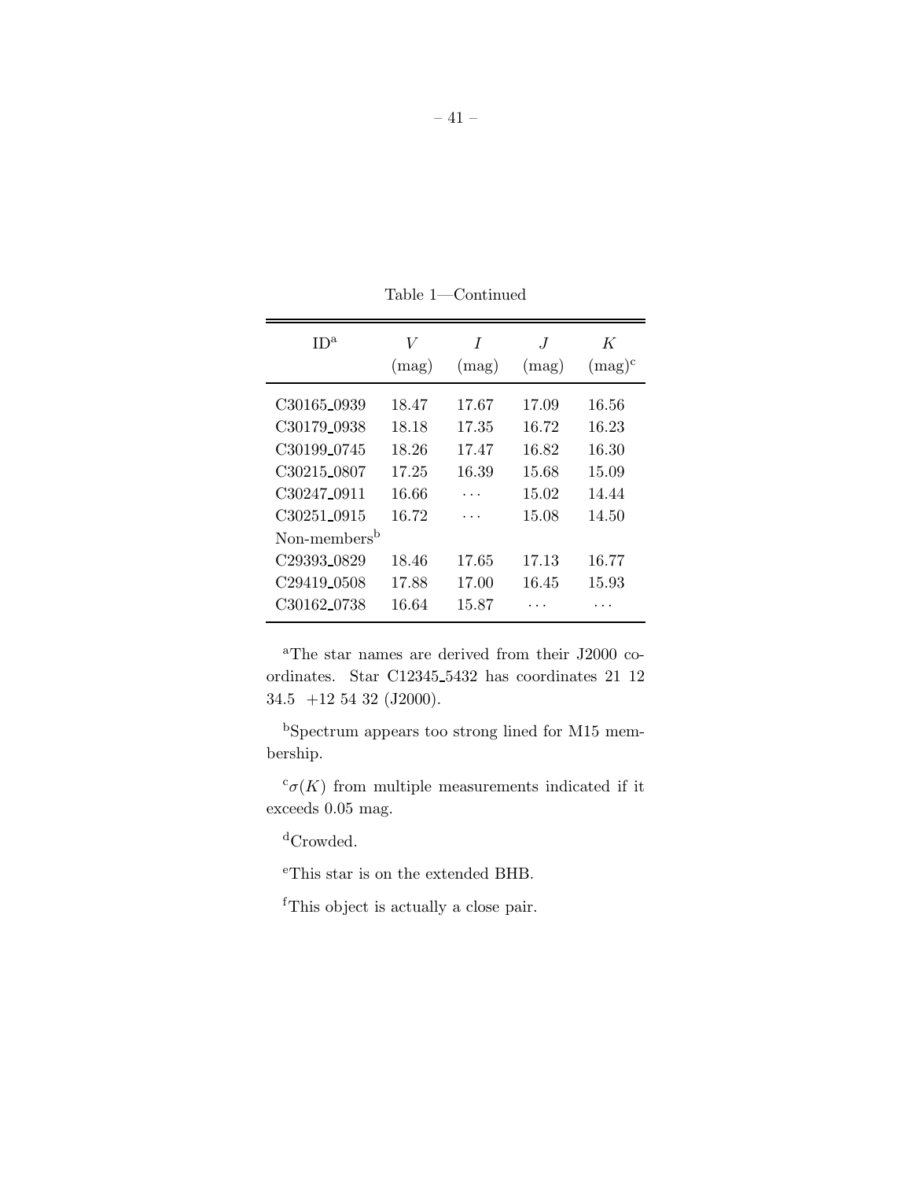Table 1—Continued

| ID[a] | $V$ (mag) | $I$ (mag) | $J$ (mag) | $K$ (mag)[c] |
|---|---|---|---|---|
| C30165_0939 | 18.47 | 17.67 | 17.09 | 16.56 |
| C30179_0938 | 18.18 | 17.35 | 16.72 | 16.23 |
| C30199_0745 | 18.26 | 17.47 | 16.82 | 16.30 |
| C30215_0807 | 17.25 | 16.39 | 15.68 | 15.09 |
| C30247_0911 | 16.66 | ... | 15.02 | 14.44 |
| C30251_0915 | 16.72 | ... | 15.08 | 14.50 |
| Non-members[b] | | | | |
| C29393_0829 | 18.46 | 17.65 | 17.13 | 16.77 |
| C29419_0508 | 17.88 | 17.00 | 16.45 | 15.93 |
| C30162_0738 | 16.64 | 15.87 | ... | ... |

[a]The star names are derived from their J2000 coordinates. Star C12345_5432 has coordinates 21 12 34.5 +12 54 32 (J2000).

[b]Spectrum appears too strong lined for M15 membership.

[c]$\sigma(K)$ from multiple measurements indicated if it exceeds 0.05 mag.

[d]Crowded.

[e]This star is on the extended BHB.

[f]This object is actually a close pair.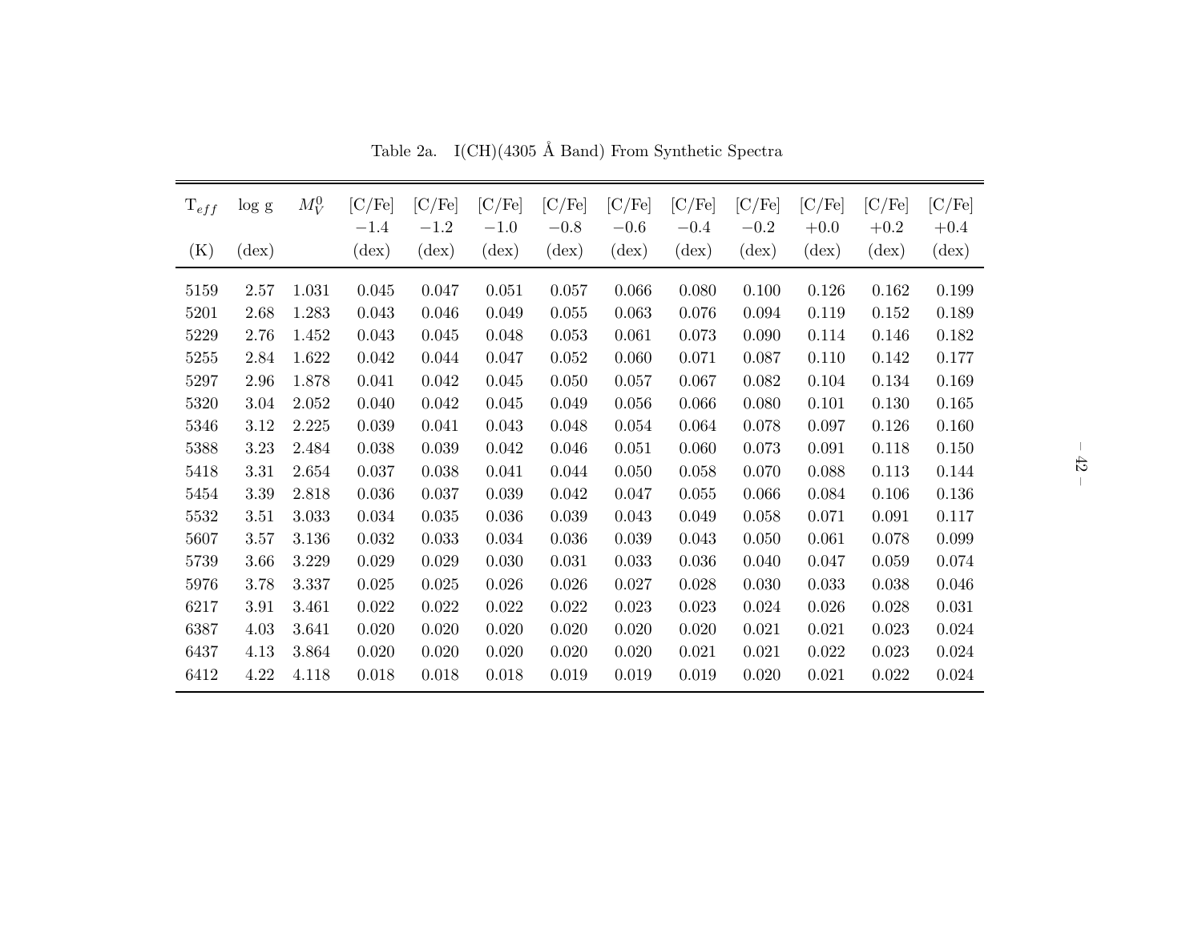Table 2a. I(CH)(4305 Å Band) From Synthetic Spectra

| $T_{eff}$ (K) | log g (dex) | $M_V^0$ | [C/Fe] $-1.4$ (dex) | [C/Fe] $-1.2$ (dex) | [C/Fe] $-1.0$ (dex) | [C/Fe] $-0.8$ (dex) | [C/Fe] $-0.6$ (dex) | [C/Fe] $-0.4$ (dex) | [C/Fe] $-0.2$ (dex) | [C/Fe] $+0.0$ (dex) | [C/Fe] $+0.2$ (dex) | [C/Fe] $+0.4$ (dex) |
|---|---|---|---|---|---|---|---|---|---|---|---|---|
| 5159 | 2.57 | 1.031 | 0.045 | 0.047 | 0.051 | 0.057 | 0.066 | 0.080 | 0.100 | 0.126 | 0.162 | 0.199 |
| 5201 | 2.68 | 1.283 | 0.043 | 0.046 | 0.049 | 0.055 | 0.063 | 0.076 | 0.094 | 0.119 | 0.152 | 0.189 |
| 5229 | 2.76 | 1.452 | 0.043 | 0.045 | 0.048 | 0.053 | 0.061 | 0.073 | 0.090 | 0.114 | 0.146 | 0.182 |
| 5255 | 2.84 | 1.622 | 0.042 | 0.044 | 0.047 | 0.052 | 0.060 | 0.071 | 0.087 | 0.110 | 0.142 | 0.177 |
| 5297 | 2.96 | 1.878 | 0.041 | 0.042 | 0.045 | 0.050 | 0.057 | 0.067 | 0.082 | 0.104 | 0.134 | 0.169 |
| 5320 | 3.04 | 2.052 | 0.040 | 0.042 | 0.045 | 0.049 | 0.056 | 0.066 | 0.080 | 0.101 | 0.130 | 0.165 |
| 5346 | 3.12 | 2.225 | 0.039 | 0.041 | 0.043 | 0.048 | 0.054 | 0.064 | 0.078 | 0.097 | 0.126 | 0.160 |
| 5388 | 3.23 | 2.484 | 0.038 | 0.039 | 0.042 | 0.046 | 0.051 | 0.060 | 0.073 | 0.091 | 0.118 | 0.150 |
| 5418 | 3.31 | 2.654 | 0.037 | 0.038 | 0.041 | 0.044 | 0.050 | 0.058 | 0.070 | 0.088 | 0.113 | 0.144 |
| 5454 | 3.39 | 2.818 | 0.036 | 0.037 | 0.039 | 0.042 | 0.047 | 0.055 | 0.066 | 0.084 | 0.106 | 0.136 |
| 5532 | 3.51 | 3.033 | 0.034 | 0.035 | 0.036 | 0.039 | 0.043 | 0.049 | 0.058 | 0.071 | 0.091 | 0.117 |
| 5607 | 3.57 | 3.136 | 0.032 | 0.033 | 0.034 | 0.036 | 0.039 | 0.043 | 0.050 | 0.061 | 0.078 | 0.099 |
| 5739 | 3.66 | 3.229 | 0.029 | 0.029 | 0.030 | 0.031 | 0.033 | 0.036 | 0.040 | 0.047 | 0.059 | 0.074 |
| 5976 | 3.78 | 3.337 | 0.025 | 0.025 | 0.026 | 0.026 | 0.027 | 0.028 | 0.030 | 0.033 | 0.038 | 0.046 |
| 6217 | 3.91 | 3.461 | 0.022 | 0.022 | 0.022 | 0.022 | 0.023 | 0.023 | 0.024 | 0.026 | 0.028 | 0.031 |
| 6387 | 4.03 | 3.641 | 0.020 | 0.020 | 0.020 | 0.020 | 0.020 | 0.020 | 0.021 | 0.021 | 0.023 | 0.024 |
| 6437 | 4.13 | 3.864 | 0.020 | 0.020 | 0.020 | 0.020 | 0.020 | 0.021 | 0.021 | 0.022 | 0.023 | 0.024 |
| 6412 | 4.22 | 4.118 | 0.018 | 0.018 | 0.018 | 0.019 | 0.019 | 0.019 | 0.020 | 0.021 | 0.022 | 0.024 |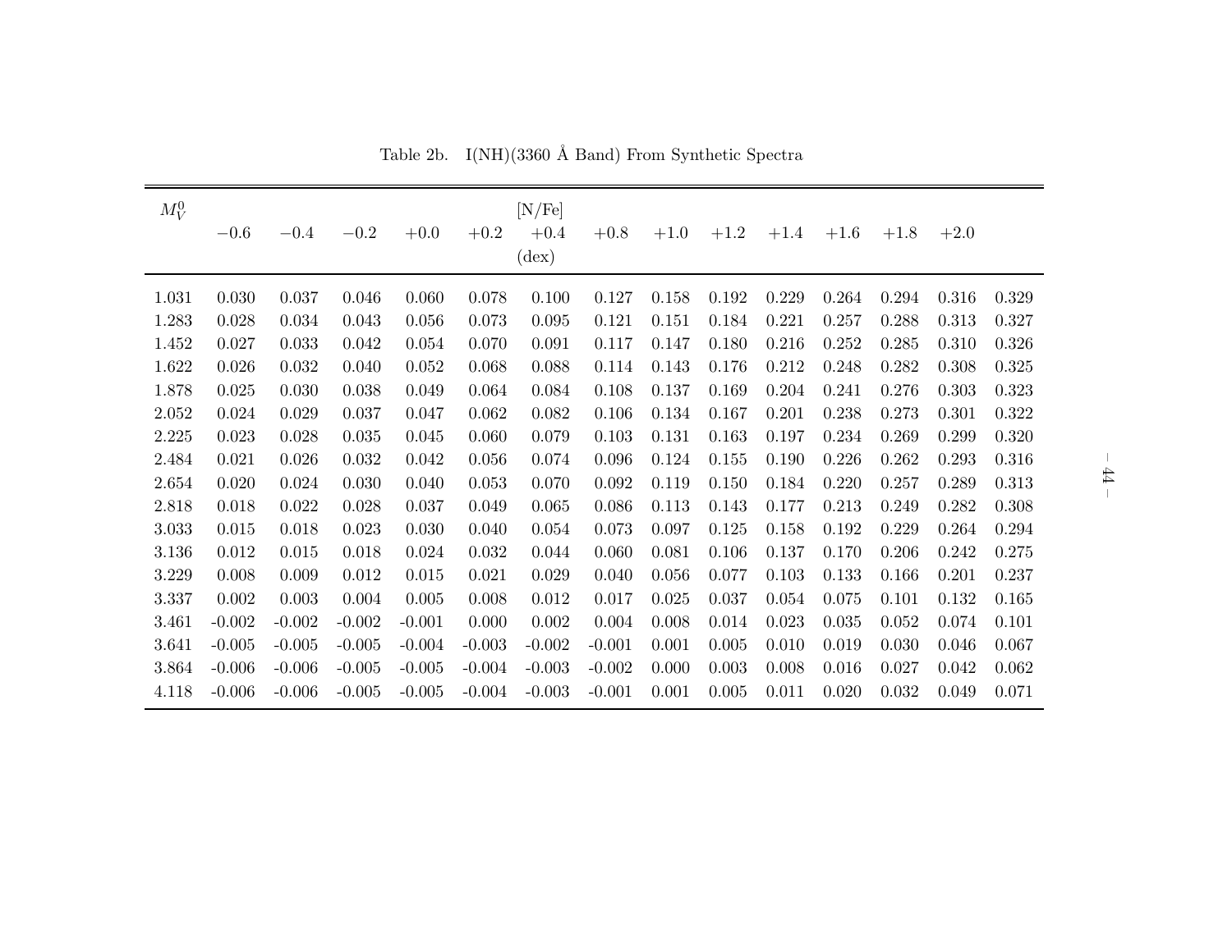Table 2b. I(NH)(3360 Å Band) From Synthetic Spectra

| $M_V^0$ | [N/Fe] (dex) | | | | | | | | | | | | | |
|---|---|---|---|---|---|---|---|---|---|---|---|---|---|---|
| | −0.6 | −0.4 | −0.2 | +0.0 | +0.2 | +0.4 | +0.8 | +1.0 | +1.2 | +1.4 | +1.6 | +1.8 | +2.0 | |
| 1.031 | 0.030 | 0.037 | 0.046 | 0.060 | 0.078 | 0.100 | 0.127 | 0.158 | 0.192 | 0.229 | 0.264 | 0.294 | 0.316 | 0.329 |
| 1.283 | 0.028 | 0.034 | 0.043 | 0.056 | 0.073 | 0.095 | 0.121 | 0.151 | 0.184 | 0.221 | 0.257 | 0.288 | 0.313 | 0.327 |
| 1.452 | 0.027 | 0.033 | 0.042 | 0.054 | 0.070 | 0.091 | 0.117 | 0.147 | 0.180 | 0.216 | 0.252 | 0.285 | 0.310 | 0.326 |
| 1.622 | 0.026 | 0.032 | 0.040 | 0.052 | 0.068 | 0.088 | 0.114 | 0.143 | 0.176 | 0.212 | 0.248 | 0.282 | 0.308 | 0.325 |
| 1.878 | 0.025 | 0.030 | 0.038 | 0.049 | 0.064 | 0.084 | 0.108 | 0.137 | 0.169 | 0.204 | 0.241 | 0.276 | 0.303 | 0.323 |
| 2.052 | 0.024 | 0.029 | 0.037 | 0.047 | 0.062 | 0.082 | 0.106 | 0.134 | 0.167 | 0.201 | 0.238 | 0.273 | 0.301 | 0.322 |
| 2.225 | 0.023 | 0.028 | 0.035 | 0.045 | 0.060 | 0.079 | 0.103 | 0.131 | 0.163 | 0.197 | 0.234 | 0.269 | 0.299 | 0.320 |
| 2.484 | 0.021 | 0.026 | 0.032 | 0.042 | 0.056 | 0.074 | 0.096 | 0.124 | 0.155 | 0.190 | 0.226 | 0.262 | 0.293 | 0.316 |
| 2.654 | 0.020 | 0.024 | 0.030 | 0.040 | 0.053 | 0.070 | 0.092 | 0.119 | 0.150 | 0.184 | 0.220 | 0.257 | 0.289 | 0.313 |
| 2.818 | 0.018 | 0.022 | 0.028 | 0.037 | 0.049 | 0.065 | 0.086 | 0.113 | 0.143 | 0.177 | 0.213 | 0.249 | 0.282 | 0.308 |
| 3.033 | 0.015 | 0.018 | 0.023 | 0.030 | 0.040 | 0.054 | 0.073 | 0.097 | 0.125 | 0.158 | 0.192 | 0.229 | 0.264 | 0.294 |
| 3.136 | 0.012 | 0.015 | 0.018 | 0.024 | 0.032 | 0.044 | 0.060 | 0.081 | 0.106 | 0.137 | 0.170 | 0.206 | 0.242 | 0.275 |
| 3.229 | 0.008 | 0.009 | 0.012 | 0.015 | 0.021 | 0.029 | 0.040 | 0.056 | 0.077 | 0.103 | 0.133 | 0.166 | 0.201 | 0.237 |
| 3.337 | 0.002 | 0.003 | 0.004 | 0.005 | 0.008 | 0.012 | 0.017 | 0.025 | 0.037 | 0.054 | 0.075 | 0.101 | 0.132 | 0.165 |
| 3.461 | -0.002 | -0.002 | -0.002 | -0.001 | 0.000 | 0.002 | 0.004 | 0.008 | 0.014 | 0.023 | 0.035 | 0.052 | 0.074 | 0.101 |
| 3.641 | -0.005 | -0.005 | -0.005 | -0.004 | -0.003 | -0.002 | -0.001 | 0.001 | 0.005 | 0.010 | 0.019 | 0.030 | 0.046 | 0.067 |
| 3.864 | -0.006 | -0.006 | -0.005 | -0.005 | -0.004 | -0.003 | -0.002 | 0.000 | 0.003 | 0.008 | 0.016 | 0.027 | 0.042 | 0.062 |
| 4.118 | -0.006 | -0.006 | -0.005 | -0.005 | -0.004 | -0.003 | -0.001 | 0.001 | 0.005 | 0.011 | 0.020 | 0.032 | 0.049 | 0.071 |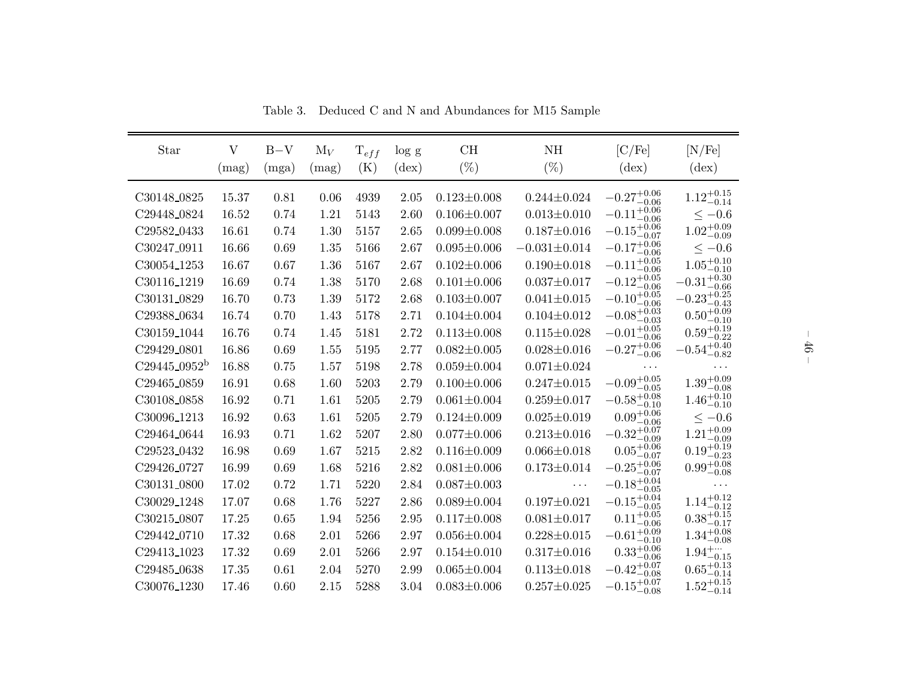Table 3. Deduced C and N and Abundances for M15 Sample

| Star | V (mag) | B−V (mga) | $M_V$ (mag) | $T_{eff}$ (K) | log g (dex) | CH (%) | NH (%) | [C/Fe] (dex) | [N/Fe] (dex) |
|---|---|---|---|---|---|---|---|---|---|
| C30148_0825 | 15.37 | 0.81 | 0.06 | 4939 | 2.05 | 0.123±0.008 | 0.244±0.024 | $-0.27^{+0.06}_{-0.06}$ | $1.12^{+0.15}_{-0.14}$ |
| C29448_0824 | 16.52 | 0.74 | 1.21 | 5143 | 2.60 | 0.106±0.007 | 0.013±0.010 | $-0.11^{+0.06}_{-0.06}$ | $\leq -0.6$ |
| C29582_0433 | 16.61 | 0.74 | 1.30 | 5157 | 2.65 | 0.099±0.008 | 0.187±0.016 | $-0.15^{+0.06}_{-0.07}$ | $1.02^{+0.09}_{-0.09}$ |
| C30247_0911 | 16.66 | 0.69 | 1.35 | 5166 | 2.67 | 0.095±0.006 | −0.031±0.014 | $-0.17^{+0.06}_{-0.06}$ | $\leq -0.6$ |
| C30054_1253 | 16.67 | 0.67 | 1.36 | 5167 | 2.67 | 0.102±0.006 | 0.190±0.018 | $-0.11^{+0.05}_{-0.06}$ | $1.05^{+0.10}_{-0.10}$ |
| C30116_1219 | 16.69 | 0.74 | 1.38 | 5170 | 2.68 | 0.101±0.006 | 0.037±0.017 | $-0.12^{+0.05}_{-0.06}$ | $-0.31^{+0.30}_{-0.66}$ |
| C30131_0829 | 16.70 | 0.73 | 1.39 | 5172 | 2.68 | 0.103±0.007 | 0.041±0.015 | $-0.10^{+0.05}_{-0.06}$ | $-0.23^{+0.25}_{-0.43}$ |
| C29388_0634 | 16.74 | 0.70 | 1.43 | 5178 | 2.71 | 0.104±0.004 | 0.104±0.012 | $-0.08^{+0.03}_{-0.03}$ | $0.50^{+0.09}_{-0.10}$ |
| C30159_1044 | 16.76 | 0.74 | 1.45 | 5181 | 2.72 | 0.113±0.008 | 0.115±0.028 | $-0.01^{+0.05}_{-0.06}$ | $0.59^{+0.19}_{-0.22}$ |
| C29429_0801 | 16.86 | 0.69 | 1.55 | 5195 | 2.77 | 0.082±0.005 | 0.028±0.016 | $-0.27^{+0.06}_{-0.06}$ | $-0.54^{+0.40}_{-0.82}$ |
| C29445_0952[b] | 16.88 | 0.75 | 1.57 | 5198 | 2.78 | 0.059±0.004 | 0.071±0.024 | ··· | ··· |
| C29465_0859 | 16.91 | 0.68 | 1.60 | 5203 | 2.79 | 0.100±0.006 | 0.247±0.015 | $-0.09^{+0.05}_{-0.05}$ | $1.39^{+0.09}_{-0.08}$ |
| C30108_0858 | 16.92 | 0.71 | 1.61 | 5205 | 2.79 | 0.061±0.004 | 0.259±0.017 | $-0.58^{+0.08}_{-0.10}$ | $1.46^{+0.10}_{-0.10}$ |
| C30096_1213 | 16.92 | 0.63 | 1.61 | 5205 | 2.79 | 0.124±0.009 | 0.025±0.019 | $0.09^{+0.06}_{-0.06}$ | $\leq -0.6$ |
| C29464_0644 | 16.93 | 0.71 | 1.62 | 5207 | 2.80 | 0.077±0.006 | 0.213±0.016 | $-0.32^{+0.07}_{-0.09}$ | $1.21^{+0.09}_{-0.09}$ |
| C29523_0432 | 16.98 | 0.69 | 1.67 | 5215 | 2.82 | 0.116±0.009 | 0.066±0.018 | $0.05^{+0.06}_{-0.07}$ | $0.19^{+0.19}_{-0.23}$ |
| C29426_0727 | 16.99 | 0.69 | 1.68 | 5216 | 2.82 | 0.081±0.006 | 0.173±0.014 | $-0.25^{+0.06}_{-0.07}$ | $0.99^{+0.08}_{-0.08}$ |
| C30131_0800 | 17.02 | 0.72 | 1.71 | 5220 | 2.84 | 0.087±0.003 | ··· | $-0.18^{+0.04}_{-0.05}$ | ··· |
| C30029_1248 | 17.07 | 0.68 | 1.76 | 5227 | 2.86 | 0.089±0.004 | 0.197±0.021 | $-0.15^{+0.04}_{-0.05}$ | $1.14^{+0.12}_{-0.12}$ |
| C30215_0807 | 17.25 | 0.65 | 1.94 | 5256 | 2.95 | 0.117±0.008 | 0.081±0.017 | $0.11^{+0.05}_{-0.06}$ | $0.38^{+0.15}_{-0.17}$ |
| C29442_0710 | 17.32 | 0.68 | 2.01 | 5266 | 2.97 | 0.056±0.004 | 0.228±0.015 | $-0.61^{+0.09}_{-0.10}$ | $1.34^{+0.08}_{-0.08}$ |
| C29413_1023 | 17.32 | 0.69 | 2.01 | 5266 | 2.97 | 0.154±0.010 | 0.317±0.016 | $0.33^{+0.06}_{-0.06}$ | $1.94^{+\cdots}_{-0.15}$ |
| C29485_0638 | 17.35 | 0.61 | 2.04 | 5270 | 2.99 | 0.065±0.004 | 0.113±0.018 | $-0.42^{+0.07}_{-0.08}$ | $0.65^{+0.13}_{-0.14}$ |
| C30076_1230 | 17.46 | 0.60 | 2.15 | 5288 | 3.04 | 0.083±0.006 | 0.257±0.025 | $-0.15^{+0.07}_{-0.08}$ | $1.52^{+0.15}_{-0.14}$ |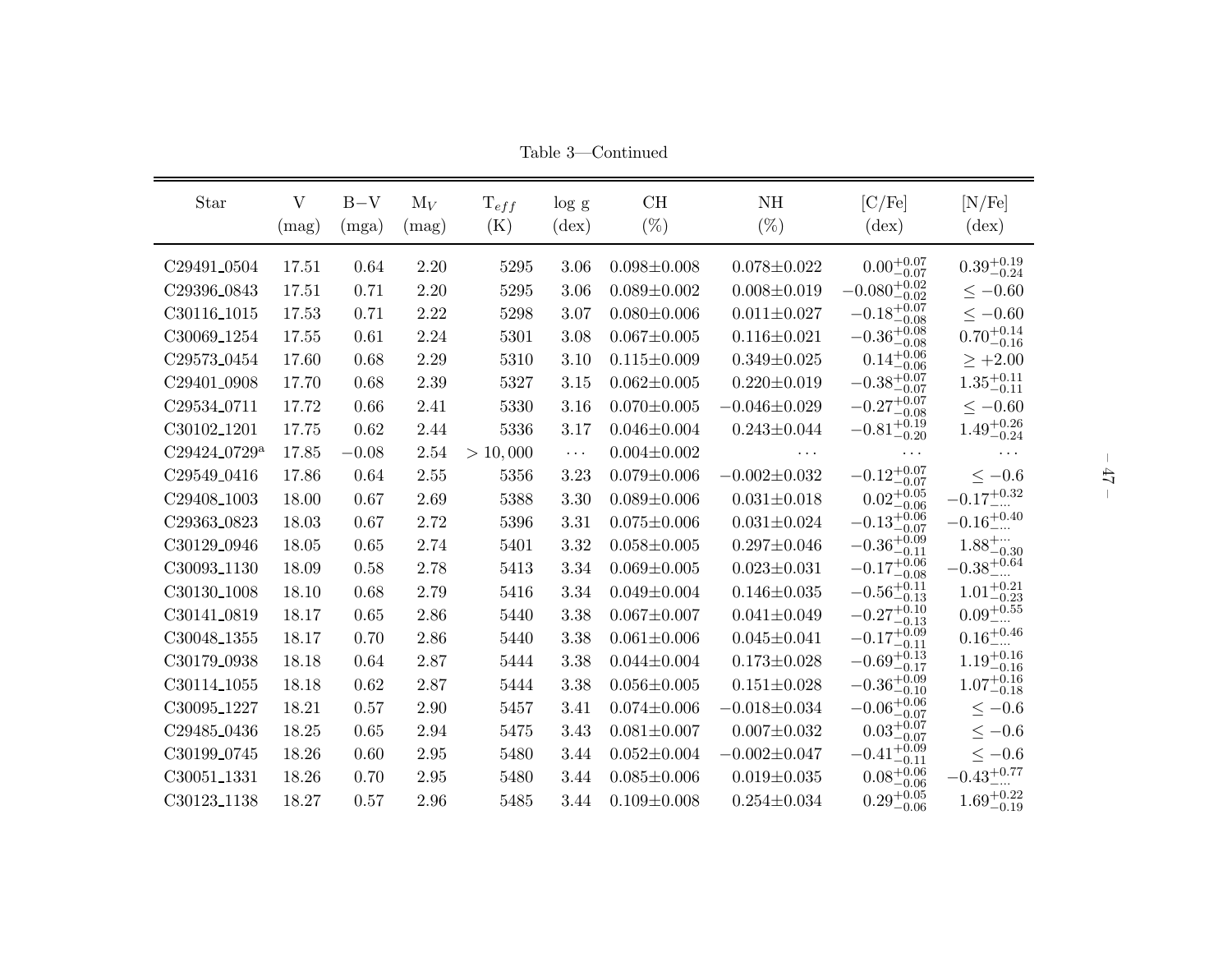Table 3—Continued

| Star | V (mag) | B−V (mga) | $M_V$ (mag) | $T_{eff}$ (K) | log g (dex) | CH (%) | NH (%) | [C/Fe] (dex) | [N/Fe] (dex) |
|---|---|---|---|---|---|---|---|---|---|
| C29491_0504 | 17.51 | 0.64 | 2.20 | 5295 | 3.06 | 0.098±0.008 | 0.078±0.022 | $0.00^{+0.07}_{-0.07}$ | $0.39^{+0.19}_{-0.24}$ |
| C29396_0843 | 17.51 | 0.71 | 2.20 | 5295 | 3.06 | 0.089±0.002 | 0.008±0.019 | $-0.080^{+0.02}_{-0.02}$ | $\leq -0.60$ |
| C30116_1015 | 17.53 | 0.71 | 2.22 | 5298 | 3.07 | 0.080±0.006 | 0.011±0.027 | $-0.18^{+0.07}_{-0.08}$ | $\leq -0.60$ |
| C30069_1254 | 17.55 | 0.61 | 2.24 | 5301 | 3.08 | 0.067±0.005 | 0.116±0.021 | $-0.36^{+0.08}_{-0.08}$ | $0.70^{+0.14}_{-0.16}$ |
| C29573_0454 | 17.60 | 0.68 | 2.29 | 5310 | 3.10 | 0.115±0.009 | 0.349±0.025 | $0.14^{+0.06}_{-0.06}$ | $\geq +2.00$ |
| C29401_0908 | 17.70 | 0.68 | 2.39 | 5327 | 3.15 | 0.062±0.005 | 0.220±0.019 | $-0.38^{+0.07}_{-0.07}$ | $1.35^{+0.11}_{-0.11}$ |
| C29534_0711 | 17.72 | 0.66 | 2.41 | 5330 | 3.16 | 0.070±0.005 | −0.046±0.029 | $-0.27^{+0.07}_{-0.08}$ | $\leq -0.60$ |
| C30102_1201 | 17.75 | 0.62 | 2.44 | 5336 | 3.17 | 0.046±0.004 | 0.243±0.044 | $-0.81^{+0.19}_{-0.20}$ | $1.49^{+0.26}_{-0.24}$ |
| C29424_0729[a] | 17.85 | −0.08 | 2.54 | > 10,000 | ··· | 0.004±0.002 | ··· | ··· | ··· |
| C29549_0416 | 17.86 | 0.64 | 2.55 | 5356 | 3.23 | 0.079±0.006 | −0.002±0.032 | $-0.12^{+0.07}_{-0.07}$ | $\leq -0.6$ |
| C29408_1003 | 18.00 | 0.67 | 2.69 | 5388 | 3.30 | 0.089±0.006 | 0.031±0.018 | $0.02^{+0.05}_{-0.06}$ | $-0.17^{+0.32}_{-\cdots}$ |
| C29363_0823 | 18.03 | 0.67 | 2.72 | 5396 | 3.31 | 0.075±0.006 | 0.031±0.024 | $-0.13^{+0.06}_{-0.07}$ | $-0.16^{+0.40}_{-\cdots}$ |
| C30129_0946 | 18.05 | 0.65 | 2.74 | 5401 | 3.32 | 0.058±0.005 | 0.297±0.046 | $-0.36^{+0.09}_{-0.11}$ | $1.88^{+\cdots}_{-0.30}$ |
| C30093_1130 | 18.09 | 0.58 | 2.78 | 5413 | 3.34 | 0.069±0.005 | 0.023±0.031 | $-0.17^{+0.06}_{-0.08}$ | $-0.38^{+0.64}_{-\cdots}$ |
| C30130_1008 | 18.10 | 0.68 | 2.79 | 5416 | 3.34 | 0.049±0.004 | 0.146±0.035 | $-0.56^{+0.11}_{-0.13}$ | $1.01^{+0.21}_{-0.23}$ |
| C30141_0819 | 18.17 | 0.65 | 2.86 | 5440 | 3.38 | 0.067±0.007 | 0.041±0.049 | $-0.27^{+0.10}_{-0.13}$ | $0.09^{+0.55}_{-\cdots}$ |
| C30048_1355 | 18.17 | 0.70 | 2.86 | 5440 | 3.38 | 0.061±0.006 | 0.045±0.041 | $-0.17^{+0.09}_{-0.11}$ | $0.16^{+0.46}_{-\cdots}$ |
| C30179_0938 | 18.18 | 0.64 | 2.87 | 5444 | 3.38 | 0.044±0.004 | 0.173±0.028 | $-0.69^{+0.13}_{-0.17}$ | $1.19^{+0.16}_{-0.16}$ |
| C30114_1055 | 18.18 | 0.62 | 2.87 | 5444 | 3.38 | 0.056±0.005 | 0.151±0.028 | $-0.36^{+0.09}_{-0.10}$ | $1.07^{+0.16}_{-0.18}$ |
| C30095_1227 | 18.21 | 0.57 | 2.90 | 5457 | 3.41 | 0.074±0.006 | −0.018±0.034 | $-0.06^{+0.06}_{-0.07}$ | $\leq -0.6$ |
| C29485_0436 | 18.25 | 0.65 | 2.94 | 5475 | 3.43 | 0.081±0.007 | 0.007±0.032 | $0.03^{+0.07}_{-0.07}$ | $\leq -0.6$ |
| C30199_0745 | 18.26 | 0.60 | 2.95 | 5480 | 3.44 | 0.052±0.004 | −0.002±0.047 | $-0.41^{+0.09}_{-0.11}$ | $\leq -0.6$ |
| C30051_1331 | 18.26 | 0.70 | 2.95 | 5480 | 3.44 | 0.085±0.006 | 0.019±0.035 | $0.08^{+0.06}_{-0.06}$ | $-0.43^{+0.77}_{-\cdots}$ |
| C30123_1138 | 18.27 | 0.57 | 2.96 | 5485 | 3.44 | 0.109±0.008 | 0.254±0.034 | $0.29^{+0.05}_{-0.06}$ | $1.69^{+0.22}_{-0.19}$ |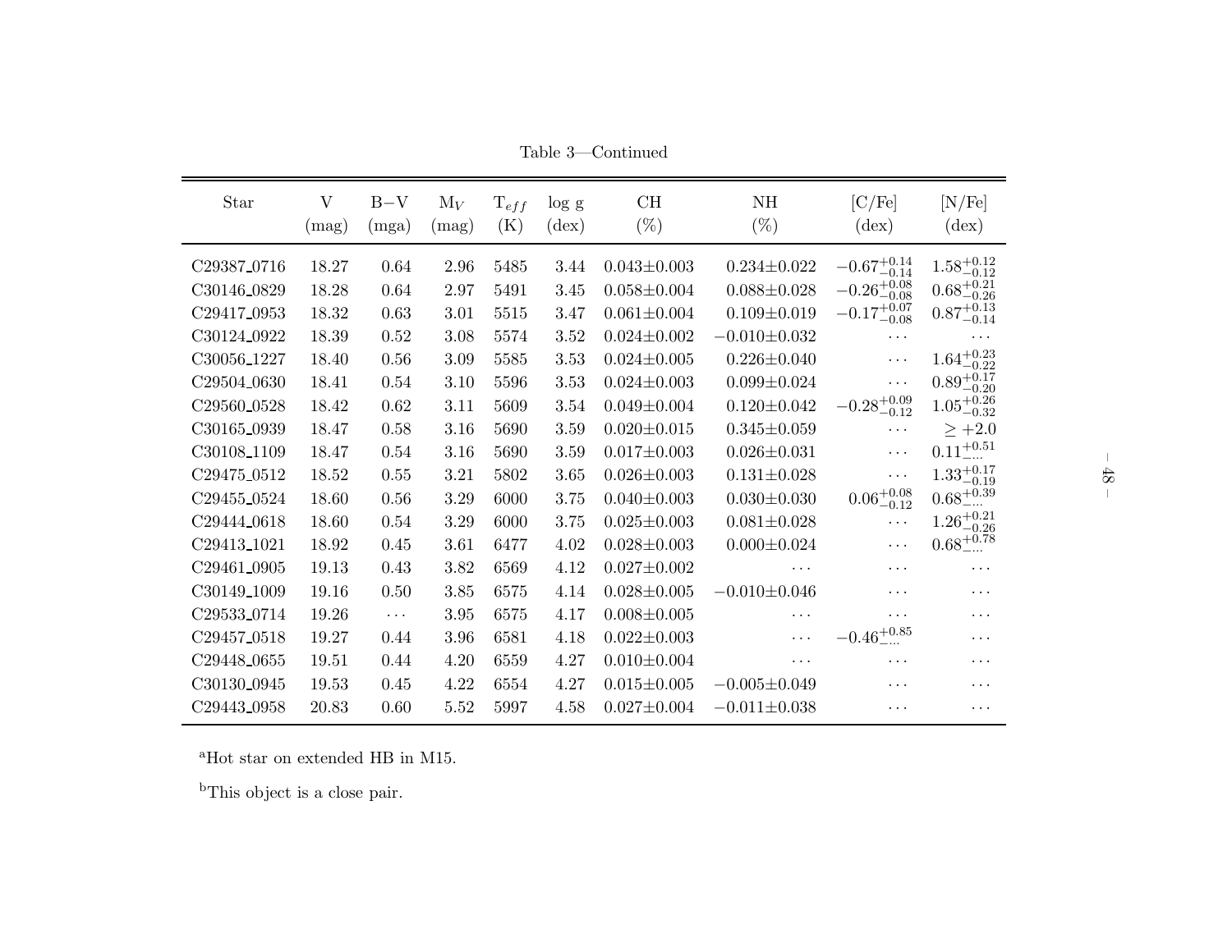Table 3—Continued

| Star | V (mag) | B−V (mga) | $M_V$ (mag) | $T_{eff}$ (K) | log g (dex) | CH (%) | NH (%) | [C/Fe] (dex) | [N/Fe] (dex) |
|---|---|---|---|---|---|---|---|---|---|
| C29387_0716 | 18.27 | 0.64 | 2.96 | 5485 | 3.44 | 0.043±0.003 | 0.234±0.022 | $-0.67^{+0.14}_{-0.14}$ | $1.58^{+0.12}_{-0.12}$ |
| C30146_0829 | 18.28 | 0.64 | 2.97 | 5491 | 3.45 | 0.058±0.004 | 0.088±0.028 | $-0.26^{+0.08}_{-0.08}$ | $0.68^{+0.21}_{-0.26}$ |
| C29417_0953 | 18.32 | 0.63 | 3.01 | 5515 | 3.47 | 0.061±0.004 | 0.109±0.019 | $-0.17^{+0.07}_{-0.08}$ | $0.87^{+0.13}_{-0.14}$ |
| C30124_0922 | 18.39 | 0.52 | 3.08 | 5574 | 3.52 | 0.024±0.002 | −0.010±0.032 | ··· | ··· |
| C30056_1227 | 18.40 | 0.56 | 3.09 | 5585 | 3.53 | 0.024±0.005 | 0.226±0.040 | ··· | $1.64^{+0.23}_{-0.22}$ |
| C29504_0630 | 18.41 | 0.54 | 3.10 | 5596 | 3.53 | 0.024±0.003 | 0.099±0.024 | ··· | $0.89^{+0.17}_{-0.20}$ |
| C29560_0528 | 18.42 | 0.62 | 3.11 | 5609 | 3.54 | 0.049±0.004 | 0.120±0.042 | $-0.28^{+0.09}_{-0.12}$ | $1.05^{+0.26}_{-0.32}$ |
| C30165_0939 | 18.47 | 0.58 | 3.16 | 5690 | 3.59 | 0.020±0.015 | 0.345±0.059 | ··· | $\geq +2.0$ |
| C30108_1109 | 18.47 | 0.54 | 3.16 | 5690 | 3.59 | 0.017±0.003 | 0.026±0.031 | ··· | $0.11^{+0.51}_{-\cdots}$ |
| C29475_0512 | 18.52 | 0.55 | 3.21 | 5802 | 3.65 | 0.026±0.003 | 0.131±0.028 | ··· | $1.33^{+0.17}_{-0.19}$ |
| C29455_0524 | 18.60 | 0.56 | 3.29 | 6000 | 3.75 | 0.040±0.003 | 0.030±0.030 | $0.06^{+0.08}_{-0.12}$ | $0.68^{+0.39}_{-\cdots}$ |
| C29444_0618 | 18.60 | 0.54 | 3.29 | 6000 | 3.75 | 0.025±0.003 | 0.081±0.028 | ··· | $1.26^{+0.21}_{-0.26}$ |
| C29413_1021 | 18.92 | 0.45 | 3.61 | 6477 | 4.02 | 0.028±0.003 | 0.000±0.024 | ··· | $0.68^{+0.78}_{-\cdots}$ |
| C29461_0905 | 19.13 | 0.43 | 3.82 | 6569 | 4.12 | 0.027±0.002 | ··· | ··· | ··· |
| C30149_1009 | 19.16 | 0.50 | 3.85 | 6575 | 4.14 | 0.028±0.005 | −0.010±0.046 | ··· | ··· |
| C29533_0714 | 19.26 | ··· | 3.95 | 6575 | 4.17 | 0.008±0.005 | ··· | ··· | ··· |
| C29457_0518 | 19.27 | 0.44 | 3.96 | 6581 | 4.18 | 0.022±0.003 | ··· | $-0.46^{+0.85}_{-\cdots}$ | ··· |
| C29448_0655 | 19.51 | 0.44 | 4.20 | 6559 | 4.27 | 0.010±0.004 | ··· | ··· | ··· |
| C30130_0945 | 19.53 | 0.45 | 4.22 | 6554 | 4.27 | 0.015±0.005 | −0.005±0.049 | ··· | ··· |
| C29443_0958 | 20.83 | 0.60 | 5.52 | 5997 | 4.58 | 0.027±0.004 | −0.011±0.038 | ··· | ··· |

[a]Hot star on extended HB in M15.

[b]This object is a close pair.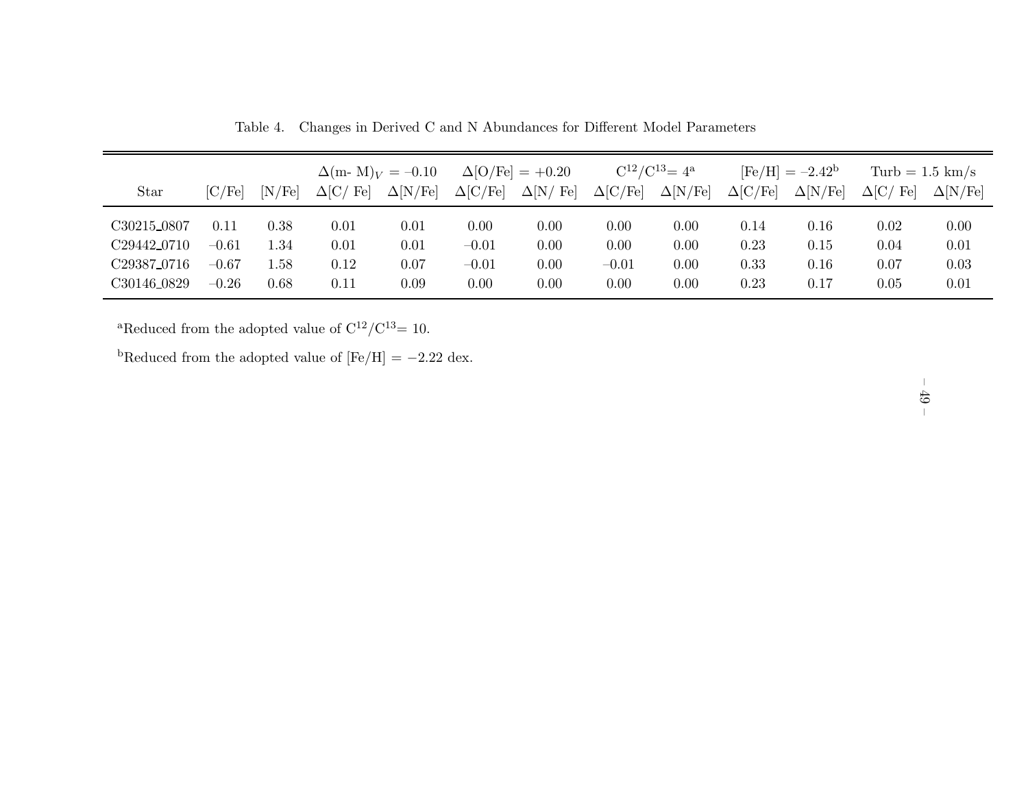Table 4. Changes in Derived C and N Abundances for Different Model Parameters

| Star | [C/Fe] | [N/Fe] | $\Delta$(m- M)$_V$ = –0.10 | | $\Delta$[O/Fe] = +0.20 | | $C^{12}/C^{13}$= 4[a] | | [Fe/H] = –2.42[b] | | Turb = 1.5 km/s | |
|---|---|---|---|---|---|---|---|---|---|---|---|---|
| | | | $\Delta$[C/ Fe] | $\Delta$[N/Fe] | $\Delta$[C/Fe] | $\Delta$[N/ Fe] | $\Delta$[C/Fe] | $\Delta$[N/Fe] | $\Delta$[C/Fe] | $\Delta$[N/Fe] | $\Delta$[C/ Fe] | $\Delta$[N/Fe] |
| C30215_0807 | 0.11 | 0.38 | 0.01 | 0.01 | 0.00 | 0.00 | 0.00 | 0.00 | 0.14 | 0.16 | 0.02 | 0.00 |
| C29442_0710 | –0.61 | 1.34 | 0.01 | 0.01 | –0.01 | 0.00 | 0.00 | 0.00 | 0.23 | 0.15 | 0.04 | 0.01 |
| C29387_0716 | –0.67 | 1.58 | 0.12 | 0.07 | –0.01 | 0.00 | –0.01 | 0.00 | 0.33 | 0.16 | 0.07 | 0.03 |
| C30146_0829 | –0.26 | 0.68 | 0.11 | 0.09 | 0.00 | 0.00 | 0.00 | 0.00 | 0.23 | 0.17 | 0.05 | 0.01 |

[a]Reduced from the adopted value of $C^{12}/C^{13}$= 10.

[b]Reduced from the adopted value of [Fe/H] = −2.22 dex.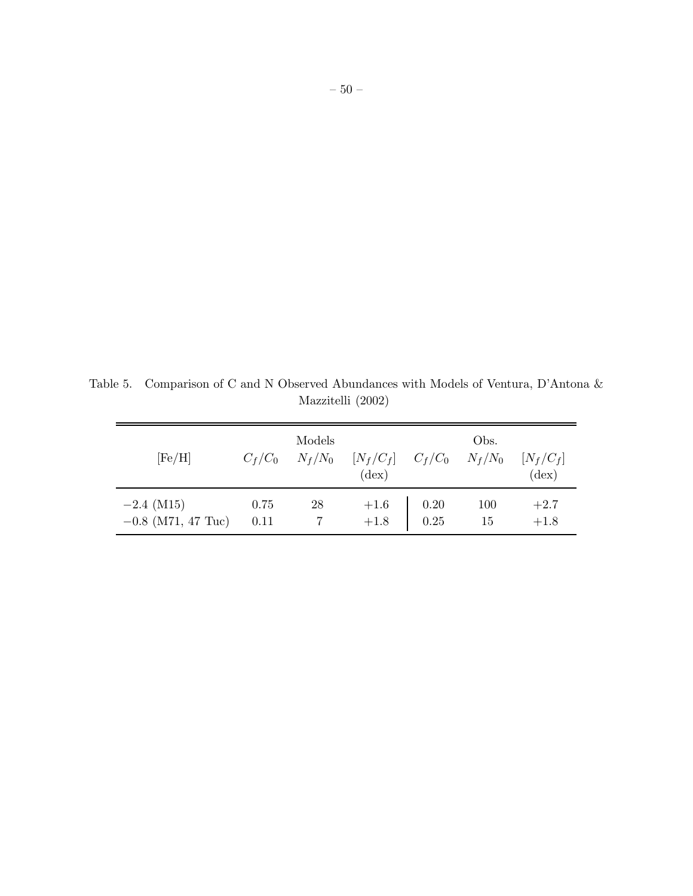Table 5. Comparison of C and N Observed Abundances with Models of Ventura, D'Antona & Mazzitelli (2002)

| [Fe/H] | Models | | | Obs. | | |
|---|---|---|---|---|---|---|
| | $C_f/C_0$ | $N_f/N_0$ | $[N_f/C_f]$ (dex) | $C_f/C_0$ | $N_f/N_0$ | $[N_f/C_f]$ (dex) |
| $-2.4$ (M15) | 0.75 | 28 | $+1.6$ | 0.20 | 100 | $+2.7$ |
| $-0.8$ (M71, 47 Tuc) | 0.11 | 7 | $+1.8$ | 0.25 | 15 | $+1.8$ |